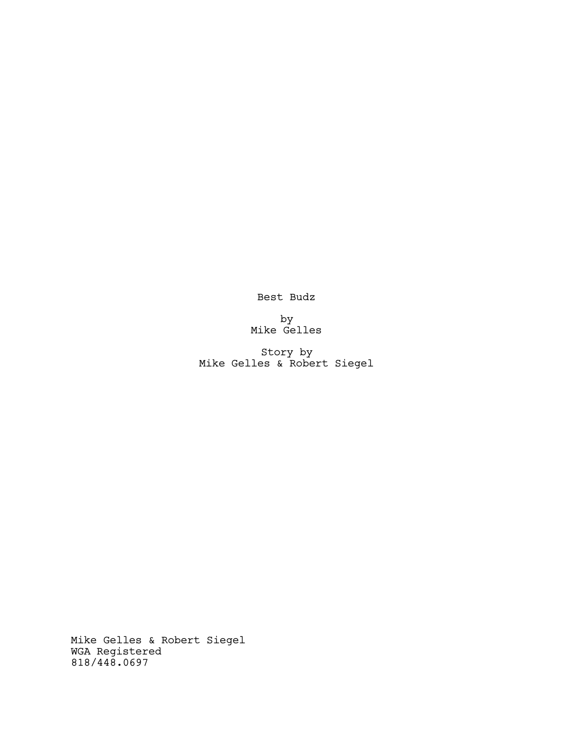Best Budz

by
Mike Gelles

Story by
Mike Gelles & Robert Siegel

Mike Gelles & Robert Siegel
WGA Registered
818/448.0697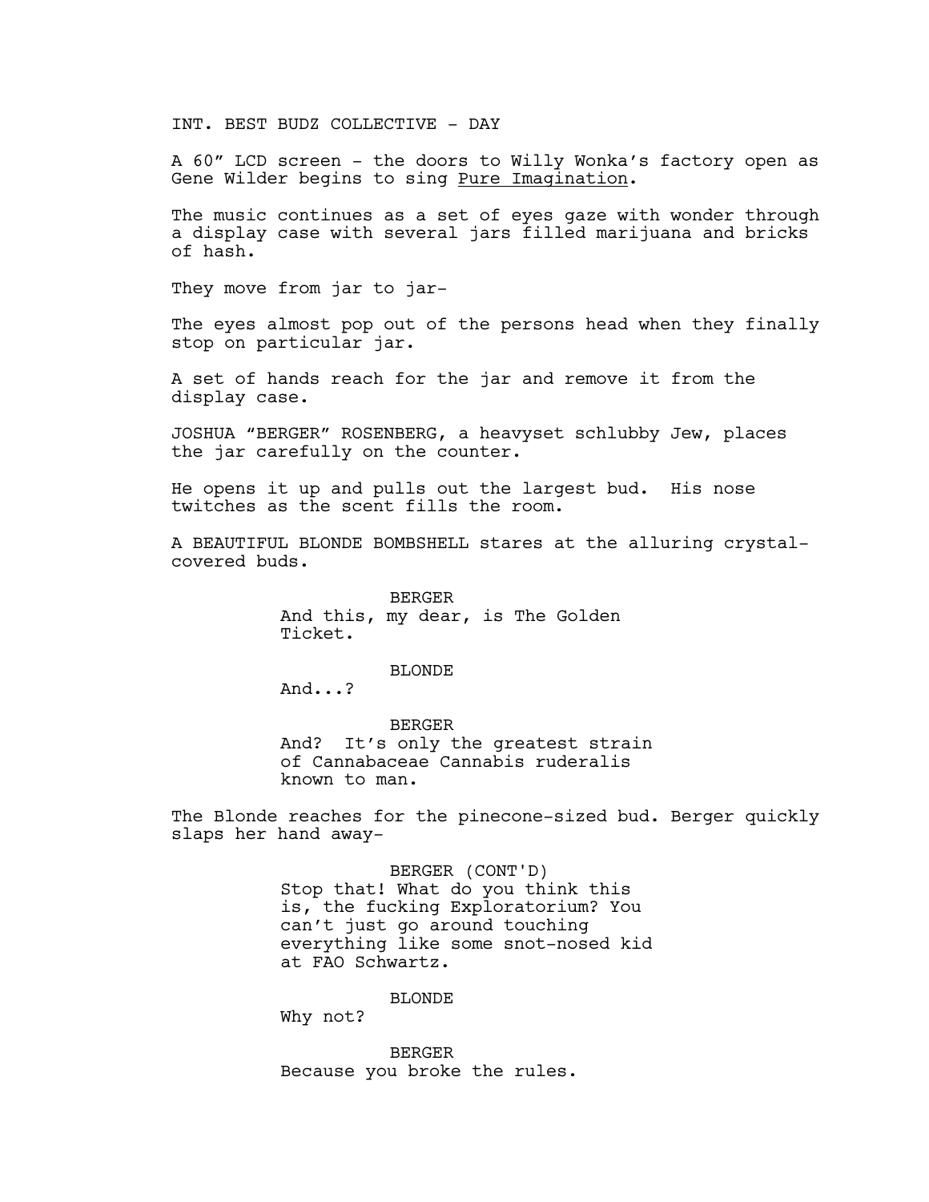INT. BEST BUDZ COLLECTIVE - DAY

A 60" LCD screen - the doors to Willy Wonka's factory open as Gene Wilder begins to sing Pure Imagination.

The music continues as a set of eyes gaze with wonder through a display case with several jars filled marijuana and bricks of hash.

They move from jar to jar-

The eyes almost pop out of the persons head when they finally stop on particular jar.

A set of hands reach for the jar and remove it from the display case.

JOSHUA "BERGER" ROSENBERG, a heavyset schlubby Jew, places the jar carefully on the counter.

He opens it up and pulls out the largest bud. His nose twitches as the scent fills the room.

A BEAUTIFUL BLONDE BOMBSHELL stares at the alluring crystal-covered buds.

BERGER
And this, my dear, is The Golden Ticket.

BLONDE
And...?

BERGER
And? It's only the greatest strain of Cannabaceae Cannabis ruderalis known to man.

The Blonde reaches for the pinecone-sized bud. Berger quickly slaps her hand away-

BERGER (CONT'D)
Stop that! What do you think this is, the fucking Exploratorium? You can't just go around touching everything like some snot-nosed kid at FAO Schwartz.

BLONDE
Why not?

BERGER
Because you broke the rules.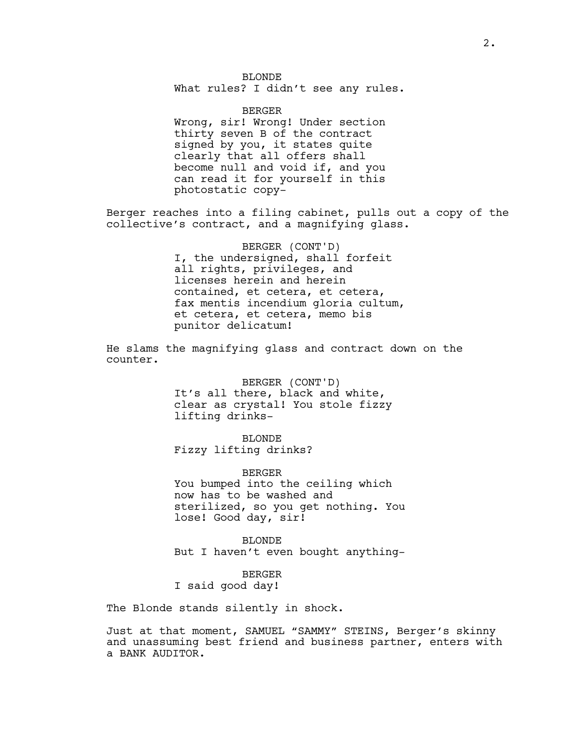BLONDE
What rules? I didn't see any rules.

BERGER
Wrong, sir! Wrong! Under section thirty seven B of the contract signed by you, it states quite clearly that all offers shall become null and void if, and you can read it for yourself in this photostatic copy-

Berger reaches into a filing cabinet, pulls out a copy of the collective's contract, and a magnifying glass.

BERGER (CONT'D)
I, the undersigned, shall forfeit all rights, privileges, and licenses herein and herein contained, et cetera, et cetera, fax mentis incendium gloria cultum, et cetera, et cetera, memo bis punitor delicatum!

He slams the magnifying glass and contract down on the counter.

BERGER (CONT'D)
It's all there, black and white, clear as crystal! You stole fizzy lifting drinks-

BLONDE
Fizzy lifting drinks?

BERGER
You bumped into the ceiling which now has to be washed and sterilized, so you get nothing. You lose! Good day, sir!

BLONDE
But I haven't even bought anything-

BERGER
I said good day!

The Blonde stands silently in shock.

Just at that moment, SAMUEL "SAMMY" STEINS, Berger's skinny and unassuming best friend and business partner, enters with a BANK AUDITOR.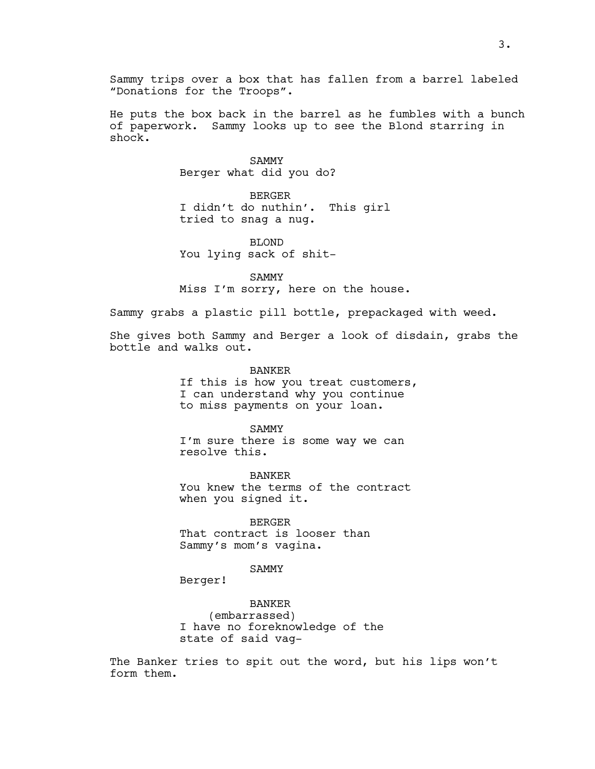Sammy trips over a box that has fallen from a barrel labeled "Donations for the Troops".

He puts the box back in the barrel as he fumbles with a bunch of paperwork. Sammy looks up to see the Blond starring in shock.

SAMMY
Berger what did you do?

BERGER
I didn't do nuthin'. This girl tried to snag a nug.

BLOND
You lying sack of shit-

SAMMY
Miss I'm sorry, here on the house.

Sammy grabs a plastic pill bottle, prepackaged with weed.

She gives both Sammy and Berger a look of disdain, grabs the bottle and walks out.

BANKER
If this is how you treat customers, I can understand why you continue to miss payments on your loan.

SAMMY
I'm sure there is some way we can resolve this.

BANKER
You knew the terms of the contract when you signed it.

BERGER
That contract is looser than Sammy's mom's vagina.

SAMMY
Berger!

BANKER
(embarrassed)
I have no foreknowledge of the state of said vag-

The Banker tries to spit out the word, but his lips won't form them.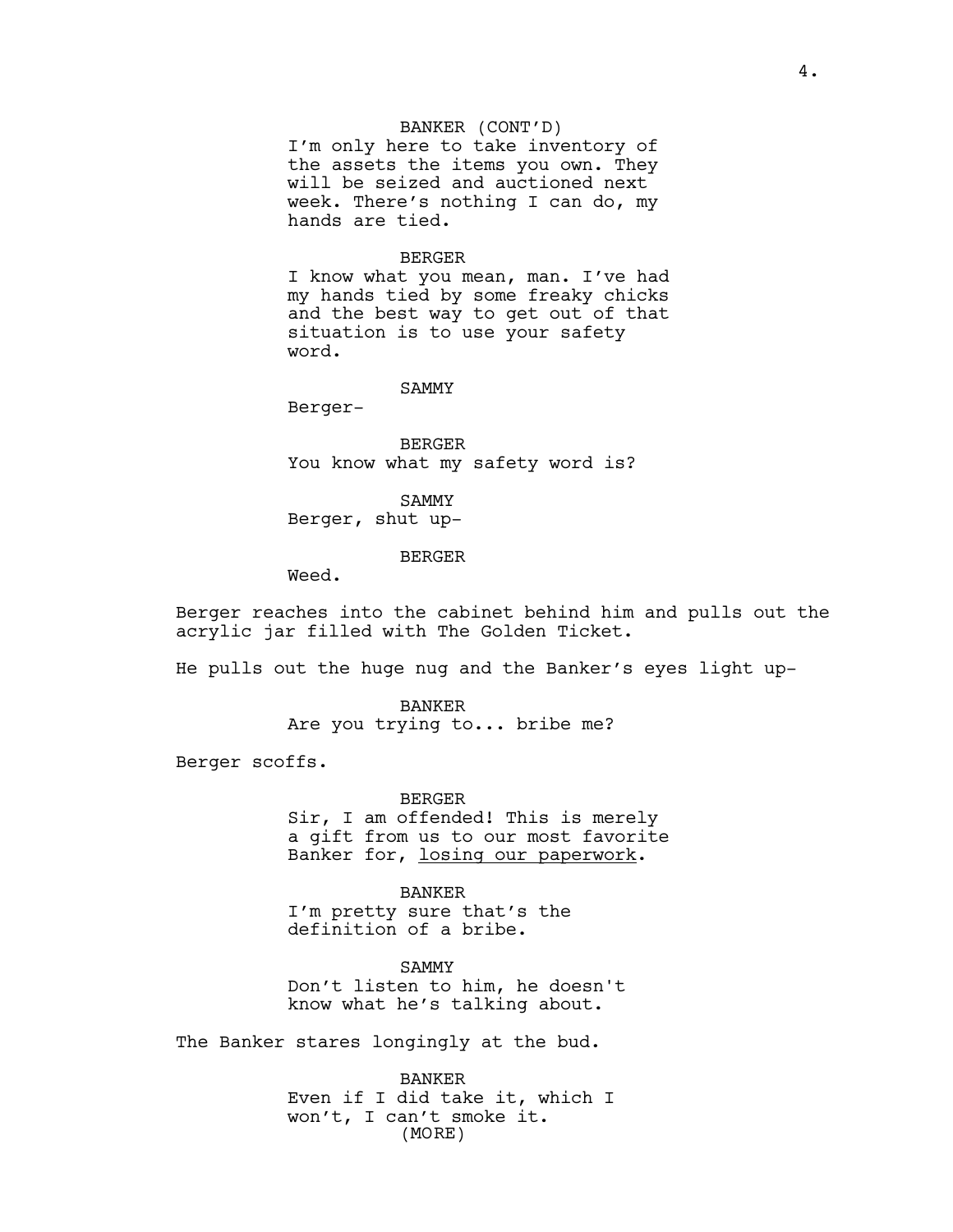BANKER (CONT'D)
I'm only here to take inventory of the assets the items you own. They will be seized and auctioned next week. There's nothing I can do, my hands are tied.

BERGER
I know what you mean, man. I've had my hands tied by some freaky chicks and the best way to get out of that situation is to use your safety word.

SAMMY
Berger-

BERGER
You know what my safety word is?

SAMMY
Berger, shut up-

BERGER
Weed.

Berger reaches into the cabinet behind him and pulls out the acrylic jar filled with The Golden Ticket.

He pulls out the huge nug and the Banker's eyes light up-

BANKER
Are you trying to... bribe me?

Berger scoffs.

BERGER
Sir, I am offended! This is merely a gift from us to our most favorite Banker for, <u>losing our paperwork</u>.

BANKER
I'm pretty sure that's the definition of a bribe.

SAMMY
Don't listen to him, he doesn't know what he's talking about.

The Banker stares longingly at the bud.

BANKER
Even if I did take it, which I won't, I can't smoke it.
(MORE)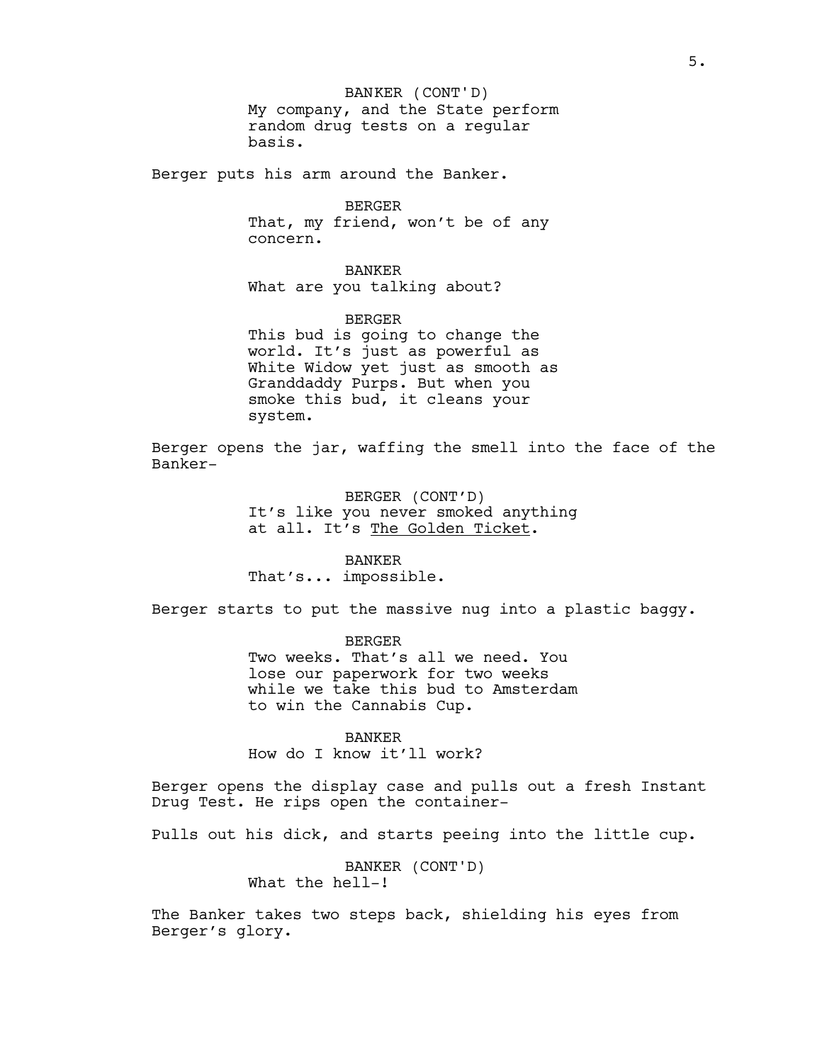BANKER (CONT'D)
My company, and the State perform random drug tests on a regular basis.

Berger puts his arm around the Banker.

BERGER
That, my friend, won't be of any concern.

BANKER
What are you talking about?

BERGER
This bud is going to change the world. It's just as powerful as White Widow yet just as smooth as Granddaddy Purps. But when you smoke this bud, it cleans your system.

Berger opens the jar, waffing the smell into the face of the Banker-

BERGER (CONT'D)
It's like you never smoked anything at all. It's The Golden Ticket.

BANKER
That's... impossible.

Berger starts to put the massive nug into a plastic baggy.

BERGER
Two weeks. That's all we need. You lose our paperwork for two weeks while we take this bud to Amsterdam to win the Cannabis Cup.

BANKER
How do I know it'll work?

Berger opens the display case and pulls out a fresh Instant Drug Test. He rips open the container-

Pulls out his dick, and starts peeing into the little cup.

BANKER (CONT'D)
What the hell-!

The Banker takes two steps back, shielding his eyes from Berger's glory.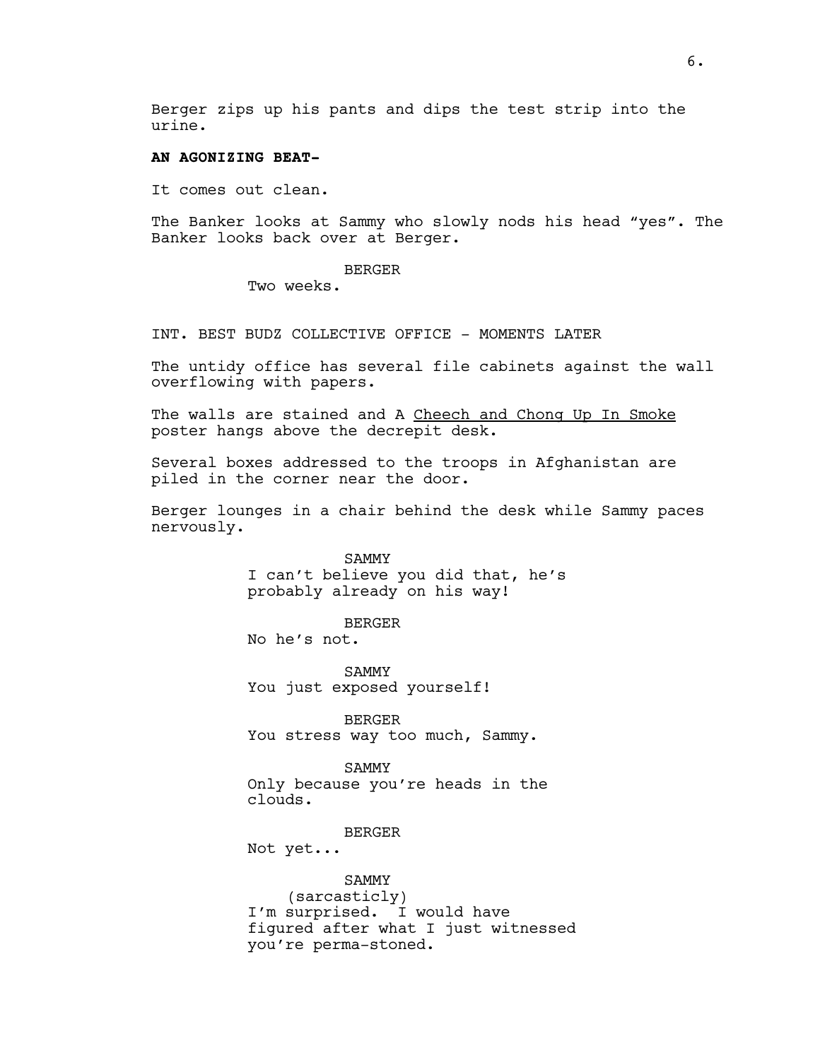Berger zips up his pants and dips the test strip into the urine.

**AN AGONIZING BEAT-**

It comes out clean.

The Banker looks at Sammy who slowly nods his head "yes". The Banker looks back over at Berger.

BERGER
Two weeks.

INT. BEST BUDZ COLLECTIVE OFFICE - MOMENTS LATER

The untidy office has several file cabinets against the wall overflowing with papers.

The walls are stained and A Cheech and Chong Up In Smoke poster hangs above the decrepit desk.

Several boxes addressed to the troops in Afghanistan are piled in the corner near the door.

Berger lounges in a chair behind the desk while Sammy paces nervously.

SAMMY
I can't believe you did that, he's probably already on his way!

BERGER
No he's not.

SAMMY
You just exposed yourself!

BERGER
You stress way too much, Sammy.

SAMMY
Only because you're heads in the clouds.

BERGER
Not yet...

SAMMY
(sarcasticly)
I'm surprised. I would have figured after what I just witnessed you're perma-stoned.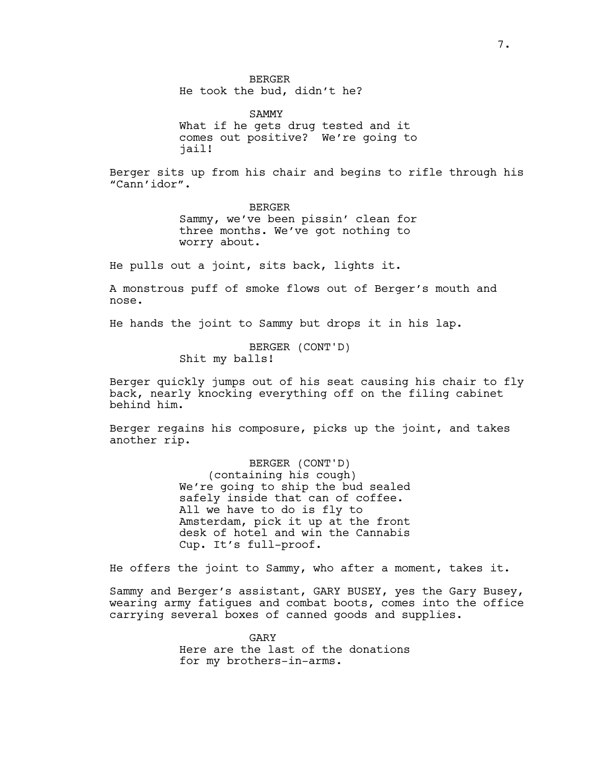BERGER
He took the bud, didn't he?

SAMMY
What if he gets drug tested and it comes out positive? We're going to jail!

Berger sits up from his chair and begins to rifle through his "Cann'idor".

BERGER
Sammy, we've been pissin' clean for three months. We've got nothing to worry about.

He pulls out a joint, sits back, lights it.

A monstrous puff of smoke flows out of Berger's mouth and nose.

He hands the joint to Sammy but drops it in his lap.

BERGER (CONT'D)
Shit my balls!

Berger quickly jumps out of his seat causing his chair to fly back, nearly knocking everything off on the filing cabinet behind him.

Berger regains his composure, picks up the joint, and takes another rip.

BERGER (CONT'D)
(containing his cough)
We're going to ship the bud sealed safely inside that can of coffee. All we have to do is fly to Amsterdam, pick it up at the front desk of hotel and win the Cannabis Cup. It's full-proof.

He offers the joint to Sammy, who after a moment, takes it.

Sammy and Berger's assistant, GARY BUSEY, yes the Gary Busey, wearing army fatigues and combat boots, comes into the office carrying several boxes of canned goods and supplies.

GARY
Here are the last of the donations for my brothers-in-arms.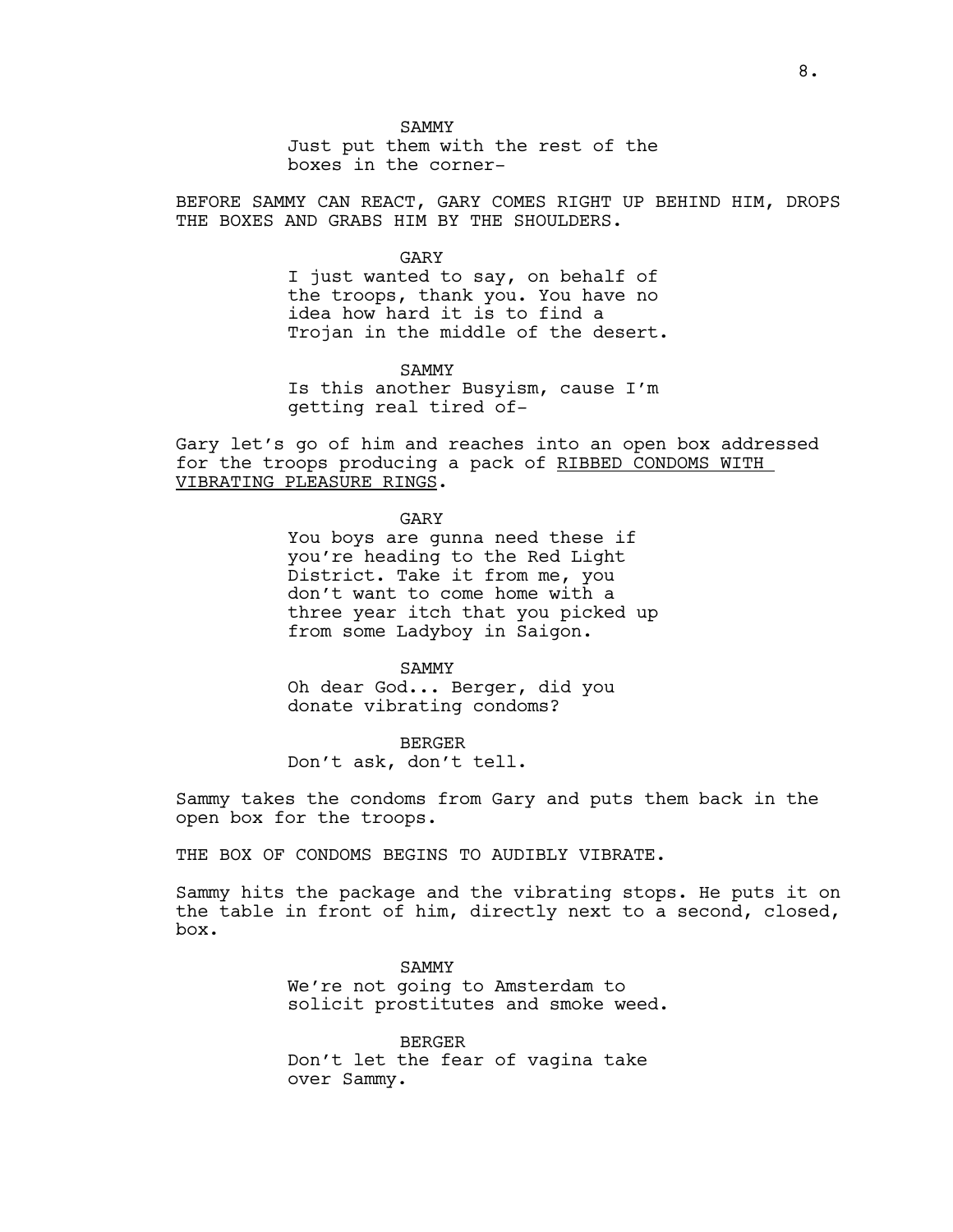SAMMY
Just put them with the rest of the boxes in the corner-

BEFORE SAMMY CAN REACT, GARY COMES RIGHT UP BEHIND HIM, DROPS THE BOXES AND GRABS HIM BY THE SHOULDERS.

GARY
I just wanted to say, on behalf of the troops, thank you. You have no idea how hard it is to find a Trojan in the middle of the desert.

SAMMY
Is this another Busyism, cause I'm getting real tired of-

Gary let's go of him and reaches into an open box addressed for the troops producing a pack of <u>RIBBED CONDOMS WITH VIBRATING PLEASURE RINGS</u>.

GARY
You boys are gunna need these if you're heading to the Red Light District. Take it from me, you don't want to come home with a three year itch that you picked up from some Ladyboy in Saigon.

SAMMY
Oh dear God... Berger, did you donate vibrating condoms?

BERGER
Don't ask, don't tell.

Sammy takes the condoms from Gary and puts them back in the open box for the troops.

THE BOX OF CONDOMS BEGINS TO AUDIBLY VIBRATE.

Sammy hits the package and the vibrating stops. He puts it on the table in front of him, directly next to a second, closed, box.

SAMMY
We're not going to Amsterdam to solicit prostitutes and smoke weed.

BERGER
Don't let the fear of vagina take over Sammy.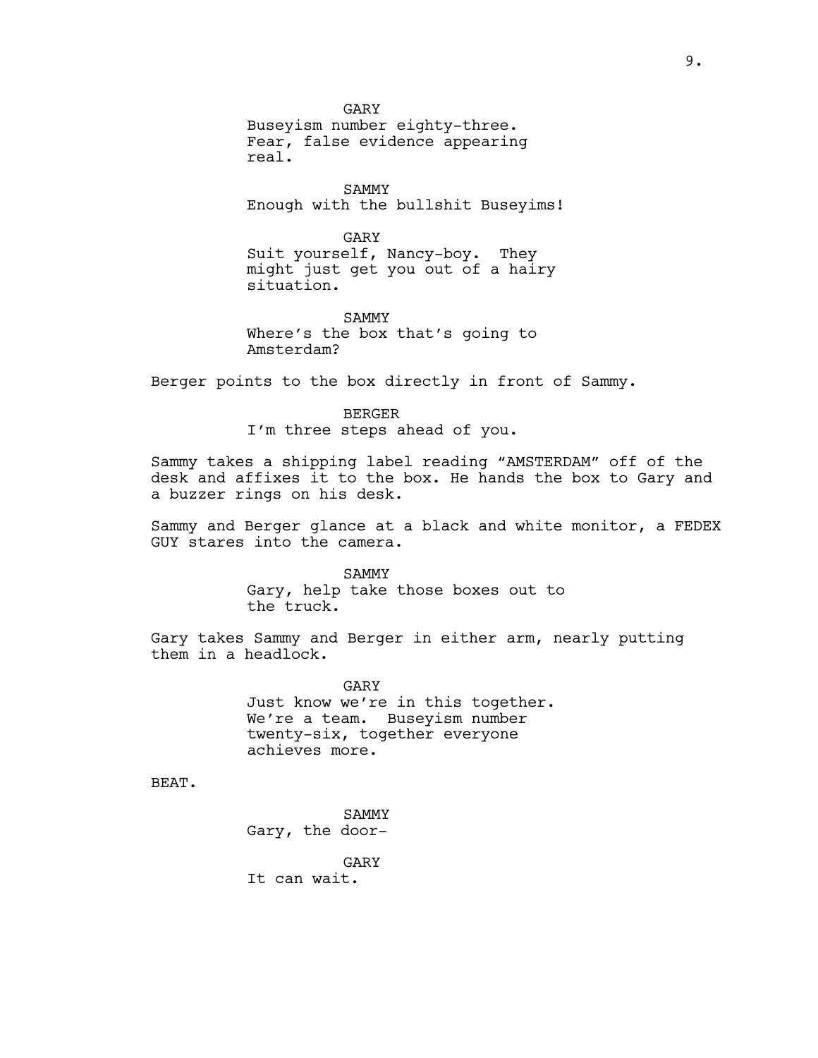GARY
Buseyism number eighty-three. Fear, false evidence appearing real.

SAMMY
Enough with the bullshit Buseyims!

GARY
Suit yourself, Nancy-boy. They might just get you out of a hairy situation.

SAMMY
Where's the box that's going to Amsterdam?

Berger points to the box directly in front of Sammy.

BERGER
I'm three steps ahead of you.

Sammy takes a shipping label reading "AMSTERDAM" off of the desk and affixes it to the box. He hands the box to Gary and a buzzer rings on his desk.

Sammy and Berger glance at a black and white monitor, a FEDEX GUY stares into the camera.

SAMMY
Gary, help take those boxes out to the truck.

Gary takes Sammy and Berger in either arm, nearly putting them in a headlock.

GARY
Just know we're in this together. We're a team. Buseyism number twenty-six, together everyone achieves more.

BEAT.

SAMMY
Gary, the door-

GARY
It can wait.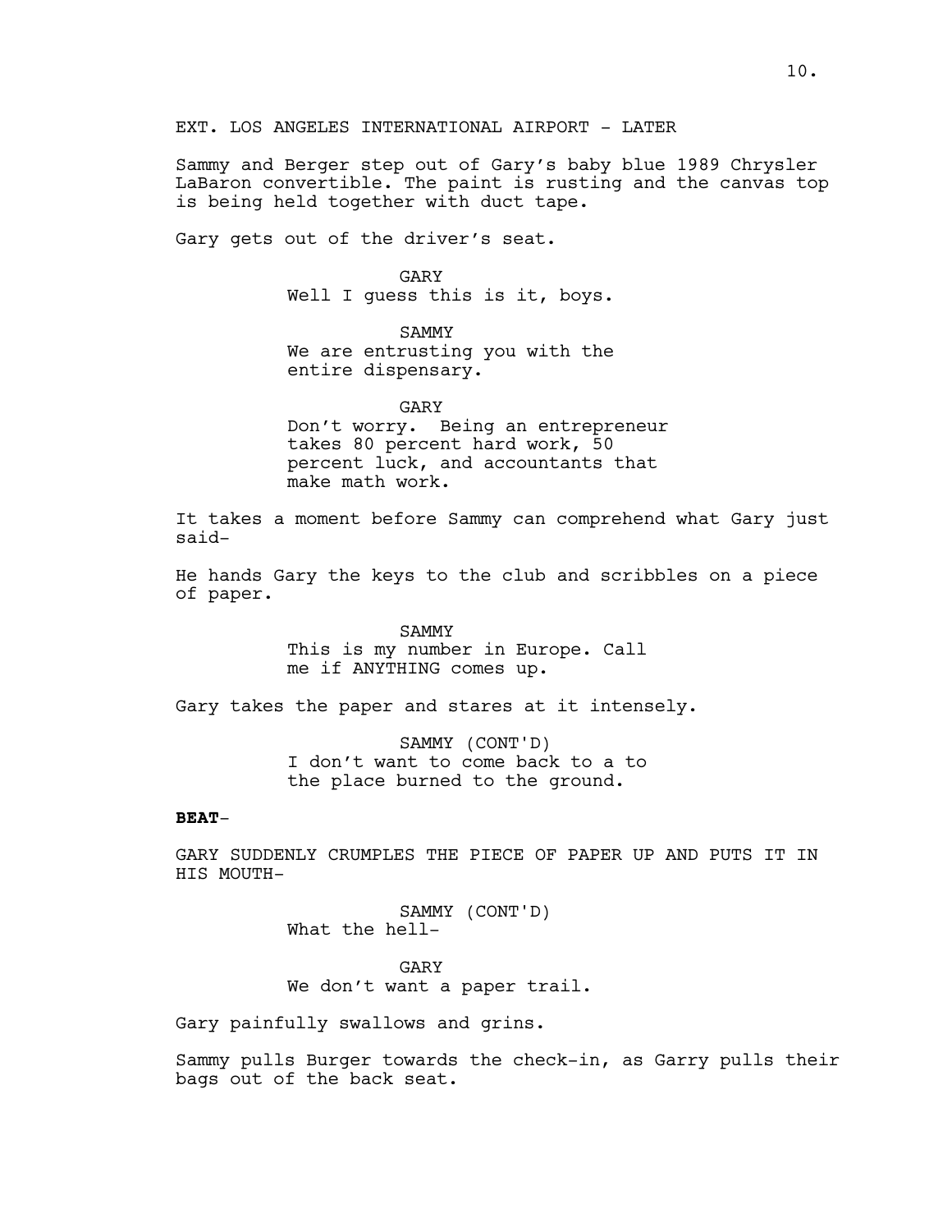EXT. LOS ANGELES INTERNATIONAL AIRPORT - LATER

Sammy and Berger step out of Gary's baby blue 1989 Chrysler LaBaron convertible. The paint is rusting and the canvas top is being held together with duct tape.

Gary gets out of the driver's seat.

GARY
Well I guess this is it, boys.

SAMMY
We are entrusting you with the entire dispensary.

GARY
Don't worry. Being an entrepreneur takes 80 percent hard work, 50 percent luck, and accountants that make math work.

It takes a moment before Sammy can comprehend what Gary just said-

He hands Gary the keys to the club and scribbles on a piece of paper.

SAMMY
This is my number in Europe. Call me if ANYTHING comes up.

Gary takes the paper and stares at it intensely.

SAMMY (CONT'D)
I don't want to come back to a to the place burned to the ground.

**BEAT**-

GARY SUDDENLY CRUMPLES THE PIECE OF PAPER UP AND PUTS IT IN HIS MOUTH-

SAMMY (CONT'D)
What the hell-

GARY
We don't want a paper trail.

Gary painfully swallows and grins.

Sammy pulls Burger towards the check-in, as Garry pulls their bags out of the back seat.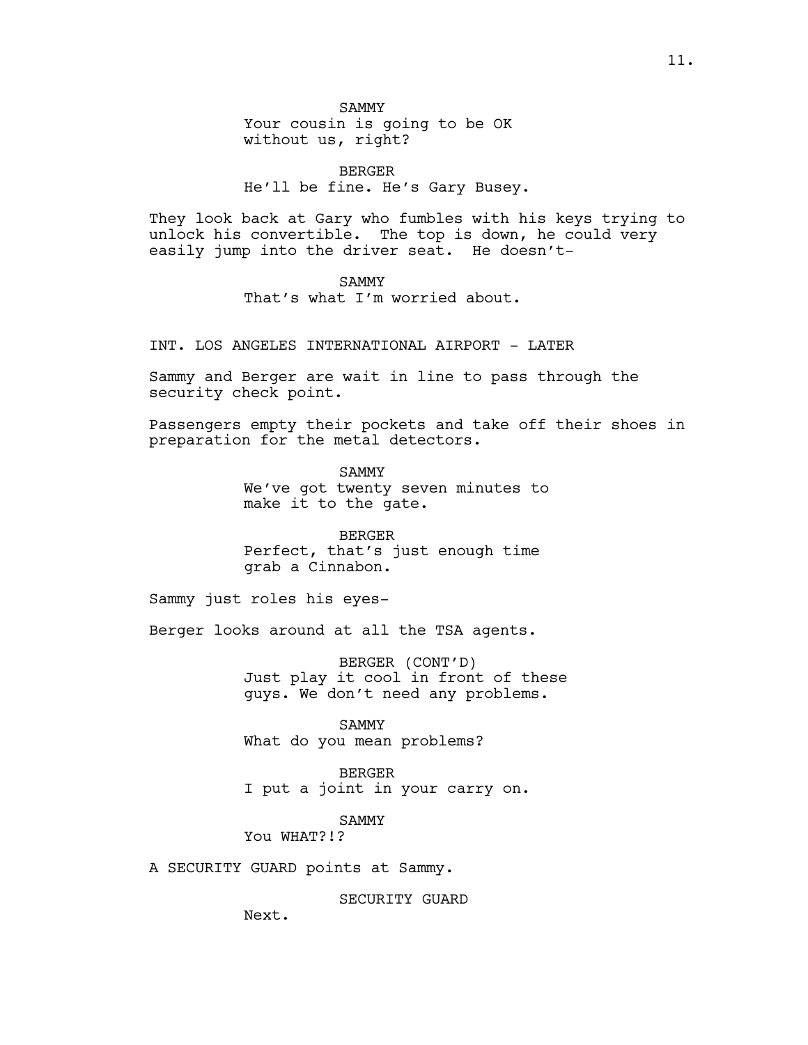SAMMY
Your cousin is going to be OK without us, right?

BERGER
He'll be fine. He's Gary Busey.

They look back at Gary who fumbles with his keys trying to unlock his convertible. The top is down, he could very easily jump into the driver seat. He doesn't-

SAMMY
That's what I'm worried about.

INT. LOS ANGELES INTERNATIONAL AIRPORT - LATER

Sammy and Berger are wait in line to pass through the security check point.

Passengers empty their pockets and take off their shoes in preparation for the metal detectors.

SAMMY
We've got twenty seven minutes to make it to the gate.

BERGER
Perfect, that's just enough time grab a Cinnabon.

Sammy just roles his eyes-

Berger looks around at all the TSA agents.

BERGER (CONT'D)
Just play it cool in front of these guys. We don't need any problems.

SAMMY
What do you mean problems?

BERGER
I put a joint in your carry on.

SAMMY
You WHAT?!?

A SECURITY GUARD points at Sammy.

SECURITY GUARD
Next.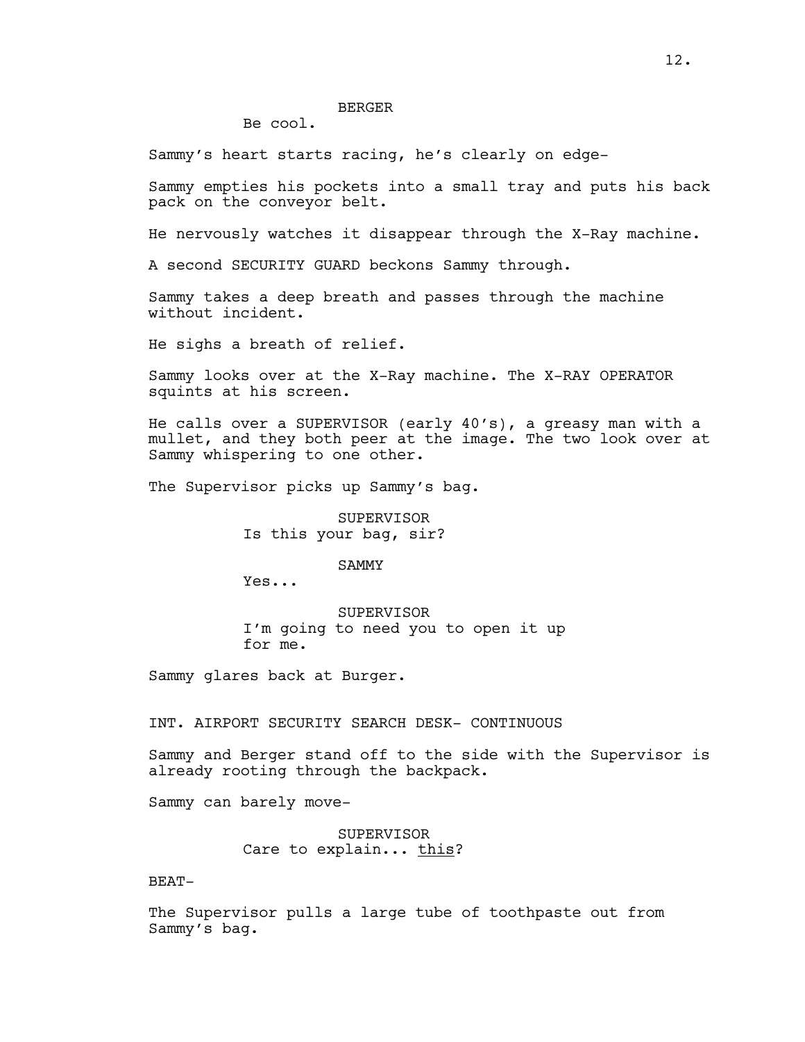BERGER

Be cool.

Sammy's heart starts racing, he's clearly on edge-

Sammy empties his pockets into a small tray and puts his back pack on the conveyor belt.

He nervously watches it disappear through the X-Ray machine.

A second SECURITY GUARD beckons Sammy through.

Sammy takes a deep breath and passes through the machine without incident.

He sighs a breath of relief.

Sammy looks over at the X-Ray machine. The X-RAY OPERATOR squints at his screen.

He calls over a SUPERVISOR (early 40's), a greasy man with a mullet, and they both peer at the image. The two look over at Sammy whispering to one other.

The Supervisor picks up Sammy's bag.

SUPERVISOR

Is this your bag, sir?

SAMMY

Yes...

SUPERVISOR

I'm going to need you to open it up for me.

Sammy glares back at Burger.

INT. AIRPORT SECURITY SEARCH DESK- CONTINUOUS

Sammy and Berger stand off to the side with the Supervisor is already rooting through the backpack.

Sammy can barely move-

SUPERVISOR

Care to explain... <u>this</u>?

BEAT-

The Supervisor pulls a large tube of toothpaste out from Sammy's bag.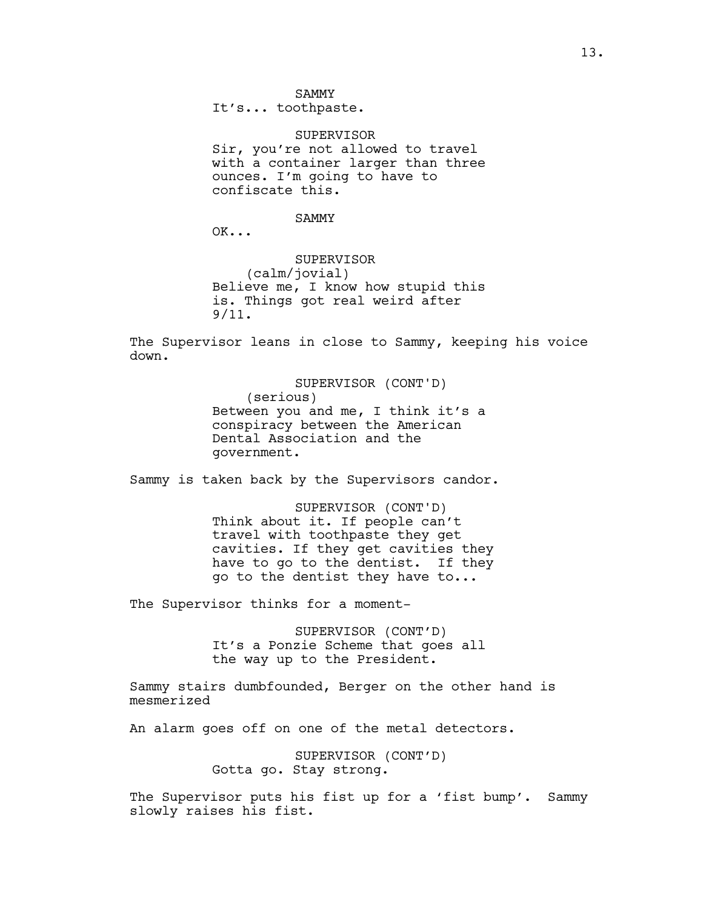SAMMY
It's... toothpaste.

SUPERVISOR
Sir, you're not allowed to travel with a container larger than three ounces. I'm going to have to confiscate this.

SAMMY
OK...

SUPERVISOR
(calm/jovial)
Believe me, I know how stupid this is. Things got real weird after 9/11.

The Supervisor leans in close to Sammy, keeping his voice down.

SUPERVISOR (CONT'D)
(serious)
Between you and me, I think it's a conspiracy between the American Dental Association and the government.

Sammy is taken back by the Supervisors candor.

SUPERVISOR (CONT'D)
Think about it. If people can't travel with toothpaste they get cavities. If they get cavities they have to go to the dentist. If they go to the dentist they have to...

The Supervisor thinks for a moment-

SUPERVISOR (CONT'D)
It's a Ponzie Scheme that goes all the way up to the President.

Sammy stairs dumbfounded, Berger on the other hand is mesmerized

An alarm goes off on one of the metal detectors.

SUPERVISOR (CONT'D)
Gotta go. Stay strong.

The Supervisor puts his fist up for a 'fist bump'. Sammy slowly raises his fist.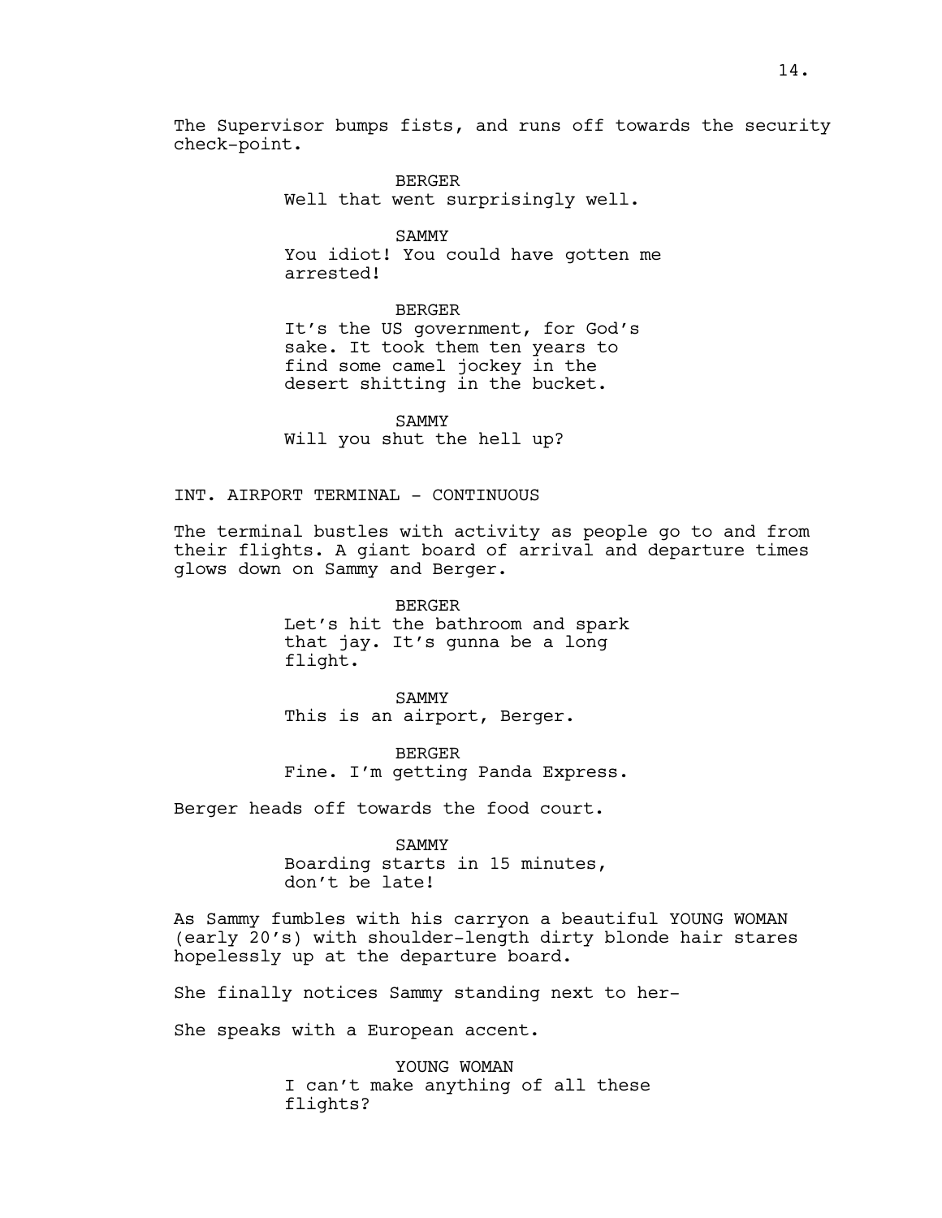The Supervisor bumps fists, and runs off towards the security check-point.

BERGER
Well that went surprisingly well.

SAMMY
You idiot! You could have gotten me arrested!

BERGER
It's the US government, for God's sake. It took them ten years to find some camel jockey in the desert shitting in the bucket.

SAMMY
Will you shut the hell up?

INT. AIRPORT TERMINAL - CONTINUOUS

The terminal bustles with activity as people go to and from their flights. A giant board of arrival and departure times glows down on Sammy and Berger.

BERGER
Let's hit the bathroom and spark that jay. It's gunna be a long flight.

SAMMY
This is an airport, Berger.

BERGER
Fine. I'm getting Panda Express.

Berger heads off towards the food court.

SAMMY
Boarding starts in 15 minutes, don't be late!

As Sammy fumbles with his carryon a beautiful YOUNG WOMAN (early 20's) with shoulder-length dirty blonde hair stares hopelessly up at the departure board.

She finally notices Sammy standing next to her-

She speaks with a European accent.

YOUNG WOMAN
I can't make anything of all these flights?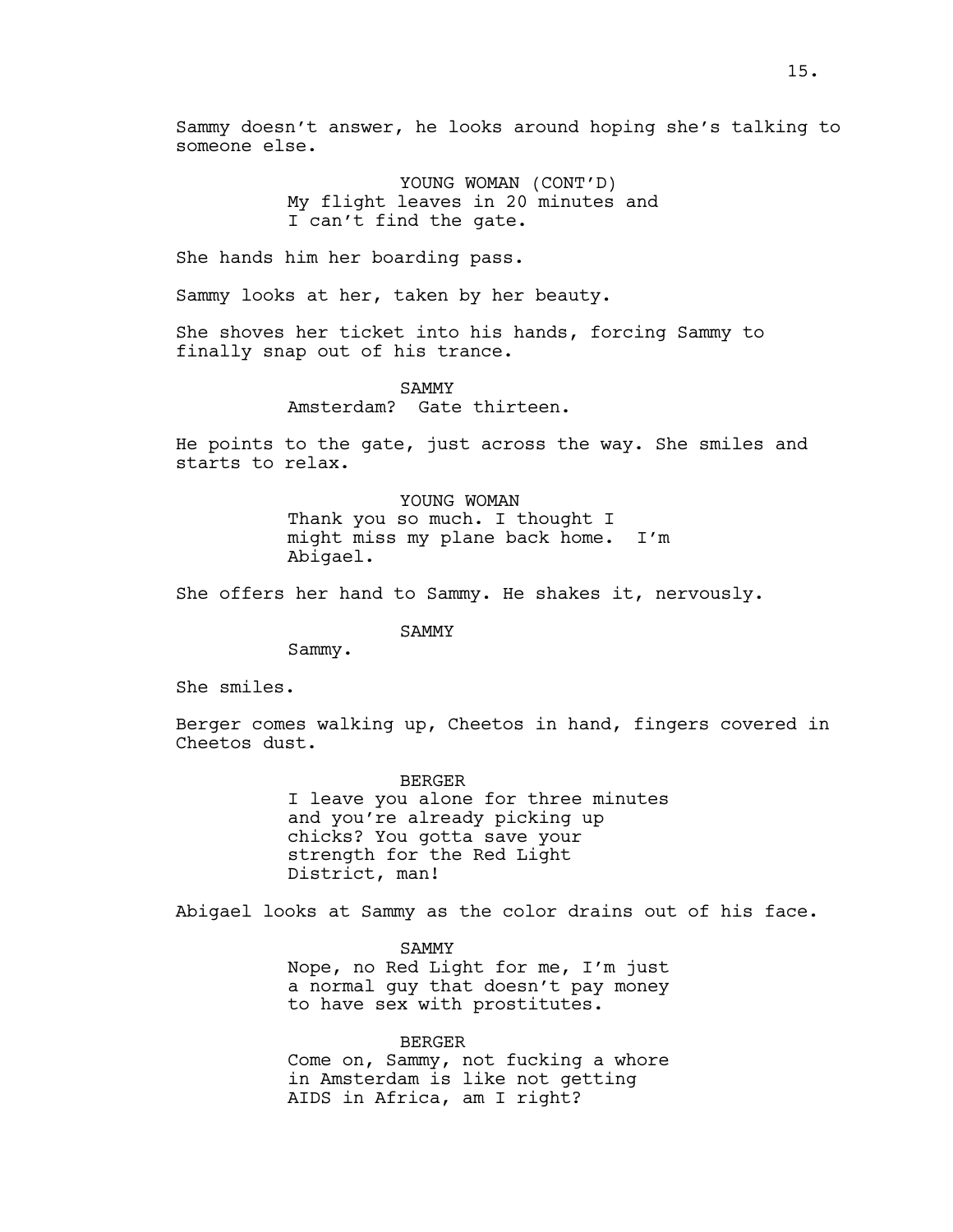Sammy doesn't answer, he looks around hoping she's talking to someone else.

YOUNG WOMAN (CONT'D)
My flight leaves in 20 minutes and I can't find the gate.

She hands him her boarding pass.

Sammy looks at her, taken by her beauty.

She shoves her ticket into his hands, forcing Sammy to finally snap out of his trance.

SAMMY
Amsterdam? Gate thirteen.

He points to the gate, just across the way. She smiles and starts to relax.

YOUNG WOMAN
Thank you so much. I thought I might miss my plane back home. I'm Abigael.

She offers her hand to Sammy. He shakes it, nervously.

SAMMY
Sammy.

She smiles.

Berger comes walking up, Cheetos in hand, fingers covered in Cheetos dust.

BERGER
I leave you alone for three minutes and you're already picking up chicks? You gotta save your strength for the Red Light District, man!

Abigael looks at Sammy as the color drains out of his face.

SAMMY
Nope, no Red Light for me, I'm just a normal guy that doesn't pay money to have sex with prostitutes.

BERGER
Come on, Sammy, not fucking a whore in Amsterdam is like not getting AIDS in Africa, am I right?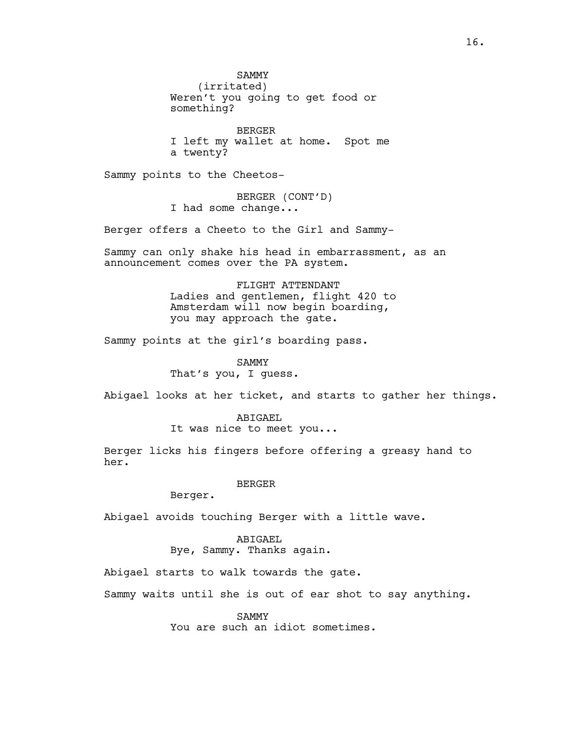SAMMY
(irritated)
Weren't you going to get food or something?

BERGER
I left my wallet at home. Spot me a twenty?

Sammy points to the Cheetos-

BERGER (CONT'D)
I had some change...

Berger offers a Cheeto to the Girl and Sammy-

Sammy can only shake his head in embarrassment, as an announcement comes over the PA system.

FLIGHT ATTENDANT
Ladies and gentlemen, flight 420 to Amsterdam will now begin boarding, you may approach the gate.

Sammy points at the girl's boarding pass.

SAMMY
That's you, I guess.

Abigael looks at her ticket, and starts to gather her things.

ABIGAEL
It was nice to meet you...

Berger licks his fingers before offering a greasy hand to her.

BERGER
Berger.

Abigael avoids touching Berger with a little wave.

ABIGAEL
Bye, Sammy. Thanks again.

Abigael starts to walk towards the gate.

Sammy waits until she is out of ear shot to say anything.

SAMMY
You are such an idiot sometimes.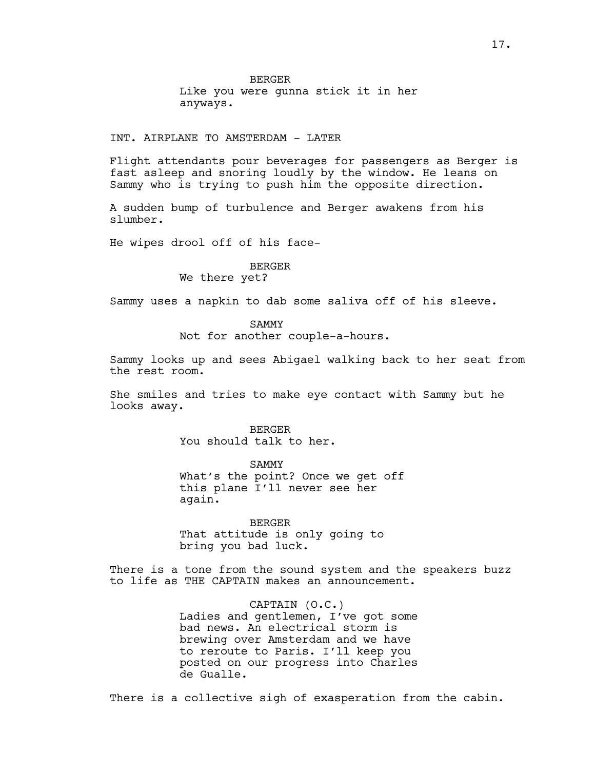BERGER
Like you were gunna stick it in her anyways.

INT. AIRPLANE TO AMSTERDAM - LATER

Flight attendants pour beverages for passengers as Berger is fast asleep and snoring loudly by the window. He leans on Sammy who is trying to push him the opposite direction.

A sudden bump of turbulence and Berger awakens from his slumber.

He wipes drool off of his face-

BERGER
We there yet?

Sammy uses a napkin to dab some saliva off of his sleeve.

SAMMY
Not for another couple-a-hours.

Sammy looks up and sees Abigael walking back to her seat from the rest room.

She smiles and tries to make eye contact with Sammy but he looks away.

BERGER
You should talk to her.

SAMMY
What's the point? Once we get off this plane I'll never see her again.

BERGER
That attitude is only going to bring you bad luck.

There is a tone from the sound system and the speakers buzz to life as THE CAPTAIN makes an announcement.

CAPTAIN (O.C.)
Ladies and gentlemen, I've got some bad news. An electrical storm is brewing over Amsterdam and we have to reroute to Paris. I'll keep you posted on our progress into Charles de Gualle.

There is a collective sigh of exasperation from the cabin.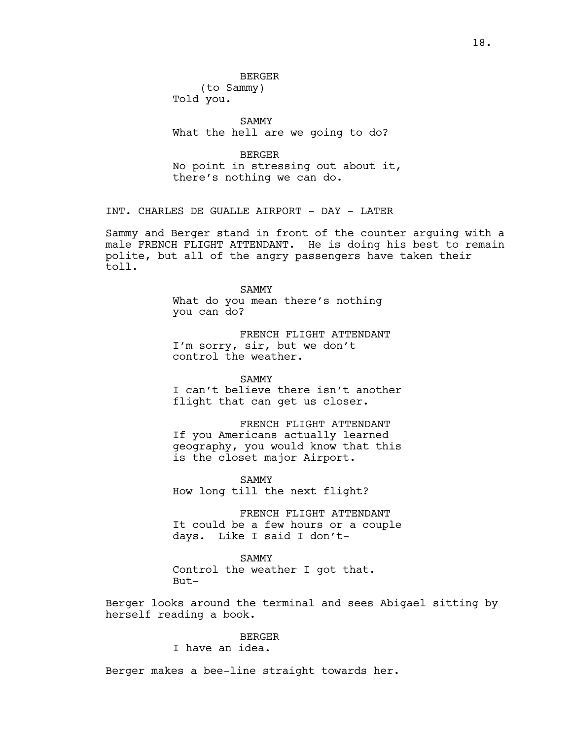BERGER
(to Sammy)
Told you.

SAMMY
What the hell are we going to do?

BERGER
No point in stressing out about it, there's nothing we can do.

INT. CHARLES DE GUALLE AIRPORT - DAY - LATER

Sammy and Berger stand in front of the counter arguing with a male FRENCH FLIGHT ATTENDANT. He is doing his best to remain polite, but all of the angry passengers have taken their toll.

SAMMY
What do you mean there's nothing you can do?

FRENCH FLIGHT ATTENDANT
I'm sorry, sir, but we don't control the weather.

SAMMY
I can't believe there isn't another flight that can get us closer.

FRENCH FLIGHT ATTENDANT
If you Americans actually learned geography, you would know that this is the closet major Airport.

SAMMY
How long till the next flight?

FRENCH FLIGHT ATTENDANT
It could be a few hours or a couple days. Like I said I don't-

SAMMY
Control the weather I got that. But-

Berger looks around the terminal and sees Abigael sitting by herself reading a book.

BERGER
I have an idea.

Berger makes a bee-line straight towards her.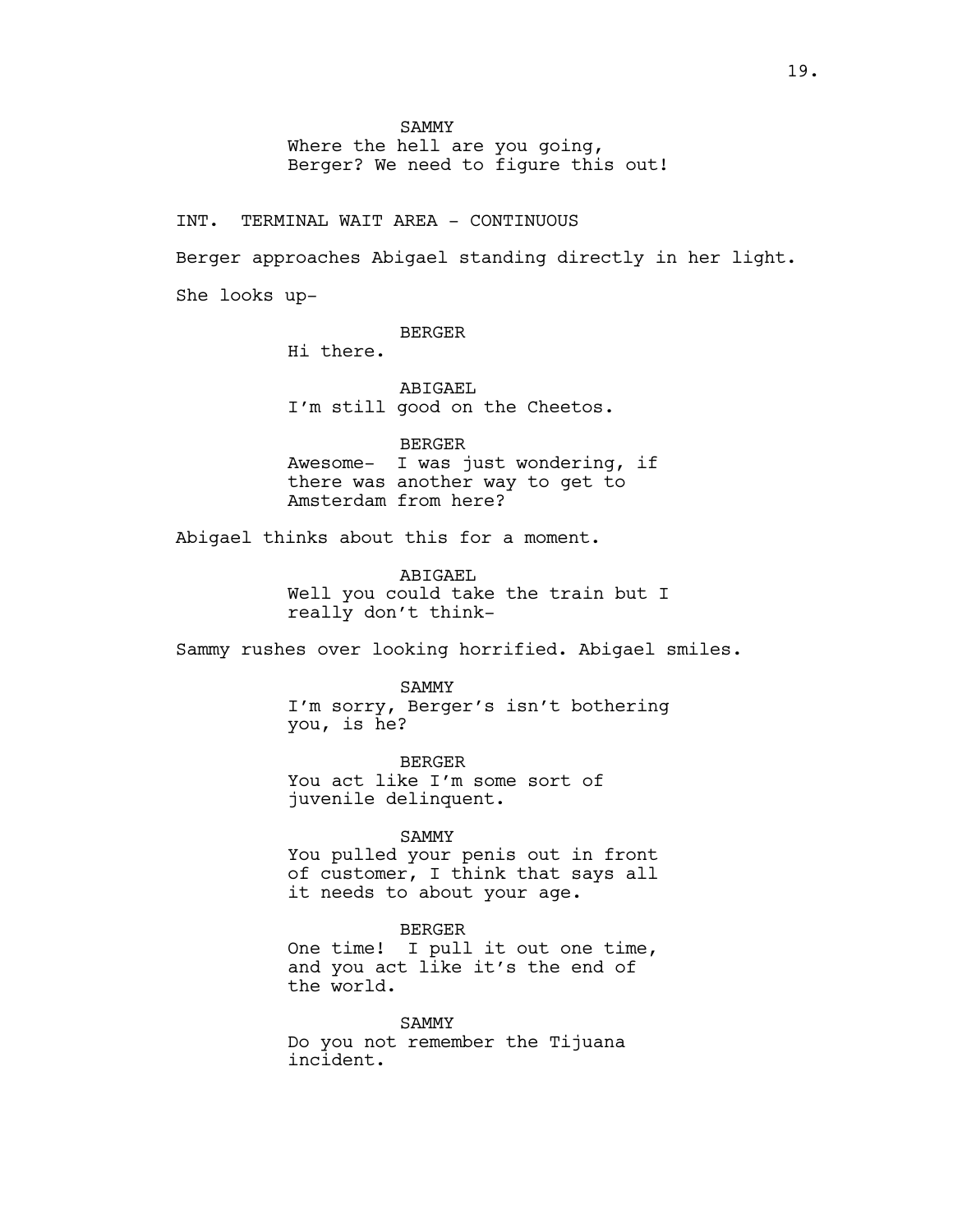SAMMY

Where the hell are you going, Berger? We need to figure this out!

INT. TERMINAL WAIT AREA - CONTINUOUS

Berger approaches Abigael standing directly in her light.

She looks up-

BERGER

Hi there.

ABIGAEL

I'm still good on the Cheetos.

BERGER

Awesome- I was just wondering, if there was another way to get to Amsterdam from here?

Abigael thinks about this for a moment.

ABIGAEL

Well you could take the train but I really don't think-

Sammy rushes over looking horrified. Abigael smiles.

SAMMY

I'm sorry, Berger's isn't bothering you, is he?

BERGER

You act like I'm some sort of juvenile delinquent.

SAMMY

You pulled your penis out in front of customer, I think that says all it needs to about your age.

BERGER

One time! I pull it out one time, and you act like it's the end of the world.

SAMMY

Do you not remember the Tijuana incident.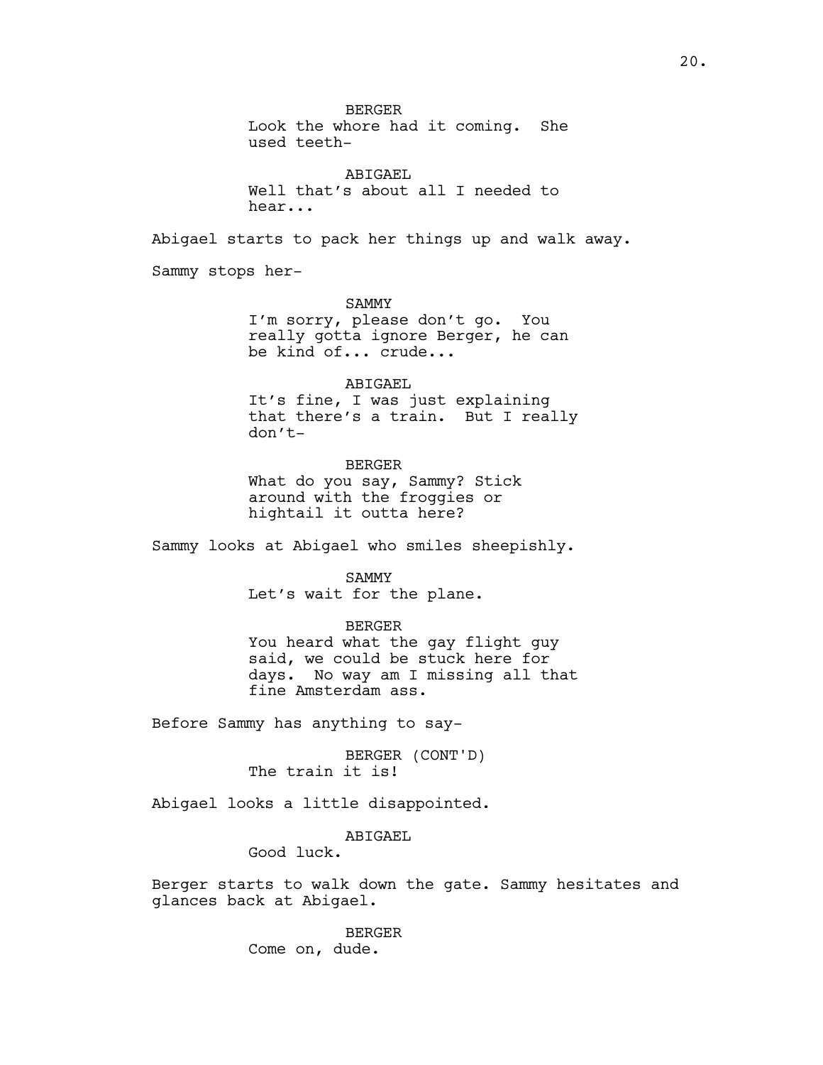BERGER
Look the whore had it coming. She used teeth-

ABIGAEL
Well that's about all I needed to hear...

Abigael starts to pack her things up and walk away.

Sammy stops her-

SAMMY
I'm sorry, please don't go. You really gotta ignore Berger, he can be kind of... crude...

ABIGAEL
It's fine, I was just explaining that there's a train. But I really don't-

BERGER
What do you say, Sammy? Stick around with the froggies or hightail it outta here?

Sammy looks at Abigael who smiles sheepishly.

SAMMY
Let's wait for the plane.

BERGER
You heard what the gay flight guy said, we could be stuck here for days. No way am I missing all that fine Amsterdam ass.

Before Sammy has anything to say-

BERGER (CONT'D)
The train it is!

Abigael looks a little disappointed.

ABIGAEL
Good luck.

Berger starts to walk down the gate. Sammy hesitates and glances back at Abigael.

BERGER
Come on, dude.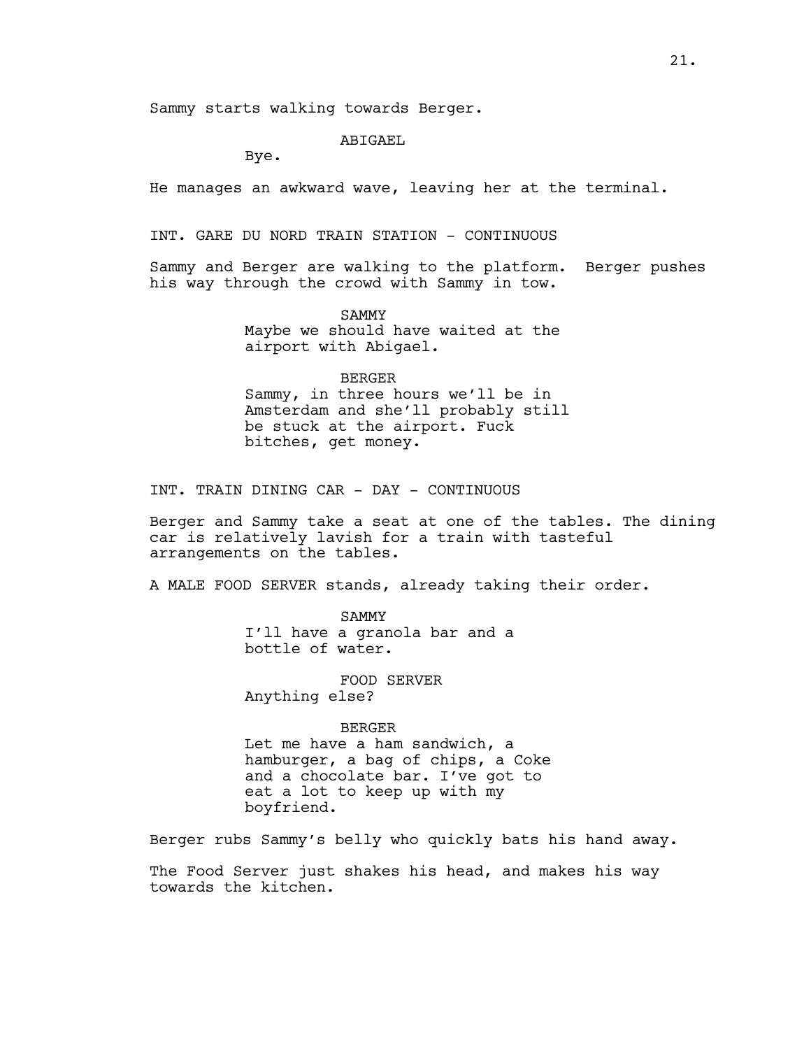Sammy starts walking towards Berger.

ABIGAEL
Bye.

He manages an awkward wave, leaving her at the terminal.

INT. GARE DU NORD TRAIN STATION - CONTINUOUS

Sammy and Berger are walking to the platform. Berger pushes his way through the crowd with Sammy in tow.

SAMMY
Maybe we should have waited at the airport with Abigael.

BERGER
Sammy, in three hours we'll be in Amsterdam and she'll probably still be stuck at the airport. Fuck bitches, get money.

INT. TRAIN DINING CAR - DAY - CONTINUOUS

Berger and Sammy take a seat at one of the tables. The dining car is relatively lavish for a train with tasteful arrangements on the tables.

A MALE FOOD SERVER stands, already taking their order.

SAMMY
I'll have a granola bar and a bottle of water.

FOOD SERVER
Anything else?

BERGER
Let me have a ham sandwich, a hamburger, a bag of chips, a Coke and a chocolate bar. I've got to eat a lot to keep up with my boyfriend.

Berger rubs Sammy's belly who quickly bats his hand away.

The Food Server just shakes his head, and makes his way towards the kitchen.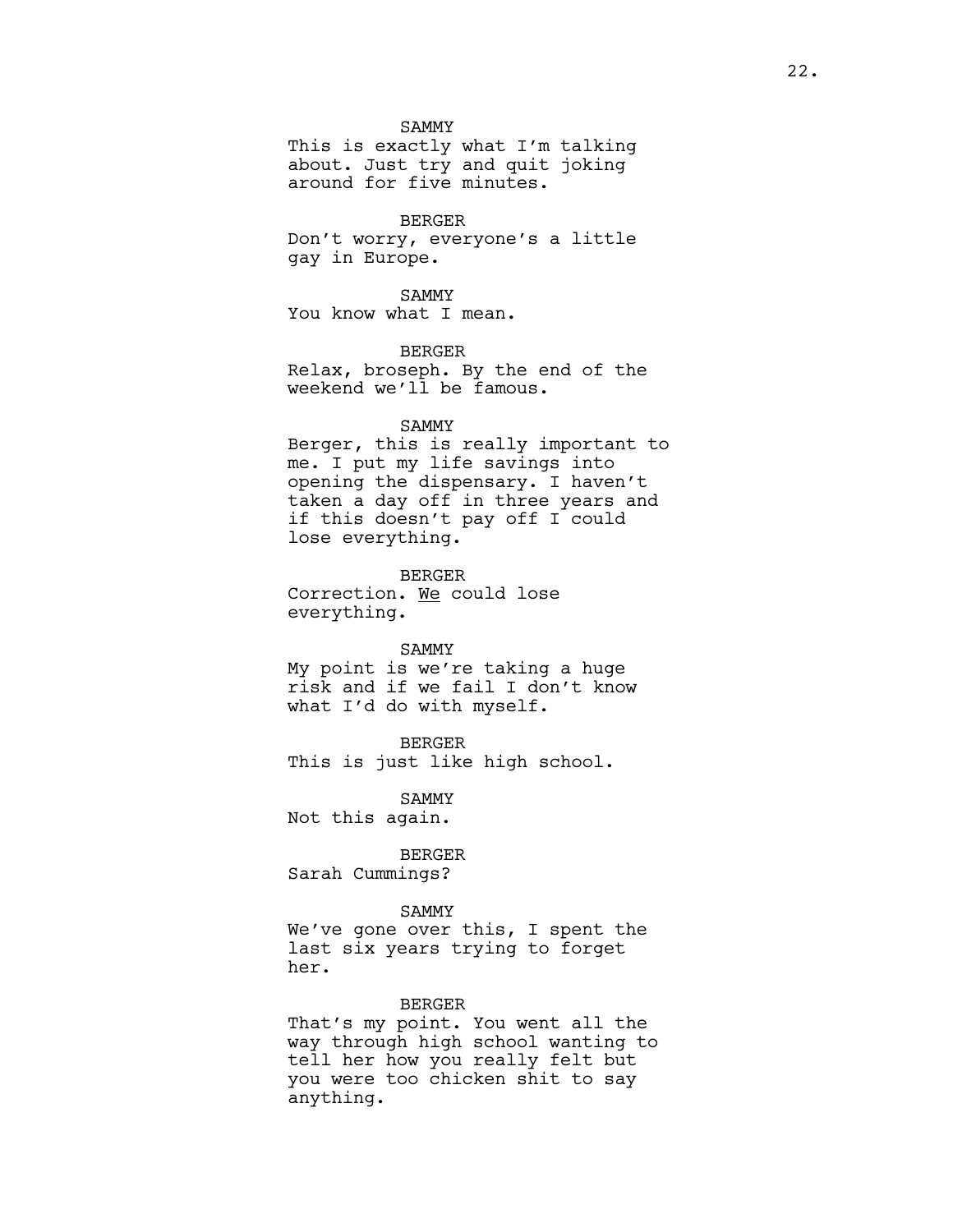SAMMY
This is exactly what I'm talking about. Just try and quit joking around for five minutes.

BERGER
Don't worry, everyone's a little gay in Europe.

SAMMY
You know what I mean.

BERGER
Relax, broseph. By the end of the weekend we'll be famous.

SAMMY
Berger, this is really important to me. I put my life savings into opening the dispensary. I haven't taken a day off in three years and if this doesn't pay off I could lose everything.

BERGER
Correction. <u>We</u> could lose everything.

SAMMY
My point is we're taking a huge risk and if we fail I don't know what I'd do with myself.

BERGER
This is just like high school.

SAMMY
Not this again.

BERGER
Sarah Cummings?

SAMMY
We've gone over this, I spent the last six years trying to forget her.

BERGER
That's my point. You went all the way through high school wanting to tell her how you really felt but you were too chicken shit to say anything.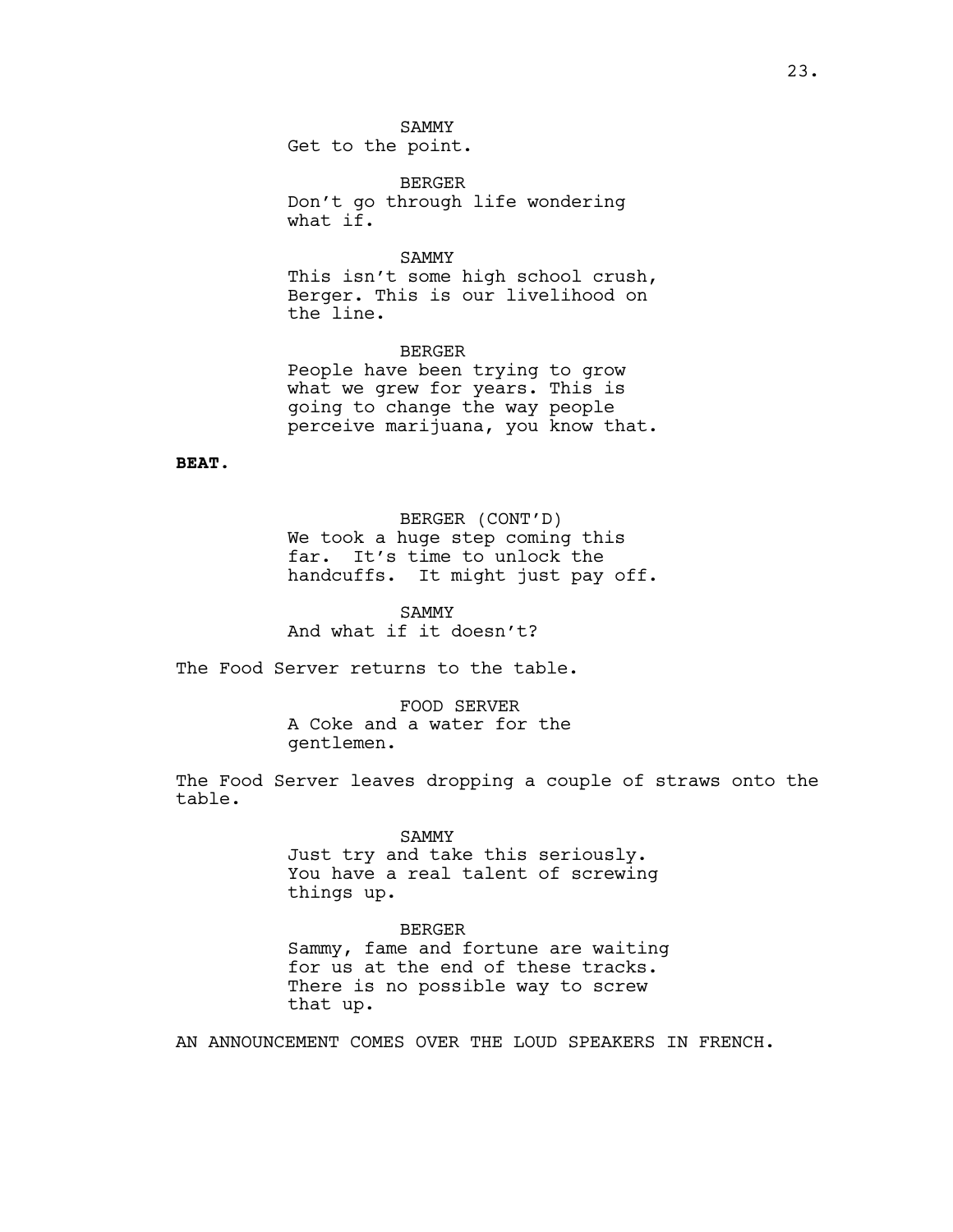SAMMY
Get to the point.

BERGER
Don't go through life wondering what if.

SAMMY
This isn't some high school crush, Berger. This is our livelihood on the line.

BERGER
People have been trying to grow what we grew for years. This is going to change the way people perceive marijuana, you know that.

**BEAT.**

BERGER (CONT'D)
We took a huge step coming this far. It's time to unlock the handcuffs. It might just pay off.

SAMMY
And what if it doesn't?

The Food Server returns to the table.

FOOD SERVER
A Coke and a water for the gentlemen.

The Food Server leaves dropping a couple of straws onto the table.

SAMMY
Just try and take this seriously. You have a real talent of screwing things up.

BERGER
Sammy, fame and fortune are waiting for us at the end of these tracks. There is no possible way to screw that up.

AN ANNOUNCEMENT COMES OVER THE LOUD SPEAKERS IN FRENCH.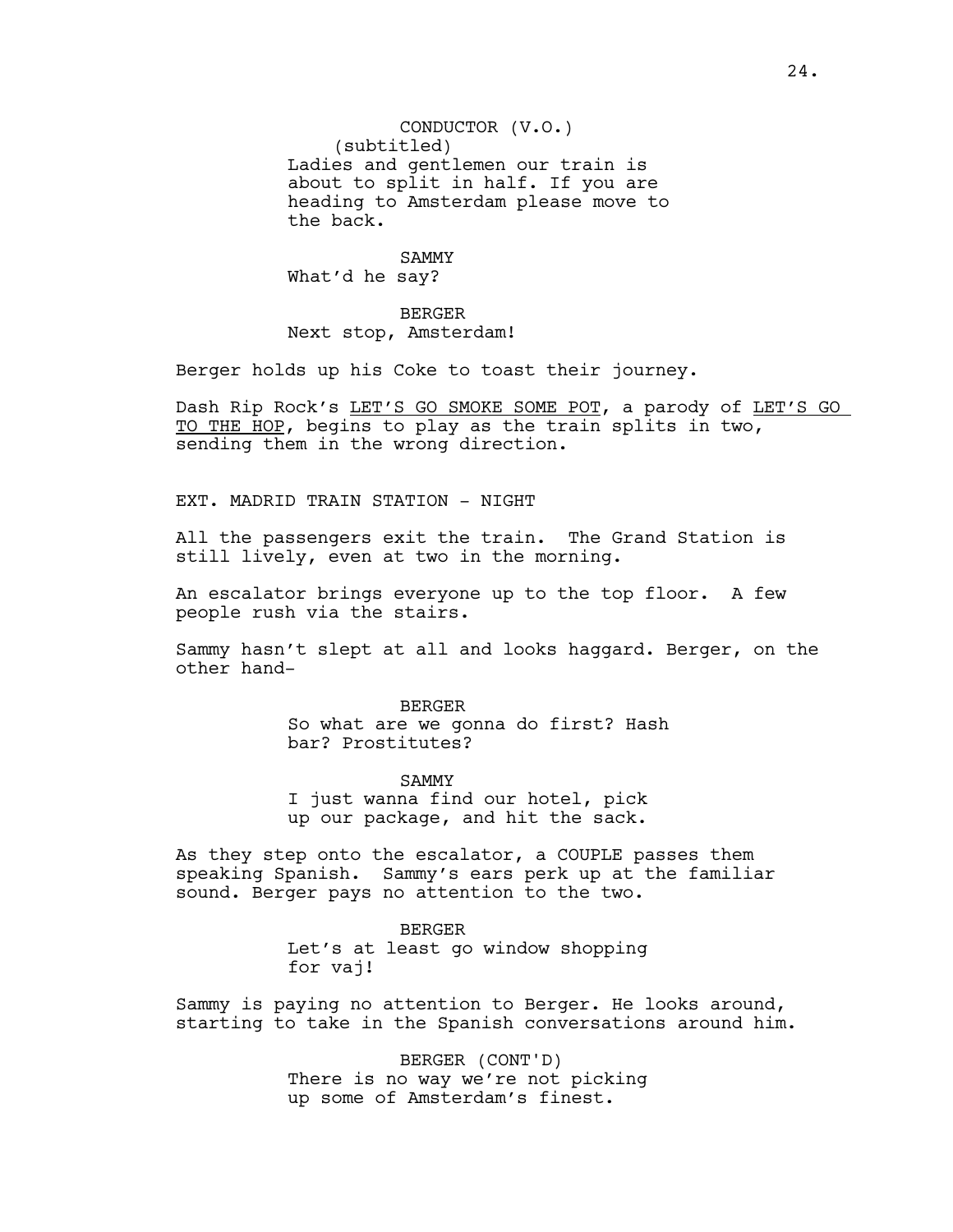CONDUCTOR (V.O.)
(subtitled)
Ladies and gentlemen our train is about to split in half. If you are heading to Amsterdam please move to the back.

SAMMY
What'd he say?

BERGER
Next stop, Amsterdam!

Berger holds up his Coke to toast their journey.

Dash Rip Rock's LET'S GO SMOKE SOME POT, a parody of LET'S GO TO THE HOP, begins to play as the train splits in two, sending them in the wrong direction.

EXT. MADRID TRAIN STATION - NIGHT

All the passengers exit the train. The Grand Station is still lively, even at two in the morning.

An escalator brings everyone up to the top floor. A few people rush via the stairs.

Sammy hasn't slept at all and looks haggard. Berger, on the other hand-

BERGER
So what are we gonna do first? Hash bar? Prostitutes?

SAMMY
I just wanna find our hotel, pick up our package, and hit the sack.

As they step onto the escalator, a COUPLE passes them speaking Spanish. Sammy's ears perk up at the familiar sound. Berger pays no attention to the two.

BERGER
Let's at least go window shopping for vaj!

Sammy is paying no attention to Berger. He looks around, starting to take in the Spanish conversations around him.

BERGER (CONT'D)
There is no way we're not picking up some of Amsterdam's finest.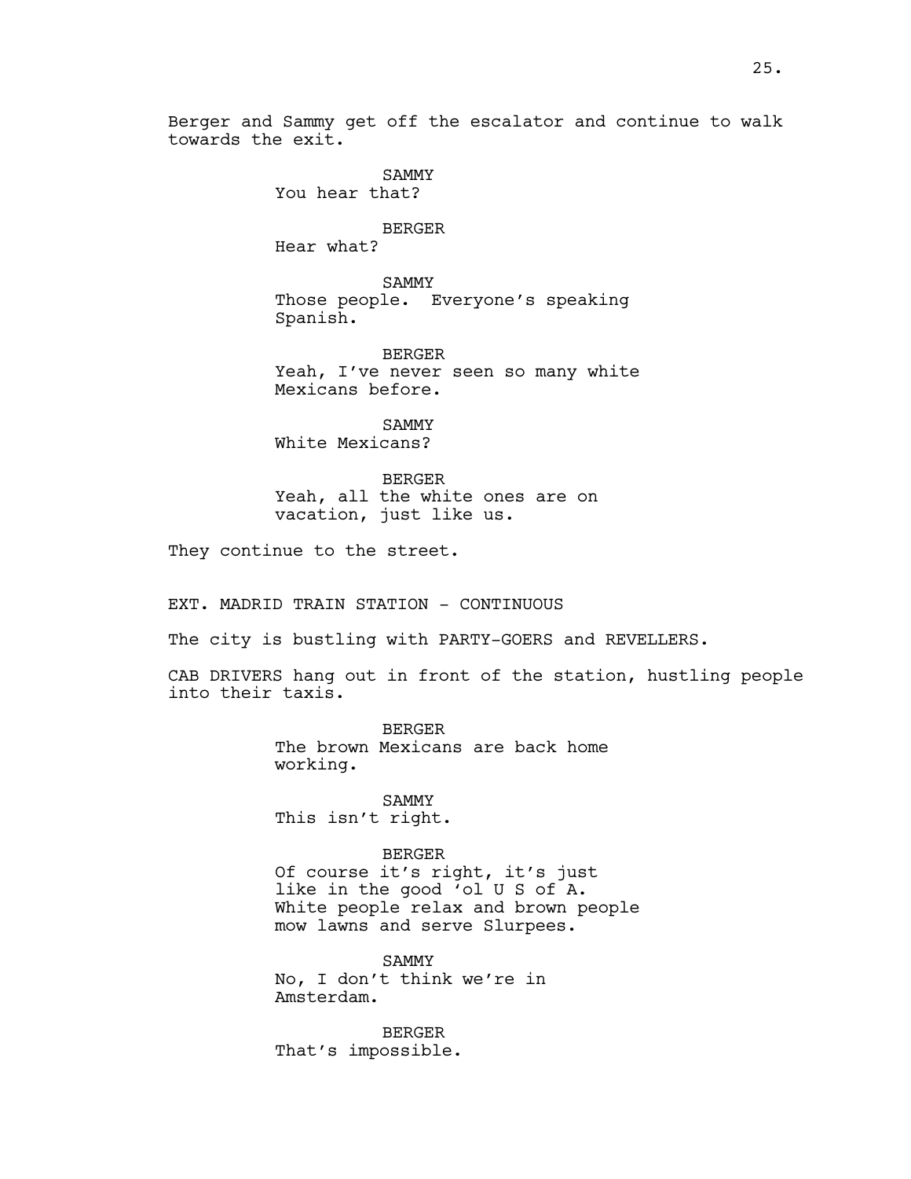Berger and Sammy get off the escalator and continue to walk towards the exit.

SAMMY
You hear that?

BERGER
Hear what?

SAMMY
Those people. Everyone's speaking Spanish.

BERGER
Yeah, I've never seen so many white Mexicans before.

SAMMY
White Mexicans?

BERGER
Yeah, all the white ones are on vacation, just like us.

They continue to the street.

EXT. MADRID TRAIN STATION - CONTINUOUS

The city is bustling with PARTY-GOERS and REVELLERS.

CAB DRIVERS hang out in front of the station, hustling people into their taxis.

BERGER
The brown Mexicans are back home working.

SAMMY
This isn't right.

BERGER
Of course it's right, it's just like in the good 'ol U S of A. White people relax and brown people mow lawns and serve Slurpees.

SAMMY
No, I don't think we're in Amsterdam.

BERGER
That's impossible.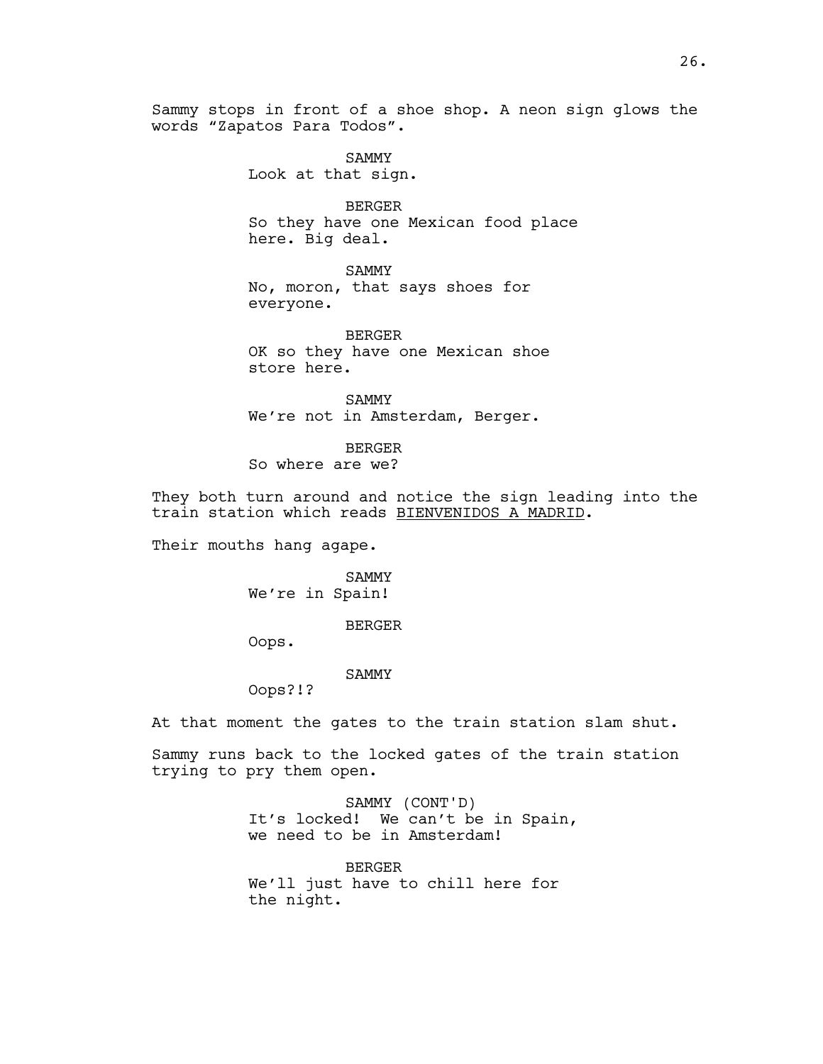Sammy stops in front of a shoe shop. A neon sign glows the words “Zapatos Para Todos”.

SAMMY
Look at that sign.

BERGER
So they have one Mexican food place here. Big deal.

SAMMY
No, moron, that says shoes for everyone.

BERGER
OK so they have one Mexican shoe store here.

SAMMY
We’re not in Amsterdam, Berger.

BERGER
So where are we?

They both turn around and notice the sign leading into the train station which reads <u>BIENVENIDOS A MADRID</u>.

Their mouths hang agape.

SAMMY
We’re in Spain!

BERGER
Oops.

SAMMY
Oops?!?

At that moment the gates to the train station slam shut.

Sammy runs back to the locked gates of the train station trying to pry them open.

SAMMY (CONT'D)
It’s locked! We can’t be in Spain, we need to be in Amsterdam!

BERGER
We’ll just have to chill here for the night.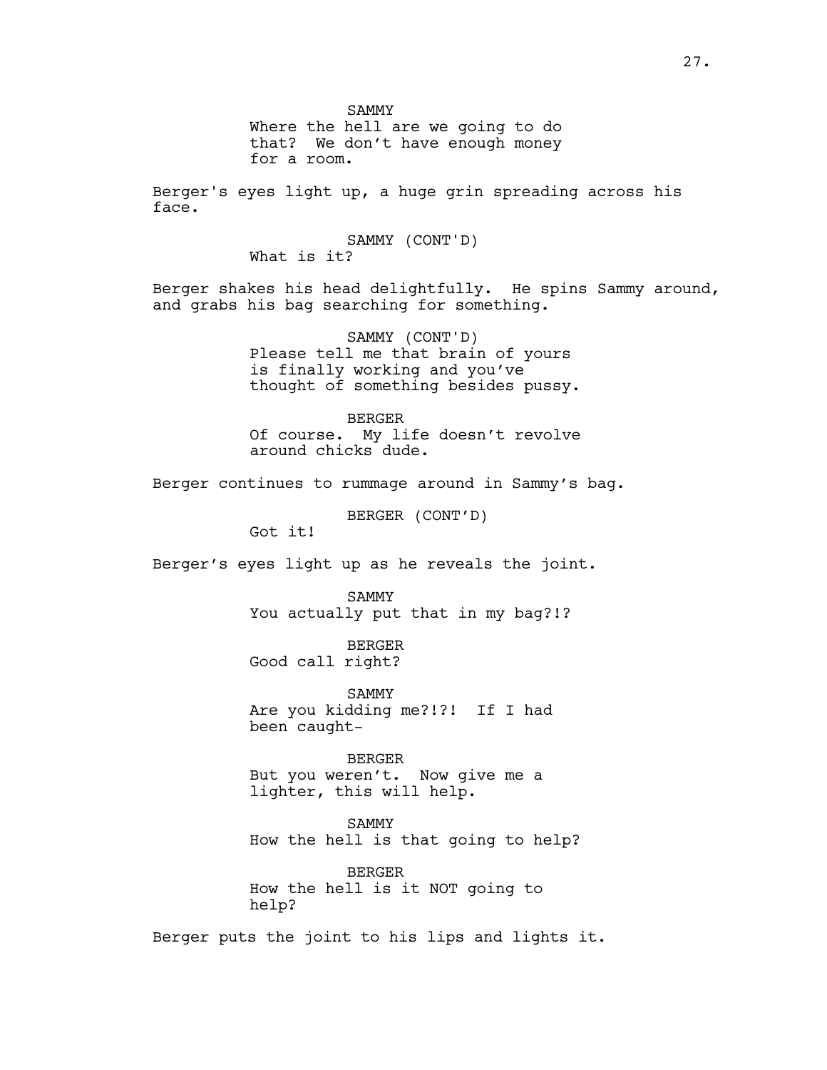SAMMY

Where the hell are we going to do that? We don't have enough money for a room.

Berger's eyes light up, a huge grin spreading across his face.

SAMMY (CONT'D)

What is it?

Berger shakes his head delightfully. He spins Sammy around, and grabs his bag searching for something.

SAMMY (CONT'D)

Please tell me that brain of yours is finally working and you've thought of something besides pussy.

BERGER

Of course. My life doesn't revolve around chicks dude.

Berger continues to rummage around in Sammy's bag.

BERGER (CONT'D)

Got it!

Berger's eyes light up as he reveals the joint.

SAMMY

You actually put that in my bag?!?

BERGER

Good call right?

SAMMY

Are you kidding me?!?! If I had been caught-

BERGER

But you weren't. Now give me a lighter, this will help.

SAMMY

How the hell is that going to help?

BERGER

How the hell is it NOT going to help?

Berger puts the joint to his lips and lights it.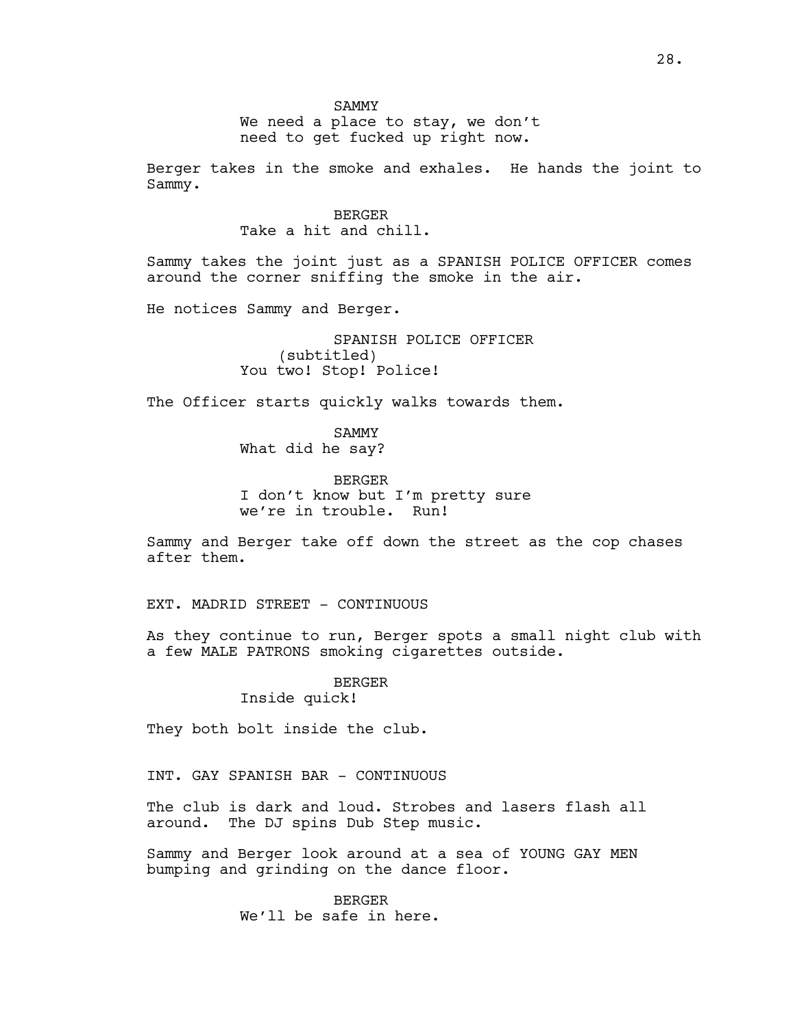SAMMY

We need a place to stay, we don't need to get fucked up right now.

Berger takes in the smoke and exhales. He hands the joint to Sammy.

BERGER

Take a hit and chill.

Sammy takes the joint just as a SPANISH POLICE OFFICER comes around the corner sniffing the smoke in the air.

He notices Sammy and Berger.

SPANISH POLICE OFFICER
(subtitled)

You two! Stop! Police!

The Officer starts quickly walks towards them.

SAMMY

What did he say?

BERGER

I don't know but I'm pretty sure we're in trouble. Run!

Sammy and Berger take off down the street as the cop chases after them.

EXT. MADRID STREET - CONTINUOUS

As they continue to run, Berger spots a small night club with a few MALE PATRONS smoking cigarettes outside.

BERGER

Inside quick!

They both bolt inside the club.

INT. GAY SPANISH BAR - CONTINUOUS

The club is dark and loud. Strobes and lasers flash all around. The DJ spins Dub Step music.

Sammy and Berger look around at a sea of YOUNG GAY MEN bumping and grinding on the dance floor.

BERGER

We'll be safe in here.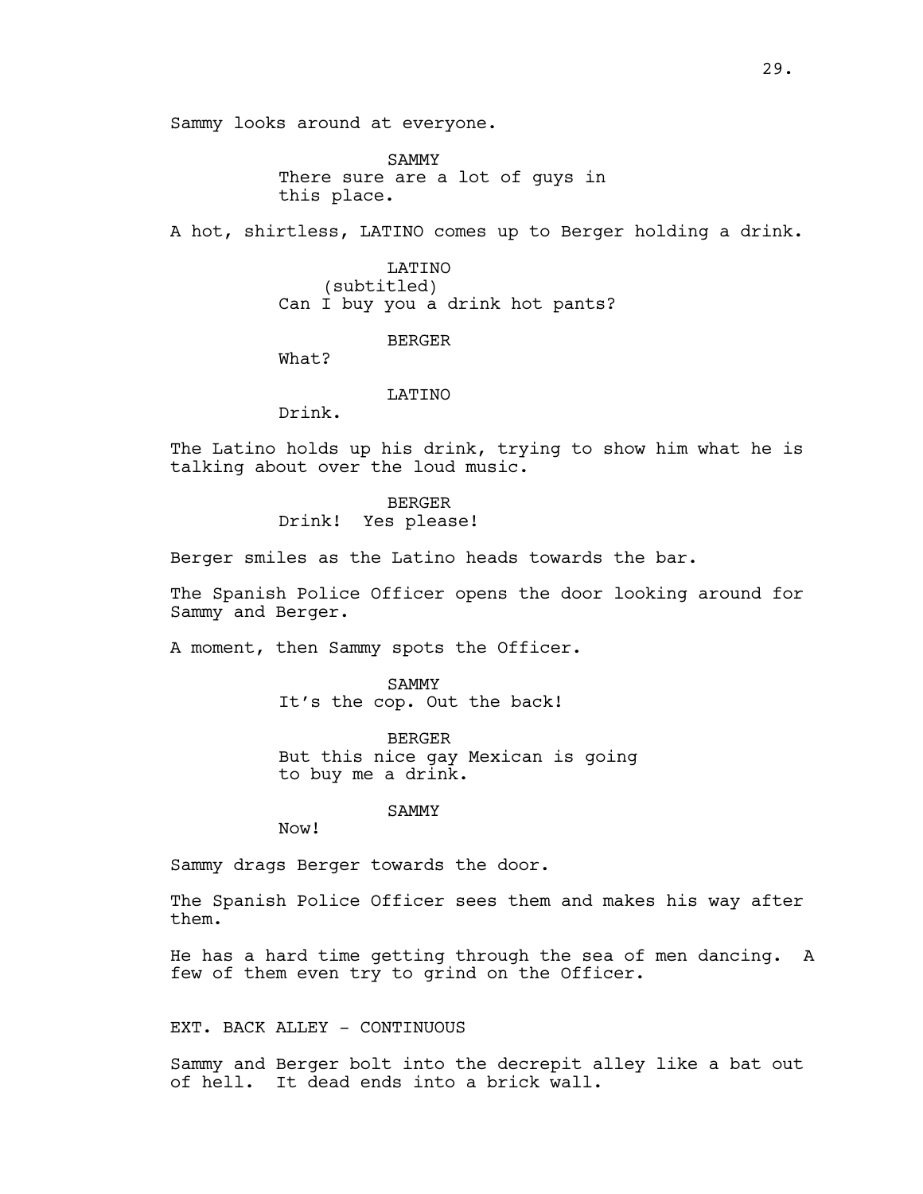Sammy looks around at everyone.

SAMMY
There sure are a lot of guys in this place.

A hot, shirtless, LATINO comes up to Berger holding a drink.

LATINO
(subtitled)
Can I buy you a drink hot pants?

BERGER
What?

LATINO
Drink.

The Latino holds up his drink, trying to show him what he is talking about over the loud music.

BERGER
Drink! Yes please!

Berger smiles as the Latino heads towards the bar.

The Spanish Police Officer opens the door looking around for Sammy and Berger.

A moment, then Sammy spots the Officer.

SAMMY
It's the cop. Out the back!

BERGER
But this nice gay Mexican is going to buy me a drink.

SAMMY
Now!

Sammy drags Berger towards the door.

The Spanish Police Officer sees them and makes his way after them.

He has a hard time getting through the sea of men dancing. A few of them even try to grind on the Officer.

EXT. BACK ALLEY - CONTINUOUS

Sammy and Berger bolt into the decrepit alley like a bat out of hell. It dead ends into a brick wall.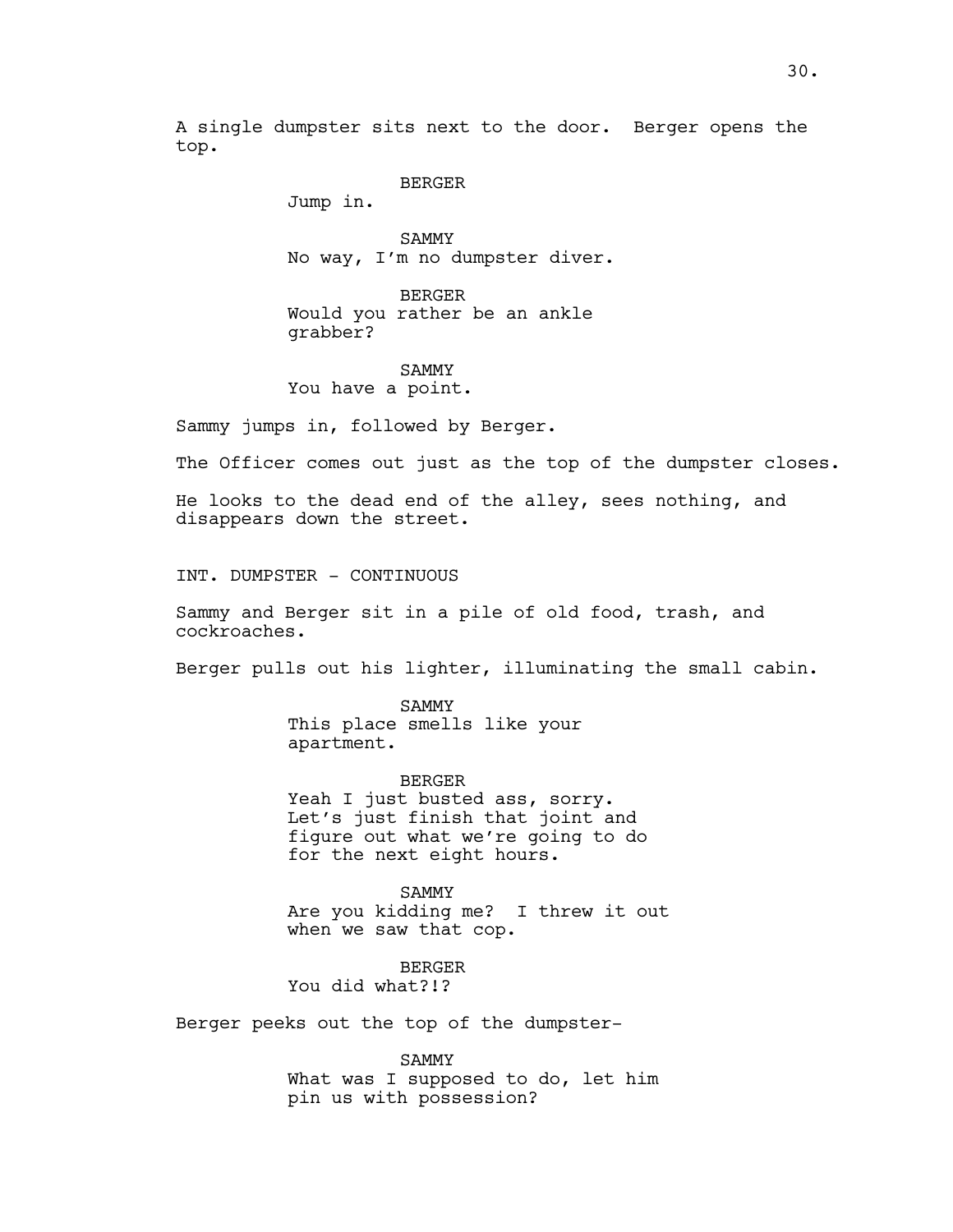A single dumpster sits next to the door. Berger opens the top.

BERGER
Jump in.

SAMMY
No way, I'm no dumpster diver.

BERGER
Would you rather be an ankle grabber?

SAMMY
You have a point.

Sammy jumps in, followed by Berger.

The Officer comes out just as the top of the dumpster closes.

He looks to the dead end of the alley, sees nothing, and disappears down the street.

INT. DUMPSTER - CONTINUOUS

Sammy and Berger sit in a pile of old food, trash, and cockroaches.

Berger pulls out his lighter, illuminating the small cabin.

SAMMY
This place smells like your apartment.

BERGER
Yeah I just busted ass, sorry. Let's just finish that joint and figure out what we're going to do for the next eight hours.

SAMMY
Are you kidding me? I threw it out when we saw that cop.

BERGER
You did what?!?

Berger peeks out the top of the dumpster-

SAMMY
What was I supposed to do, let him pin us with possession?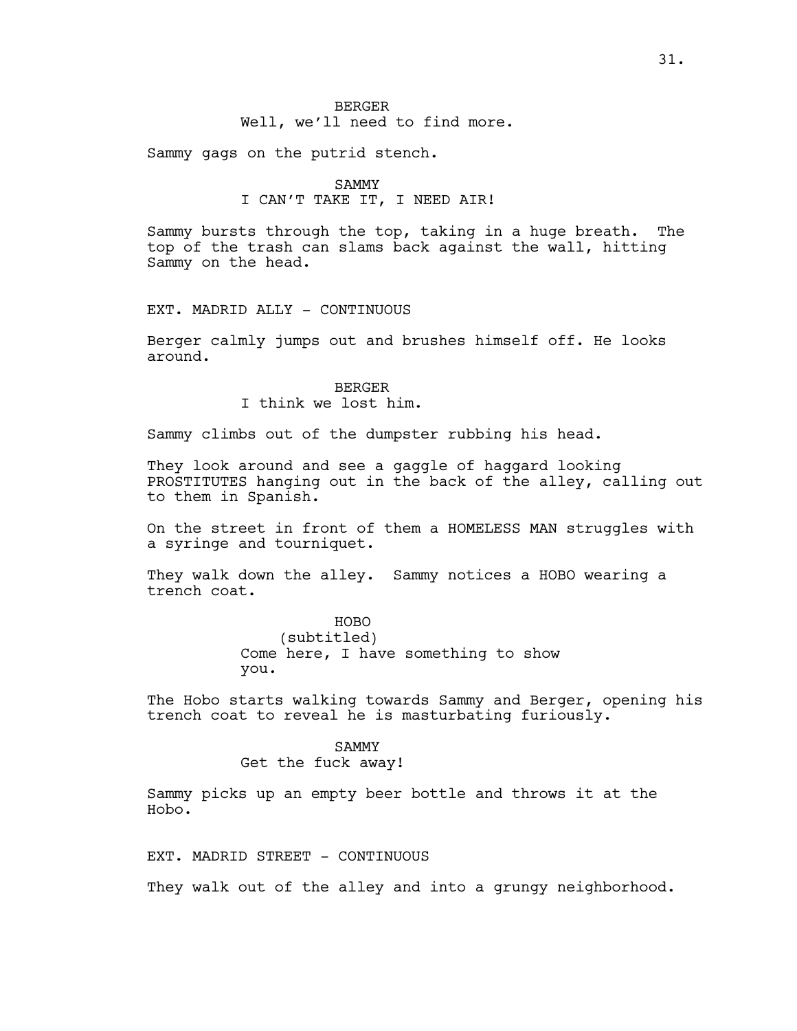BERGER
Well, we'll need to find more.

Sammy gags on the putrid stench.

SAMMY
I CAN'T TAKE IT, I NEED AIR!

Sammy bursts through the top, taking in a huge breath. The top of the trash can slams back against the wall, hitting Sammy on the head.

EXT. MADRID ALLY - CONTINUOUS

Berger calmly jumps out and brushes himself off. He looks around.

BERGER
I think we lost him.

Sammy climbs out of the dumpster rubbing his head.

They look around and see a gaggle of haggard looking PROSTITUTES hanging out in the back of the alley, calling out to them in Spanish.

On the street in front of them a HOMELESS MAN struggles with a syringe and tourniquet.

They walk down the alley. Sammy notices a HOBO wearing a trench coat.

HOBO
(subtitled)
Come here, I have something to show you.

The Hobo starts walking towards Sammy and Berger, opening his trench coat to reveal he is masturbating furiously.

SAMMY
Get the fuck away!

Sammy picks up an empty beer bottle and throws it at the Hobo.

EXT. MADRID STREET - CONTINUOUS

They walk out of the alley and into a grungy neighborhood.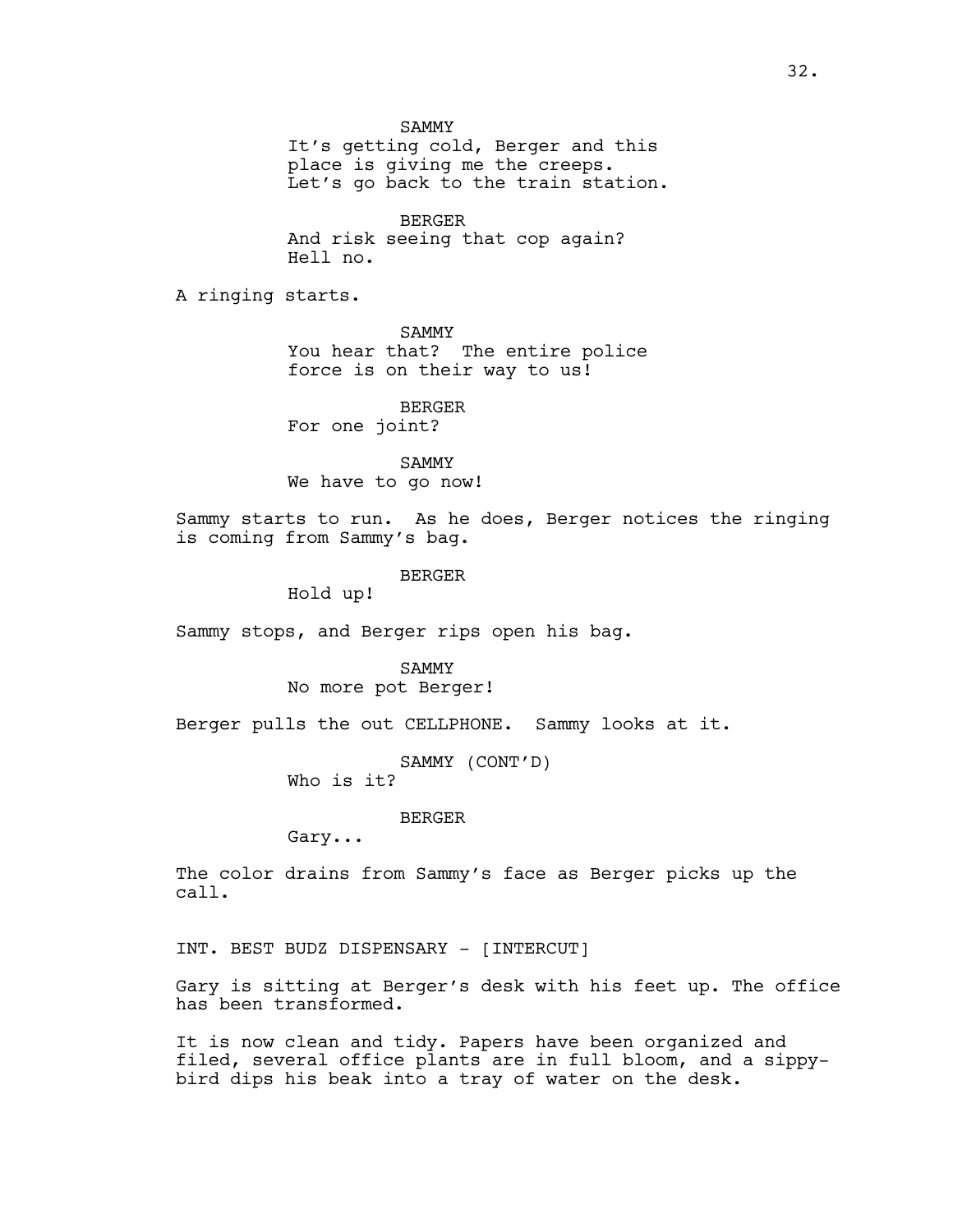SAMMY
It's getting cold, Berger and this place is giving me the creeps. Let's go back to the train station.

BERGER
And risk seeing that cop again? Hell no.

A ringing starts.

SAMMY
You hear that? The entire police force is on their way to us!

BERGER
For one joint?

SAMMY
We have to go now!

Sammy starts to run. As he does, Berger notices the ringing is coming from Sammy's bag.

BERGER
Hold up!

Sammy stops, and Berger rips open his bag.

SAMMY
No more pot Berger!

Berger pulls the out CELLPHONE. Sammy looks at it.

SAMMY (CONT'D)
Who is it?

BERGER
Gary...

The color drains from Sammy's face as Berger picks up the call.

INT. BEST BUDZ DISPENSARY - [INTERCUT]

Gary is sitting at Berger's desk with his feet up. The office has been transformed.

It is now clean and tidy. Papers have been organized and filed, several office plants are in full bloom, and a sippy-bird dips his beak into a tray of water on the desk.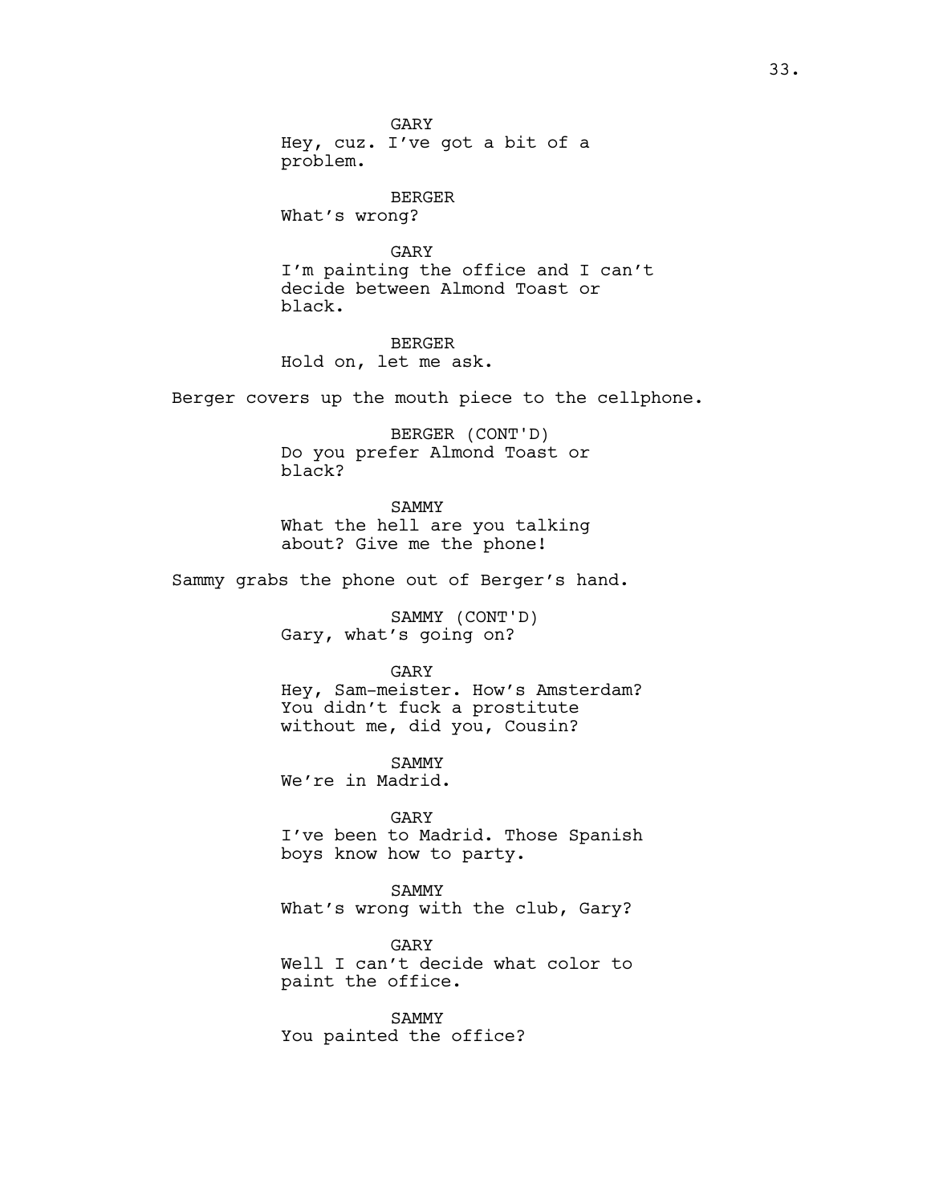GARY
Hey, cuz. I've got a bit of a problem.

BERGER
What's wrong?

GARY
I'm painting the office and I can't decide between Almond Toast or black.

BERGER
Hold on, let me ask.

Berger covers up the mouth piece to the cellphone.

BERGER (CONT'D)
Do you prefer Almond Toast or black?

SAMMY
What the hell are you talking about? Give me the phone!

Sammy grabs the phone out of Berger's hand.

SAMMY (CONT'D)
Gary, what's going on?

GARY
Hey, Sam-meister. How's Amsterdam? You didn't fuck a prostitute without me, did you, Cousin?

SAMMY
We're in Madrid.

GARY
I've been to Madrid. Those Spanish boys know how to party.

SAMMY
What's wrong with the club, Gary?

GARY
Well I can't decide what color to paint the office.

SAMMY
You painted the office?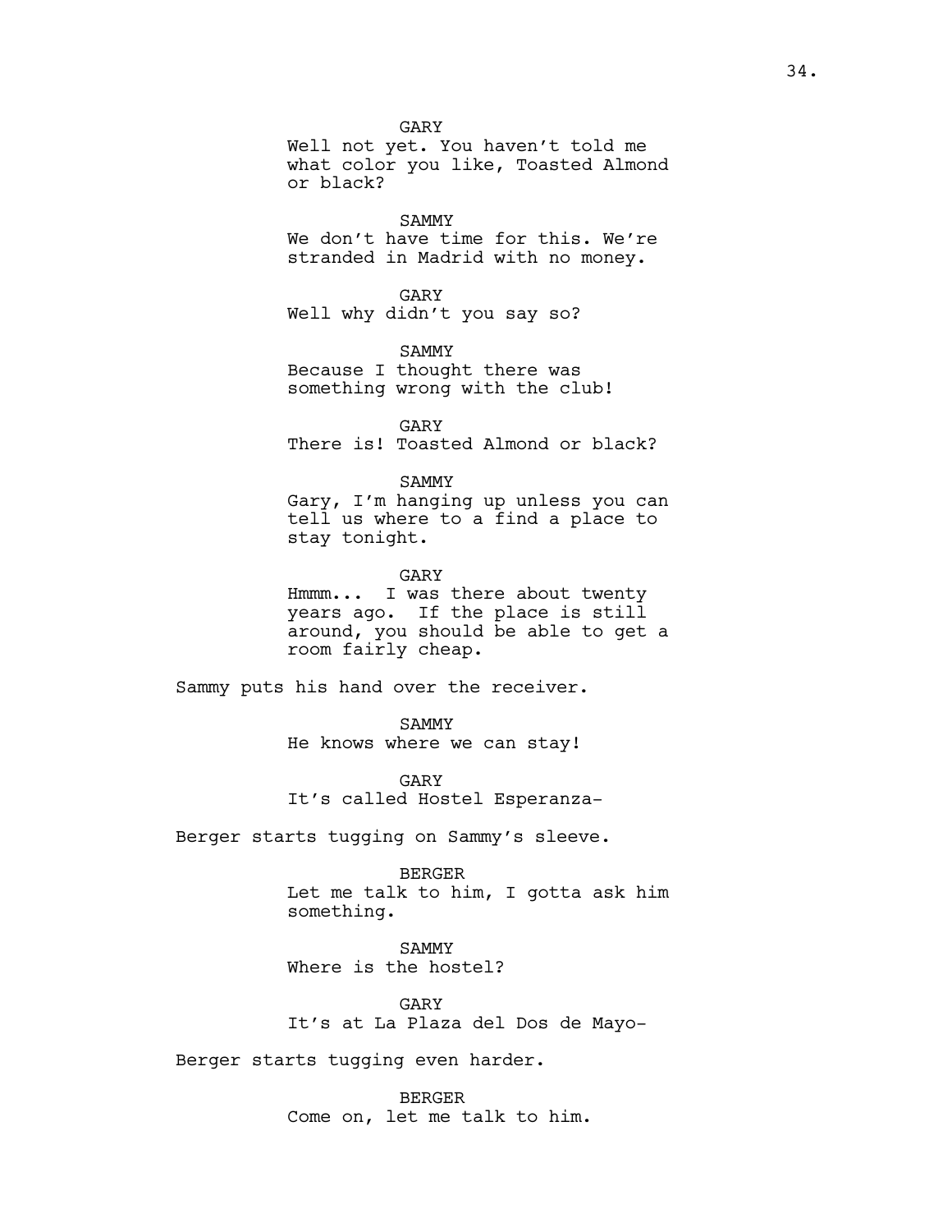GARY
Well not yet. You haven't told me what color you like, Toasted Almond or black?

SAMMY
We don't have time for this. We're stranded in Madrid with no money.

GARY
Well why didn't you say so?

SAMMY
Because I thought there was something wrong with the club!

GARY
There is! Toasted Almond or black?

SAMMY
Gary, I'm hanging up unless you can tell us where to a find a place to stay tonight.

GARY
Hmmm... I was there about twenty years ago. If the place is still around, you should be able to get a room fairly cheap.

Sammy puts his hand over the receiver.

SAMMY
He knows where we can stay!

GARY
It's called Hostel Esperanza-

Berger starts tugging on Sammy's sleeve.

BERGER
Let me talk to him, I gotta ask him something.

SAMMY
Where is the hostel?

GARY
It's at La Plaza del Dos de Mayo-

Berger starts tugging even harder.

BERGER
Come on, let me talk to him.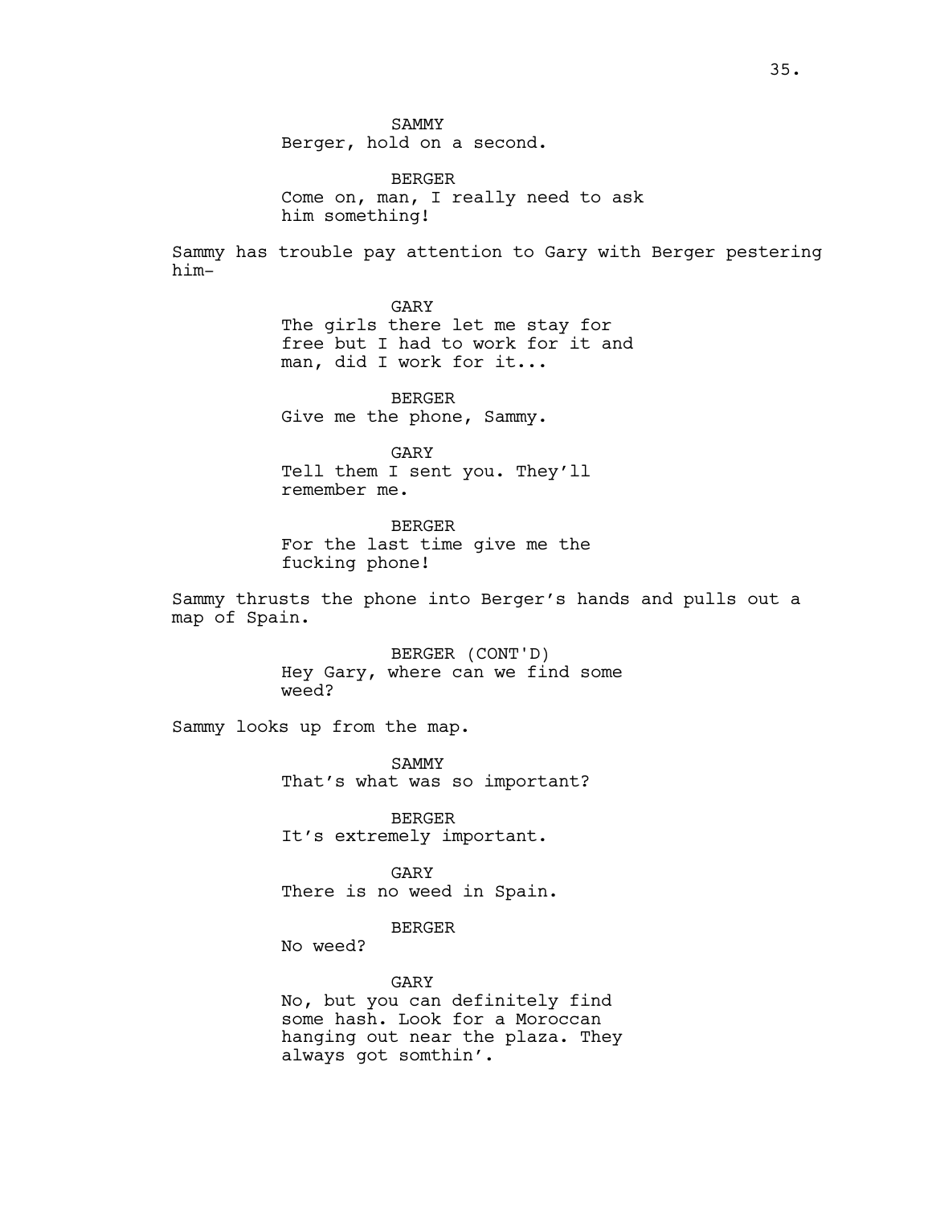SAMMY
Berger, hold on a second.

BERGER
Come on, man, I really need to ask him something!

Sammy has trouble pay attention to Gary with Berger pestering him–

GARY
The girls there let me stay for free but I had to work for it and man, did I work for it...

BERGER
Give me the phone, Sammy.

GARY
Tell them I sent you. They'll remember me.

BERGER
For the last time give me the fucking phone!

Sammy thrusts the phone into Berger's hands and pulls out a map of Spain.

BERGER (CONT'D)
Hey Gary, where can we find some weed?

Sammy looks up from the map.

SAMMY
That's what was so important?

BERGER
It's extremely important.

GARY
There is no weed in Spain.

BERGER
No weed?

GARY
No, but you can definitely find some hash. Look for a Moroccan hanging out near the plaza. They always got somthin'.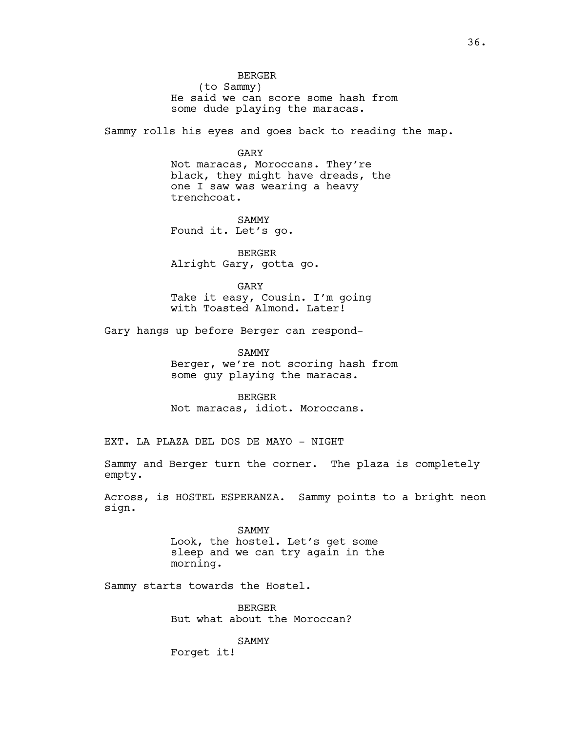BERGER
(to Sammy)
He said we can score some hash from some dude playing the maracas.

Sammy rolls his eyes and goes back to reading the map.

GARY
Not maracas, Moroccans. They're black, they might have dreads, the one I saw was wearing a heavy trenchcoat.

SAMMY
Found it. Let's go.

BERGER
Alright Gary, gotta go.

GARY
Take it easy, Cousin. I'm going with Toasted Almond. Later!

Gary hangs up before Berger can respond-

SAMMY
Berger, we're not scoring hash from some guy playing the maracas.

BERGER
Not maracas, idiot. Moroccans.

EXT. LA PLAZA DEL DOS DE MAYO - NIGHT

Sammy and Berger turn the corner. The plaza is completely empty.

Across, is HOSTEL ESPERANZA. Sammy points to a bright neon sign.

SAMMY
Look, the hostel. Let's get some sleep and we can try again in the morning.

Sammy starts towards the Hostel.

BERGER
But what about the Moroccan?

SAMMY
Forget it!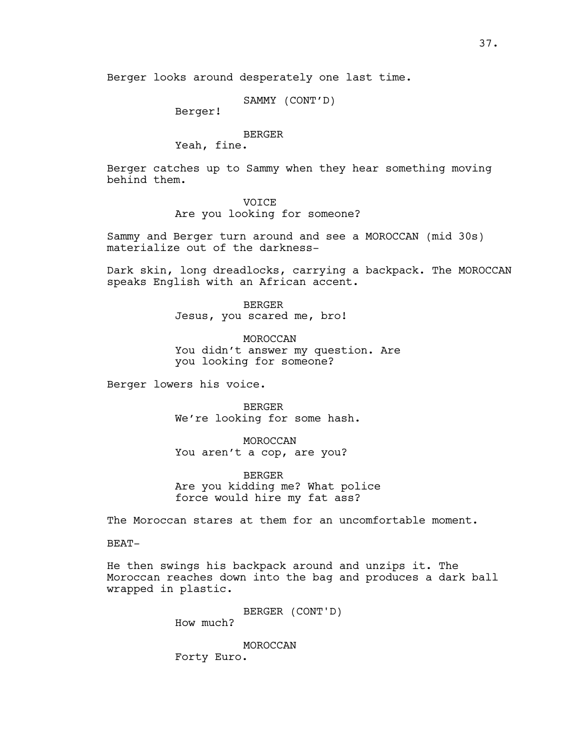Berger looks around desperately one last time.

SAMMY (CONT'D)
Berger!

BERGER
Yeah, fine.

Berger catches up to Sammy when they hear something moving behind them.

VOICE
Are you looking for someone?

Sammy and Berger turn around and see a MOROCCAN (mid 30s) materialize out of the darkness-

Dark skin, long dreadlocks, carrying a backpack. The MOROCCAN speaks English with an African accent.

BERGER
Jesus, you scared me, bro!

MOROCCAN
You didn't answer my question. Are you looking for someone?

Berger lowers his voice.

BERGER
We're looking for some hash.

MOROCCAN
You aren't a cop, are you?

BERGER
Are you kidding me? What police force would hire my fat ass?

The Moroccan stares at them for an uncomfortable moment.

BEAT-

He then swings his backpack around and unzips it. The Moroccan reaches down into the bag and produces a dark ball wrapped in plastic.

BERGER (CONT'D)
How much?

MOROCCAN
Forty Euro.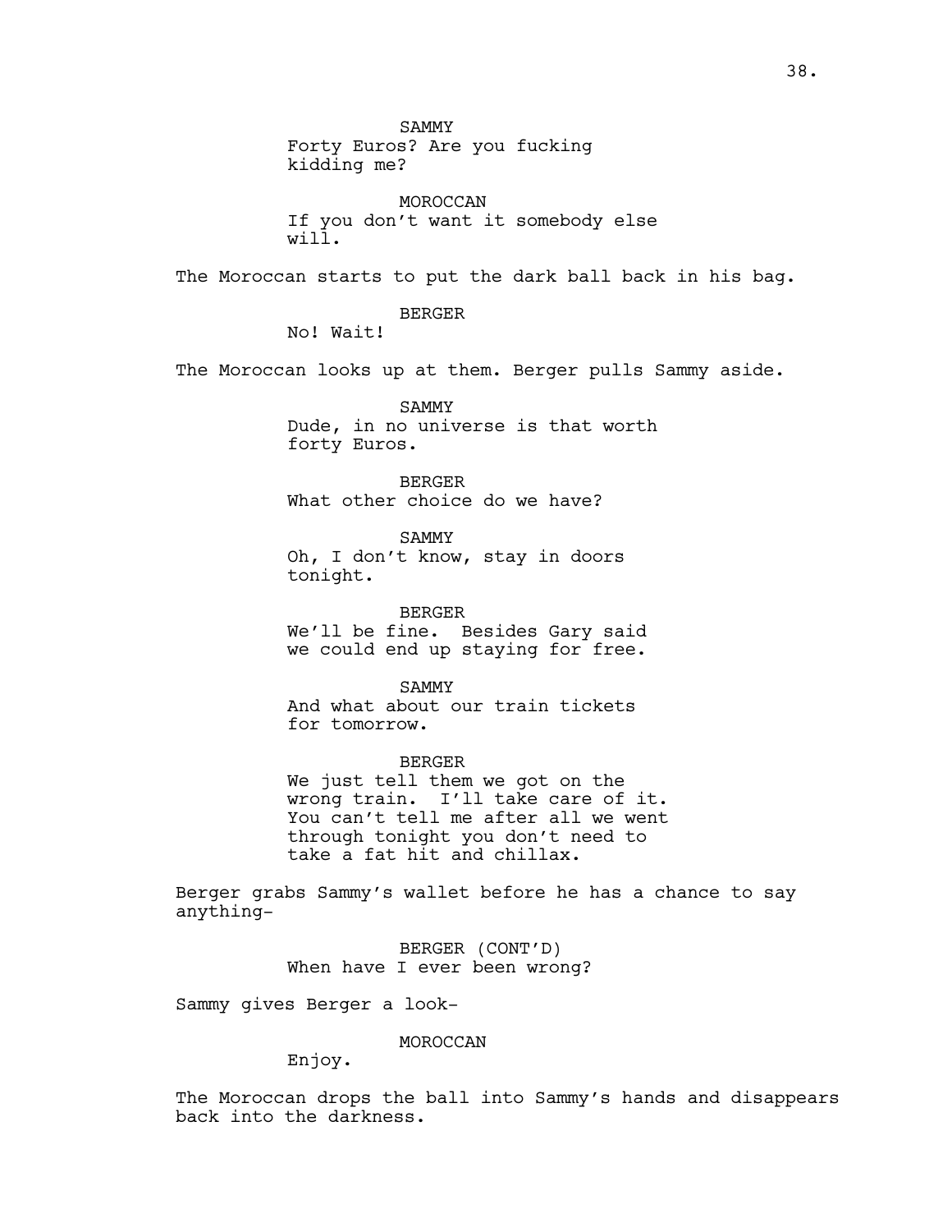SAMMY
Forty Euros? Are you fucking kidding me?

MOROCCAN
If you don't want it somebody else will.

The Moroccan starts to put the dark ball back in his bag.

BERGER
No! Wait!

The Moroccan looks up at them. Berger pulls Sammy aside.

SAMMY
Dude, in no universe is that worth forty Euros.

BERGER
What other choice do we have?

SAMMY
Oh, I don't know, stay in doors tonight.

BERGER
We'll be fine. Besides Gary said we could end up staying for free.

SAMMY
And what about our train tickets for tomorrow.

BERGER
We just tell them we got on the wrong train. I'll take care of it. You can't tell me after all we went through tonight you don't need to take a fat hit and chillax.

Berger grabs Sammy's wallet before he has a chance to say anything-

BERGER (CONT'D)
When have I ever been wrong?

Sammy gives Berger a look-

MOROCCAN
Enjoy.

The Moroccan drops the ball into Sammy's hands and disappears back into the darkness.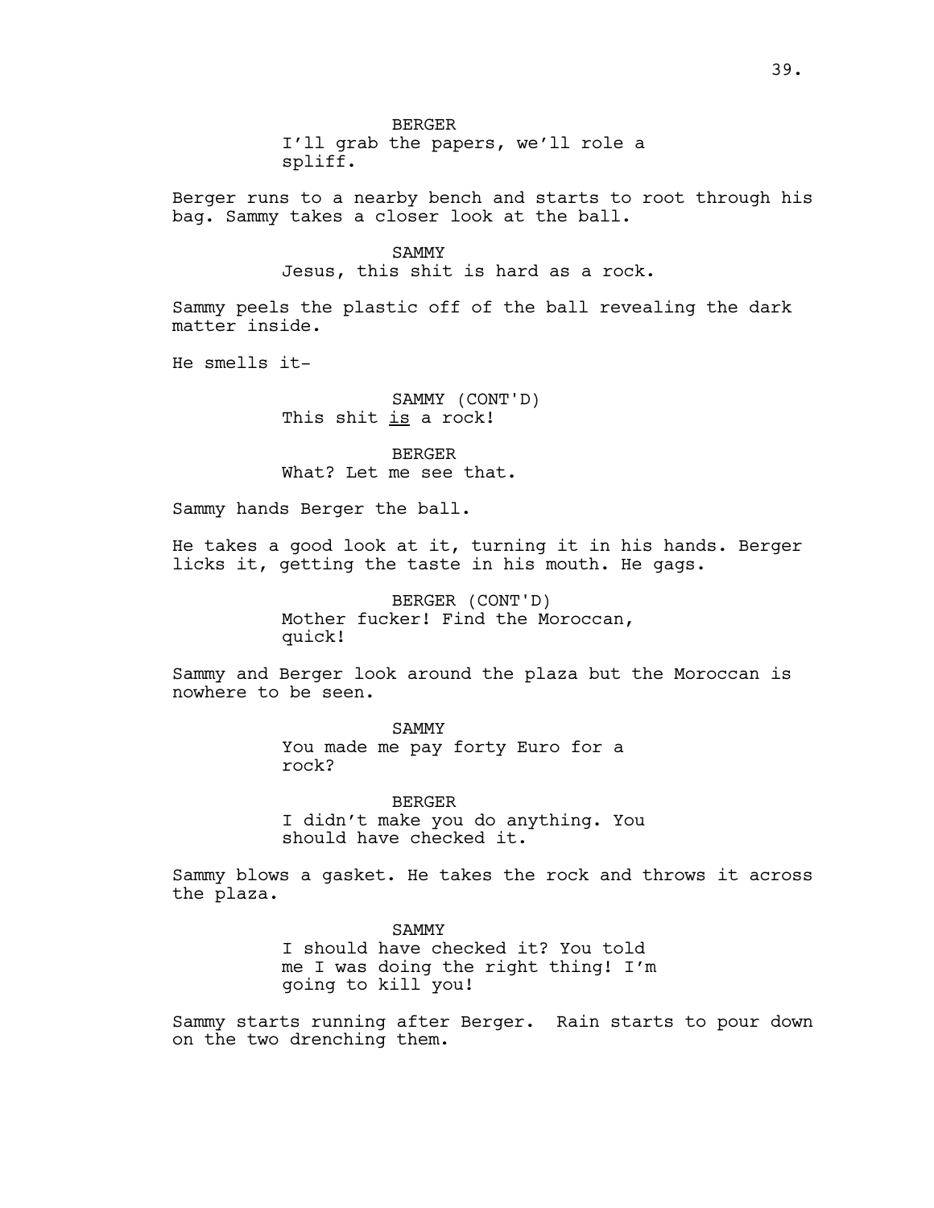BERGER
I'll grab the papers, we'll role a spliff.

Berger runs to a nearby bench and starts to root through his bag. Sammy takes a closer look at the ball.

SAMMY
Jesus, this shit is hard as a rock.

Sammy peels the plastic off of the ball revealing the dark matter inside.

He smells it-

SAMMY (CONT'D)
This shit <u>is</u> a rock!

BERGER
What? Let me see that.

Sammy hands Berger the ball.

He takes a good look at it, turning it in his hands. Berger licks it, getting the taste in his mouth. He gags.

BERGER (CONT'D)
Mother fucker! Find the Moroccan, quick!

Sammy and Berger look around the plaza but the Moroccan is nowhere to be seen.

SAMMY
You made me pay forty Euro for a rock?

BERGER
I didn't make you do anything. You should have checked it.

Sammy blows a gasket. He takes the rock and throws it across the plaza.

SAMMY
I should have checked it? You told me I was doing the right thing! I'm going to kill you!

Sammy starts running after Berger. Rain starts to pour down on the two drenching them.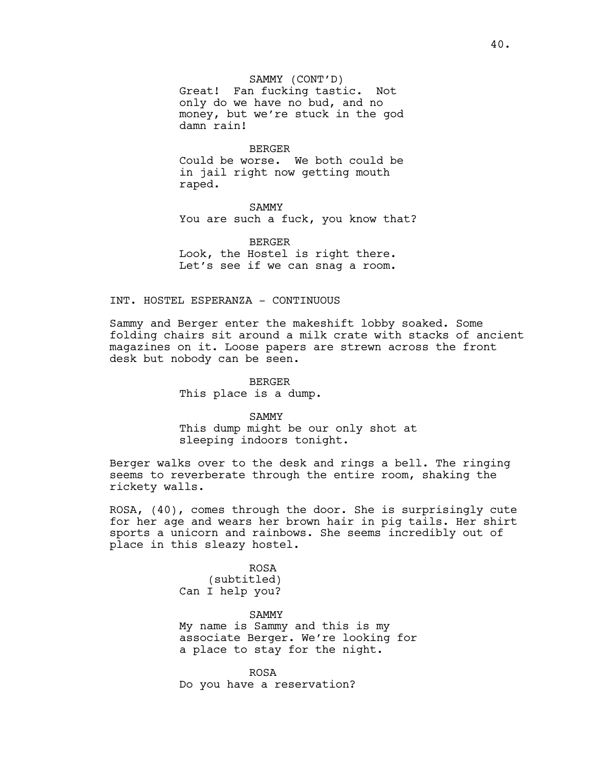SAMMY (CONT'D)
Great! Fan fucking tastic. Not only do we have no bud, and no money, but we're stuck in the god damn rain!

BERGER
Could be worse. We both could be in jail right now getting mouth raped.

SAMMY
You are such a fuck, you know that?

BERGER
Look, the Hostel is right there. Let's see if we can snag a room.

INT. HOSTEL ESPERANZA - CONTINUOUS

Sammy and Berger enter the makeshift lobby soaked. Some folding chairs sit around a milk crate with stacks of ancient magazines on it. Loose papers are strewn across the front desk but nobody can be seen.

BERGER
This place is a dump.

SAMMY
This dump might be our only shot at sleeping indoors tonight.

Berger walks over to the desk and rings a bell. The ringing seems to reverberate through the entire room, shaking the rickety walls.

ROSA, (40), comes through the door. She is surprisingly cute for her age and wears her brown hair in pig tails. Her shirt sports a unicorn and rainbows. She seems incredibly out of place in this sleazy hostel.

ROSA
(subtitled)
Can I help you?

SAMMY
My name is Sammy and this is my associate Berger. We're looking for a place to stay for the night.

ROSA
Do you have a reservation?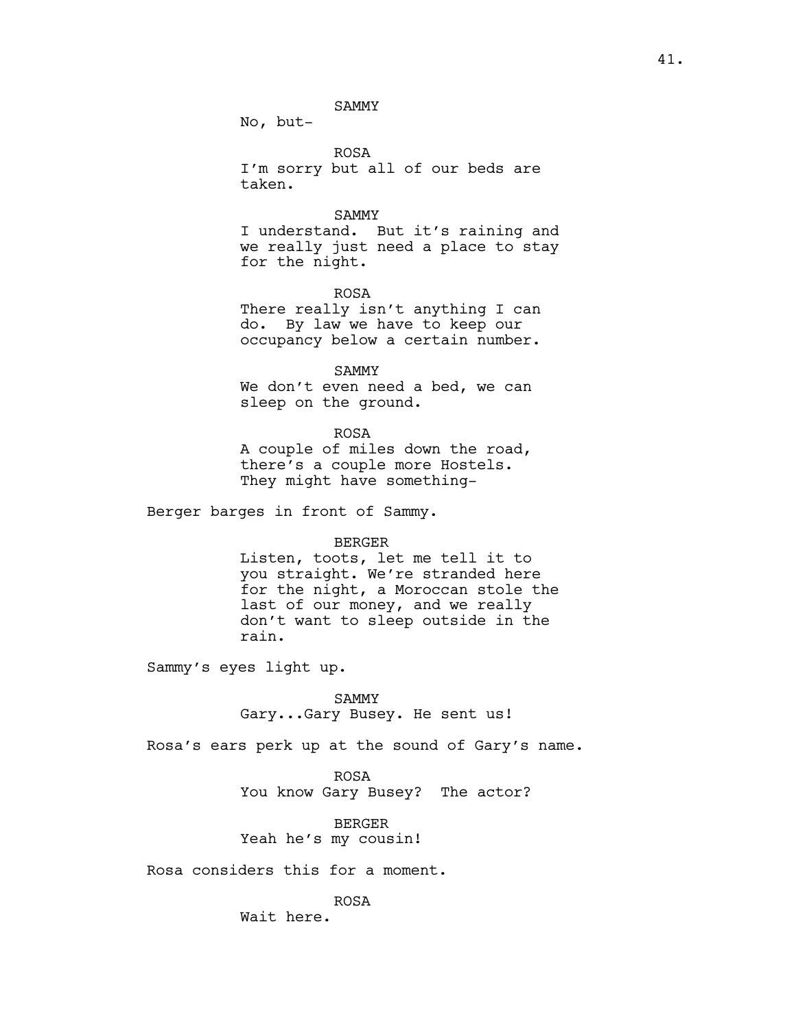SAMMY

No, but-

ROSA

I'm sorry but all of our beds are taken.

SAMMY

I understand. But it's raining and we really just need a place to stay for the night.

ROSA

There really isn't anything I can do. By law we have to keep our occupancy below a certain number.

SAMMY

We don't even need a bed, we can sleep on the ground.

ROSA

A couple of miles down the road, there's a couple more Hostels. They might have something-

Berger barges in front of Sammy.

BERGER

Listen, toots, let me tell it to you straight. We're stranded here for the night, a Moroccan stole the last of our money, and we really don't want to sleep outside in the rain.

Sammy's eyes light up.

SAMMY

Gary...Gary Busey. He sent us!

Rosa's ears perk up at the sound of Gary's name.

ROSA

You know Gary Busey? The actor?

BERGER

Yeah he's my cousin!

Rosa considers this for a moment.

ROSA

Wait here.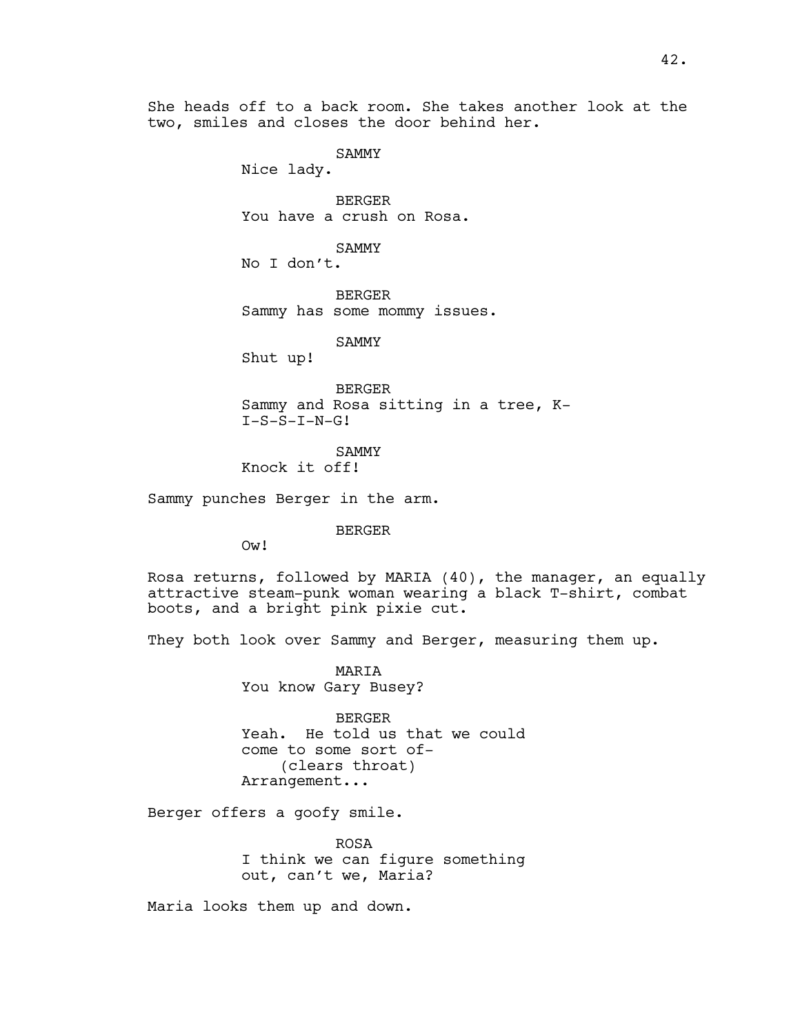She heads off to a back room. She takes another look at the two, smiles and closes the door behind her.

SAMMY
Nice lady.

BERGER
You have a crush on Rosa.

SAMMY
No I don't.

BERGER
Sammy has some mommy issues.

SAMMY
Shut up!

BERGER
Sammy and Rosa sitting in a tree, K-I-S-S-I-N-G!

SAMMY
Knock it off!

Sammy punches Berger in the arm.

BERGER
Ow!

Rosa returns, followed by MARIA (40), the manager, an equally attractive steam-punk woman wearing a black T-shirt, combat boots, and a bright pink pixie cut.

They both look over Sammy and Berger, measuring them up.

MARIA
You know Gary Busey?

BERGER
Yeah. He told us that we could come to some sort of-
(clears throat)
Arrangement...

Berger offers a goofy smile.

ROSA
I think we can figure something out, can't we, Maria?

Maria looks them up and down.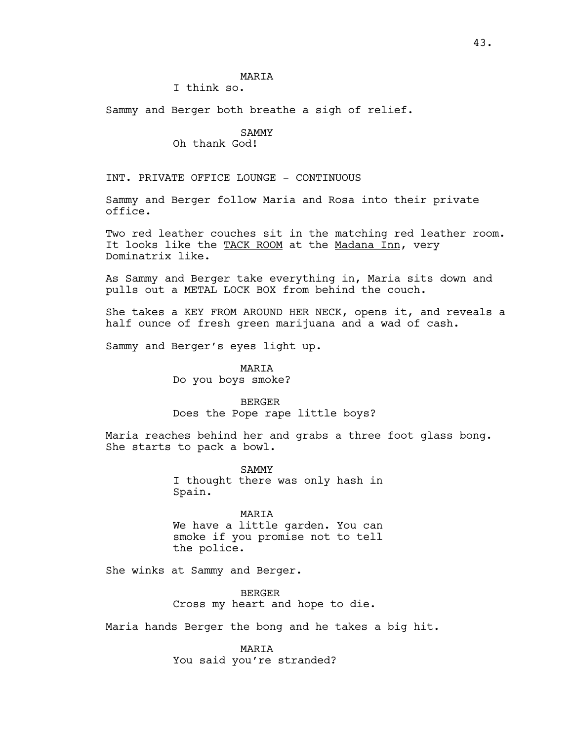MARIA
I think so.

Sammy and Berger both breathe a sigh of relief.

SAMMY
Oh thank God!

INT. PRIVATE OFFICE LOUNGE - CONTINUOUS

Sammy and Berger follow Maria and Rosa into their private office.

Two red leather couches sit in the matching red leather room. It looks like the TACK ROOM at the Madana Inn, very Dominatrix like.

As Sammy and Berger take everything in, Maria sits down and pulls out a METAL LOCK BOX from behind the couch.

She takes a KEY FROM AROUND HER NECK, opens it, and reveals a half ounce of fresh green marijuana and a wad of cash.

Sammy and Berger's eyes light up.

MARIA
Do you boys smoke?

BERGER
Does the Pope rape little boys?

Maria reaches behind her and grabs a three foot glass bong. She starts to pack a bowl.

SAMMY
I thought there was only hash in Spain.

MARIA
We have a little garden. You can smoke if you promise not to tell the police.

She winks at Sammy and Berger.

BERGER
Cross my heart and hope to die.

Maria hands Berger the bong and he takes a big hit.

MARIA
You said you're stranded?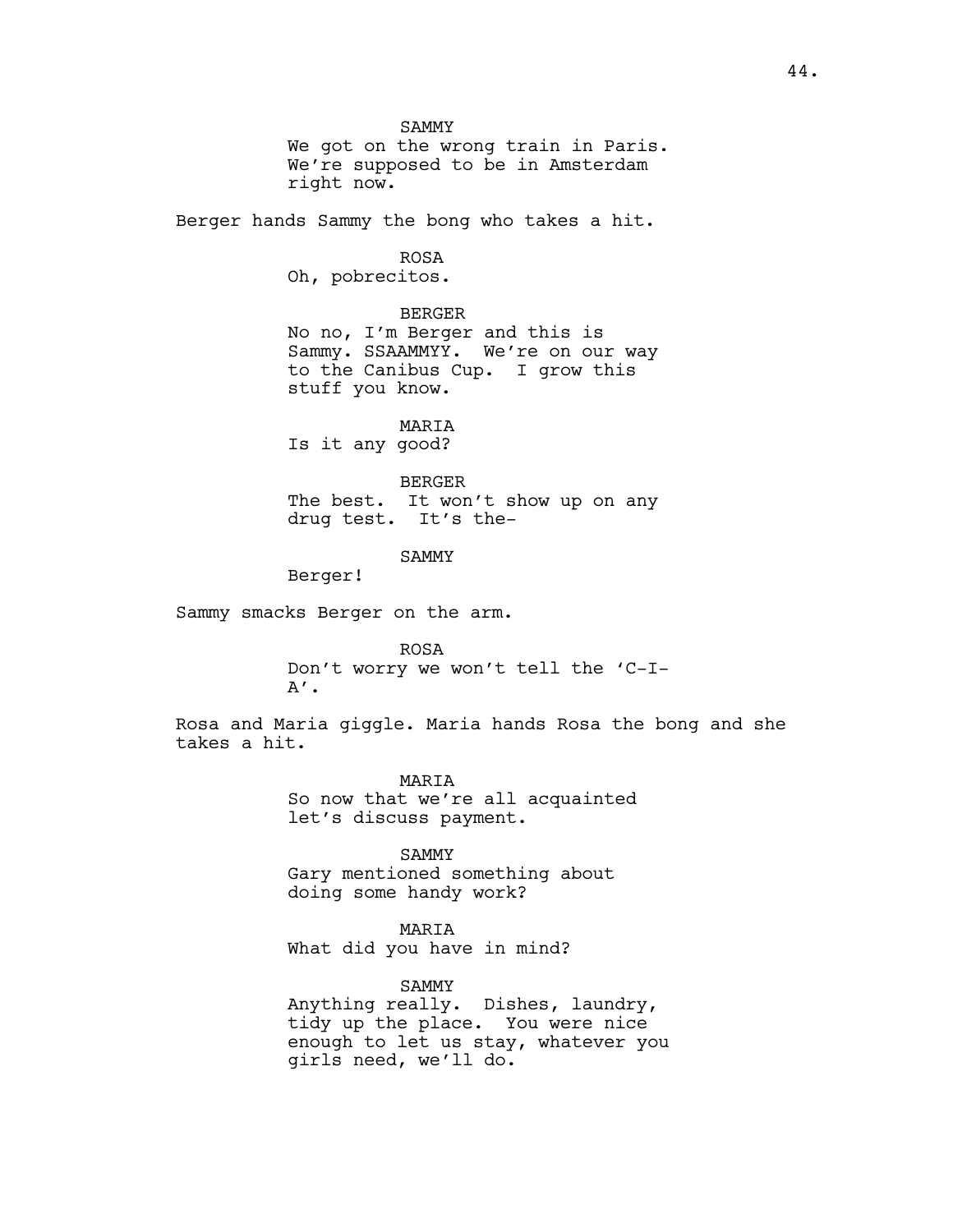SAMMY
We got on the wrong train in Paris. We're supposed to be in Amsterdam right now.

Berger hands Sammy the bong who takes a hit.

ROSA
Oh, pobrecitos.

BERGER
No no, I'm Berger and this is Sammy. SSAAMMYY. We're on our way to the Canibus Cup. I grow this stuff you know.

MARIA
Is it any good?

BERGER
The best. It won't show up on any drug test. It's the-

SAMMY
Berger!

Sammy smacks Berger on the arm.

ROSA
Don't worry we won't tell the 'C-I-A'.

Rosa and Maria giggle. Maria hands Rosa the bong and she takes a hit.

MARIA
So now that we're all acquainted let's discuss payment.

SAMMY
Gary mentioned something about doing some handy work?

MARIA
What did you have in mind?

SAMMY
Anything really. Dishes, laundry, tidy up the place. You were nice enough to let us stay, whatever you girls need, we'll do.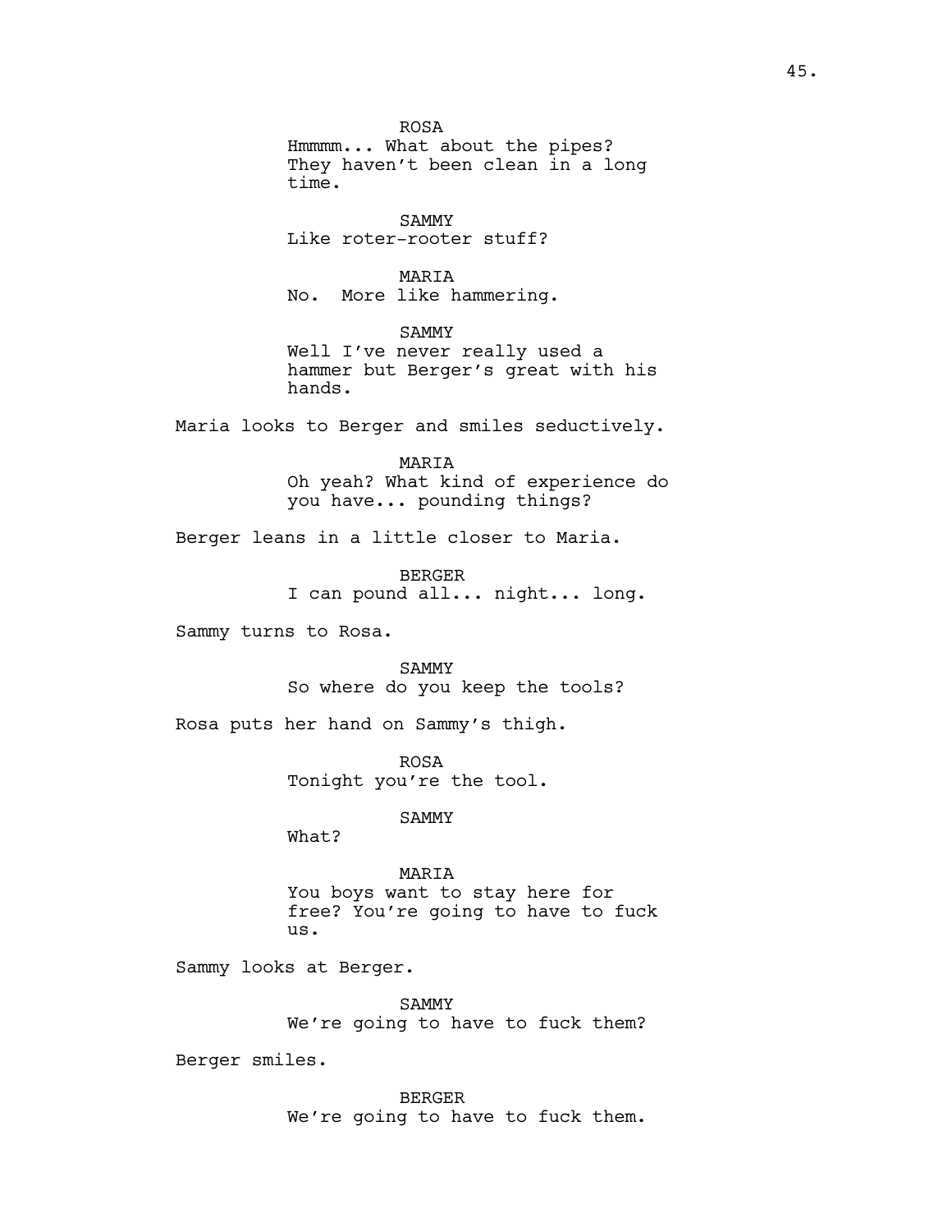ROSA
Hmmmm... What about the pipes? They haven't been clean in a long time.

SAMMY
Like roter-rooter stuff?

MARIA
No. More like hammering.

SAMMY
Well I've never really used a hammer but Berger's great with his hands.

Maria looks to Berger and smiles seductively.

MARIA
Oh yeah? What kind of experience do you have... pounding things?

Berger leans in a little closer to Maria.

BERGER
I can pound all... night... long.

Sammy turns to Rosa.

SAMMY
So where do you keep the tools?

Rosa puts her hand on Sammy's thigh.

ROSA
Tonight you're the tool.

SAMMY
What?

MARIA
You boys want to stay here for free? You're going to have to fuck us.

Sammy looks at Berger.

SAMMY
We're going to have to fuck them?

Berger smiles.

BERGER
We're going to have to fuck them.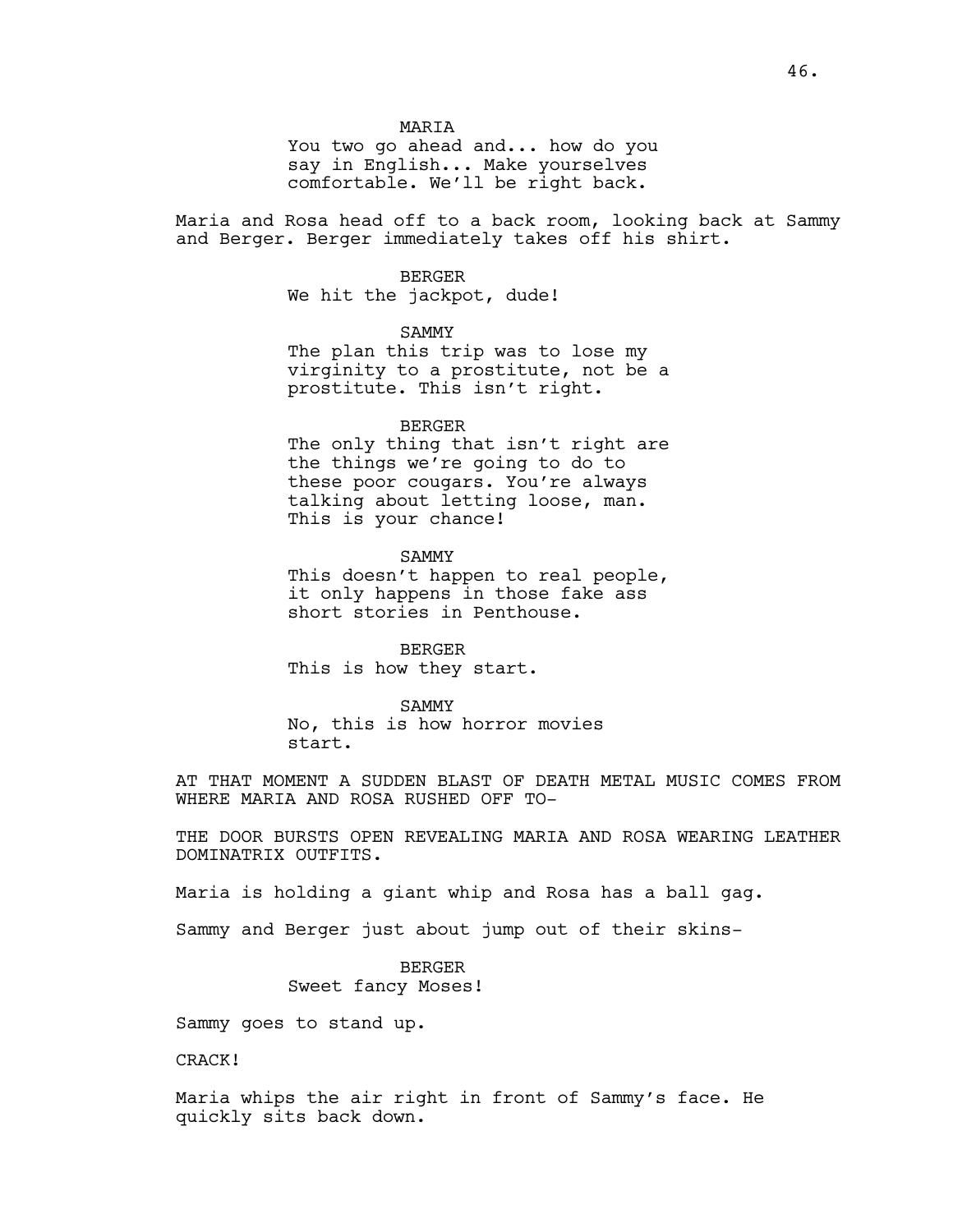MARIA
You two go ahead and... how do you say in English... Make yourselves comfortable. We'll be right back.

Maria and Rosa head off to a back room, looking back at Sammy and Berger. Berger immediately takes off his shirt.

BERGER
We hit the jackpot, dude!

SAMMY
The plan this trip was to lose my virginity to a prostitute, not be a prostitute. This isn't right.

BERGER
The only thing that isn't right are the things we're going to do to these poor cougars. You're always talking about letting loose, man. This is your chance!

SAMMY
This doesn't happen to real people, it only happens in those fake ass short stories in Penthouse.

BERGER
This is how they start.

SAMMY
No, this is how horror movies start.

AT THAT MOMENT A SUDDEN BLAST OF DEATH METAL MUSIC COMES FROM WHERE MARIA AND ROSA RUSHED OFF TO-

THE DOOR BURSTS OPEN REVEALING MARIA AND ROSA WEARING LEATHER DOMINATRIX OUTFITS.

Maria is holding a giant whip and Rosa has a ball gag.

Sammy and Berger just about jump out of their skins-

BERGER
Sweet fancy Moses!

Sammy goes to stand up.

CRACK!

Maria whips the air right in front of Sammy's face. He quickly sits back down.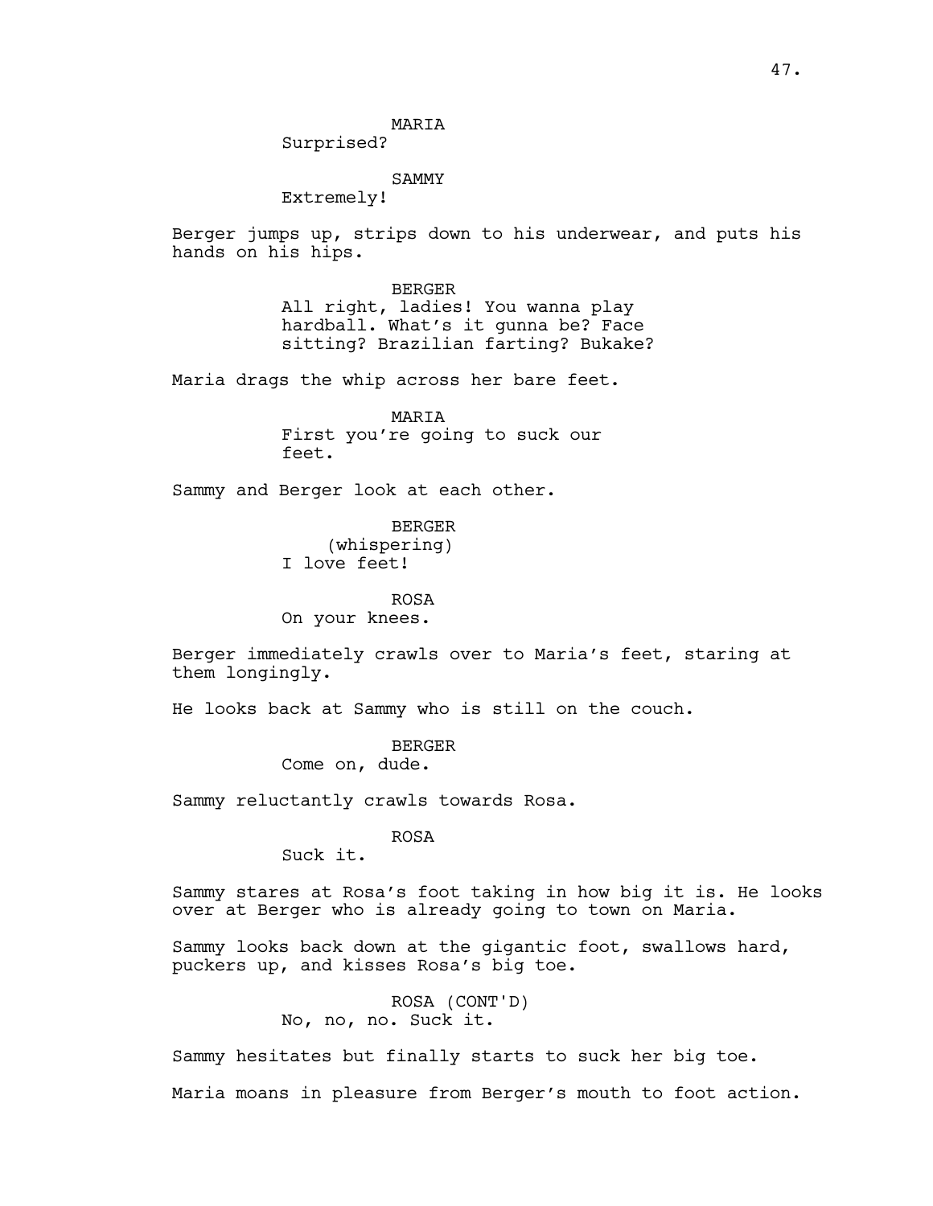MARIA
Surprised?

SAMMY
Extremely!

Berger jumps up, strips down to his underwear, and puts his hands on his hips.

BERGER
All right, ladies! You wanna play hardball. What's it gunna be? Face sitting? Brazilian farting? Bukake?

Maria drags the whip across her bare feet.

MARIA
First you're going to suck our feet.

Sammy and Berger look at each other.

BERGER
(whispering)
I love feet!

ROSA
On your knees.

Berger immediately crawls over to Maria's feet, staring at them longingly.

He looks back at Sammy who is still on the couch.

BERGER
Come on, dude.

Sammy reluctantly crawls towards Rosa.

ROSA
Suck it.

Sammy stares at Rosa's foot taking in how big it is. He looks over at Berger who is already going to town on Maria.

Sammy looks back down at the gigantic foot, swallows hard, puckers up, and kisses Rosa's big toe.

ROSA (CONT'D)
No, no, no. Suck it.

Sammy hesitates but finally starts to suck her big toe.

Maria moans in pleasure from Berger's mouth to foot action.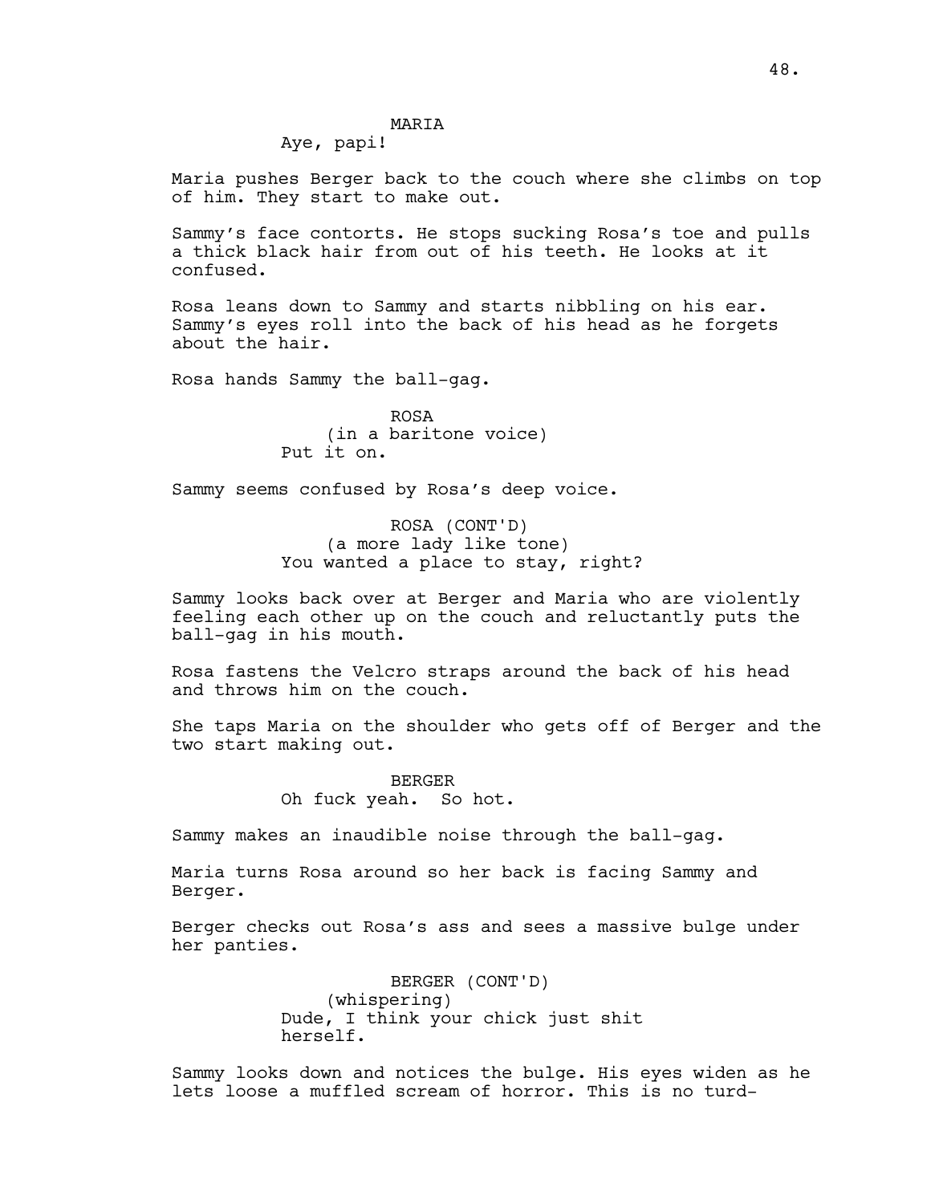MARIA
Aye, papi!

Maria pushes Berger back to the couch where she climbs on top of him. They start to make out.

Sammy's face contorts. He stops sucking Rosa's toe and pulls a thick black hair from out of his teeth. He looks at it confused.

Rosa leans down to Sammy and starts nibbling on his ear. Sammy's eyes roll into the back of his head as he forgets about the hair.

Rosa hands Sammy the ball-gag.

ROSA
(in a baritone voice)
Put it on.

Sammy seems confused by Rosa's deep voice.

ROSA (CONT'D)
(a more lady like tone)
You wanted a place to stay, right?

Sammy looks back over at Berger and Maria who are violently feeling each other up on the couch and reluctantly puts the ball-gag in his mouth.

Rosa fastens the Velcro straps around the back of his head and throws him on the couch.

She taps Maria on the shoulder who gets off of Berger and the two start making out.

BERGER
Oh fuck yeah. So hot.

Sammy makes an inaudible noise through the ball-gag.

Maria turns Rosa around so her back is facing Sammy and Berger.

Berger checks out Rosa's ass and sees a massive bulge under her panties.

BERGER (CONT'D)
(whispering)
Dude, I think your chick just shit herself.

Sammy looks down and notices the bulge. His eyes widen as he lets loose a muffled scream of horror. This is no turd-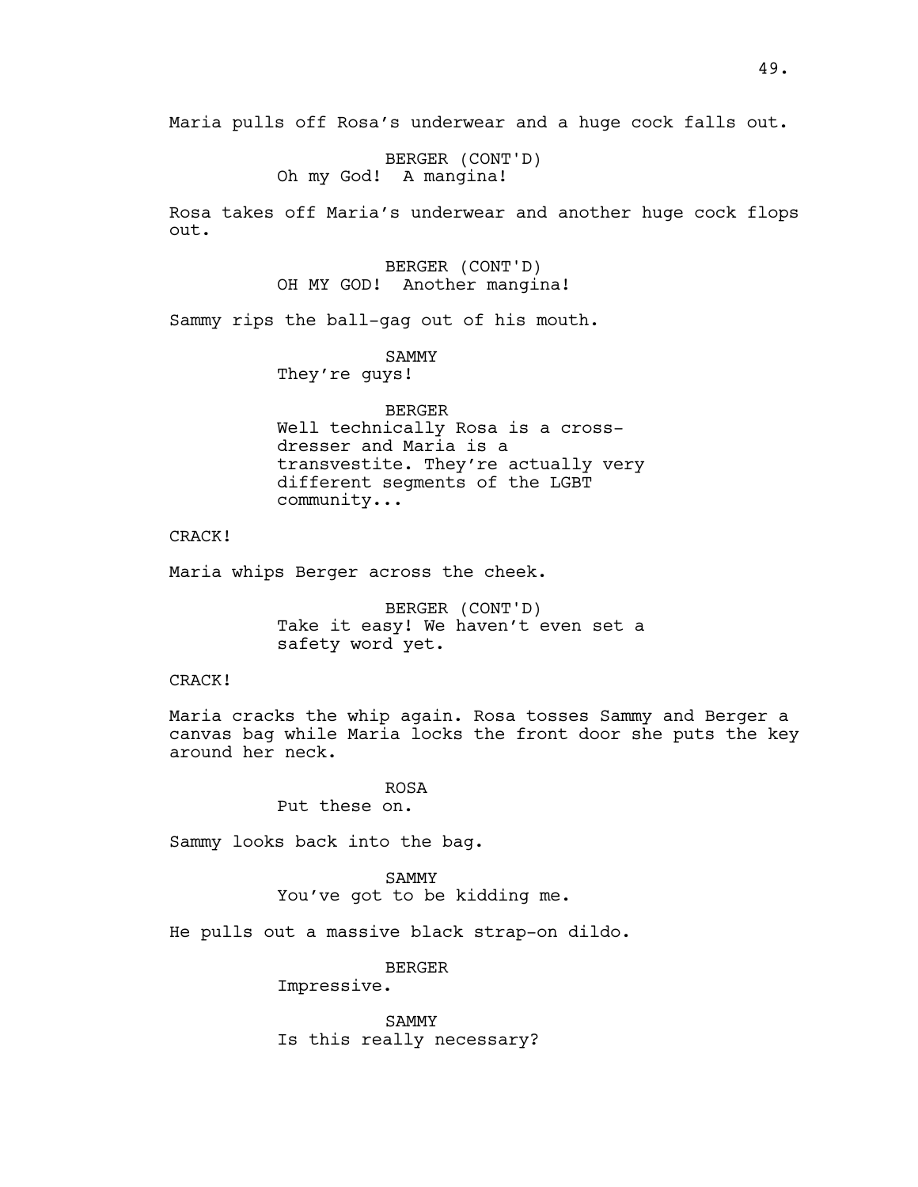Maria pulls off Rosa's underwear and a huge cock falls out.

BERGER (CONT'D)
Oh my God! A mangina!

Rosa takes off Maria's underwear and another huge cock flops out.

BERGER (CONT'D)
OH MY GOD! Another mangina!

Sammy rips the ball-gag out of his mouth.

SAMMY
They're guys!

BERGER
Well technically Rosa is a cross-dresser and Maria is a transvestite. They're actually very different segments of the LGBT community...

CRACK!

Maria whips Berger across the cheek.

BERGER (CONT'D)
Take it easy! We haven't even set a safety word yet.

CRACK!

Maria cracks the whip again. Rosa tosses Sammy and Berger a canvas bag while Maria locks the front door she puts the key around her neck.

ROSA
Put these on.

Sammy looks back into the bag.

SAMMY
You've got to be kidding me.

He pulls out a massive black strap-on dildo.

BERGER
Impressive.

SAMMY
Is this really necessary?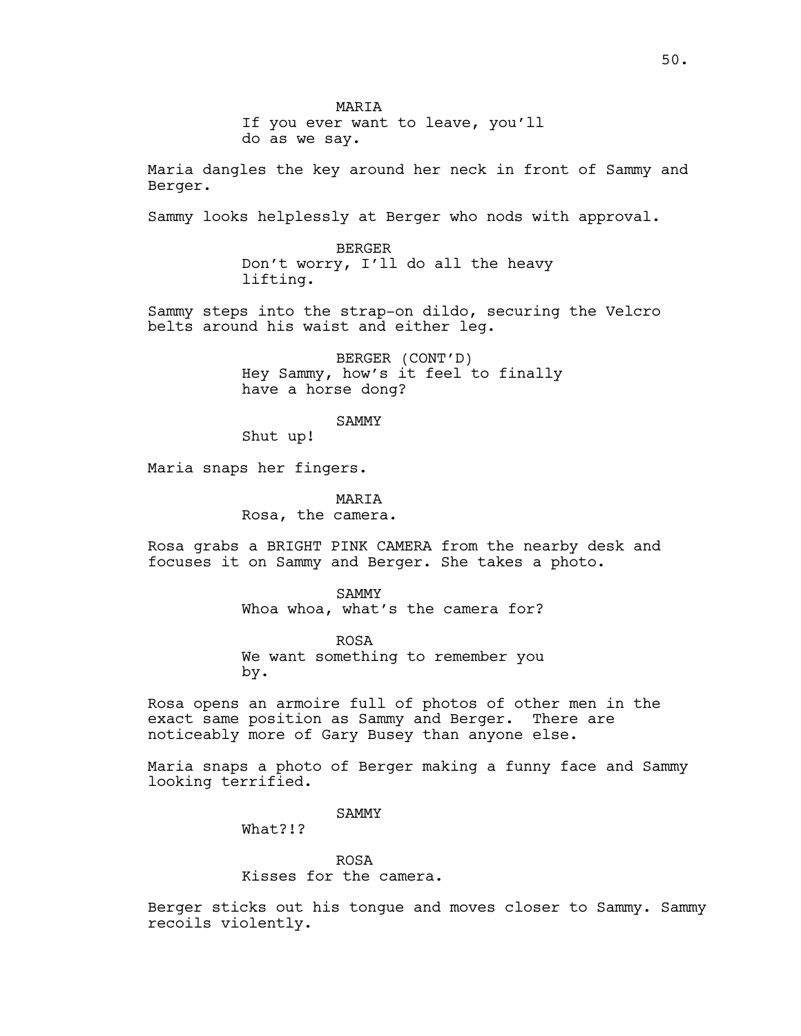MARIA
If you ever want to leave, you'll do as we say.

Maria dangles the key around her neck in front of Sammy and Berger.

Sammy looks helplessly at Berger who nods with approval.

BERGER
Don't worry, I'll do all the heavy lifting.

Sammy steps into the strap-on dildo, securing the Velcro belts around his waist and either leg.

BERGER (CONT'D)
Hey Sammy, how's it feel to finally have a horse dong?

SAMMY
Shut up!

Maria snaps her fingers.

MARIA
Rosa, the camera.

Rosa grabs a BRIGHT PINK CAMERA from the nearby desk and focuses it on Sammy and Berger. She takes a photo.

SAMMY
Whoa whoa, what's the camera for?

ROSA
We want something to remember you by.

Rosa opens an armoire full of photos of other men in the exact same position as Sammy and Berger. There are noticeably more of Gary Busey than anyone else.

Maria snaps a photo of Berger making a funny face and Sammy looking terrified.

SAMMY
What?!?

ROSA
Kisses for the camera.

Berger sticks out his tongue and moves closer to Sammy. Sammy recoils violently.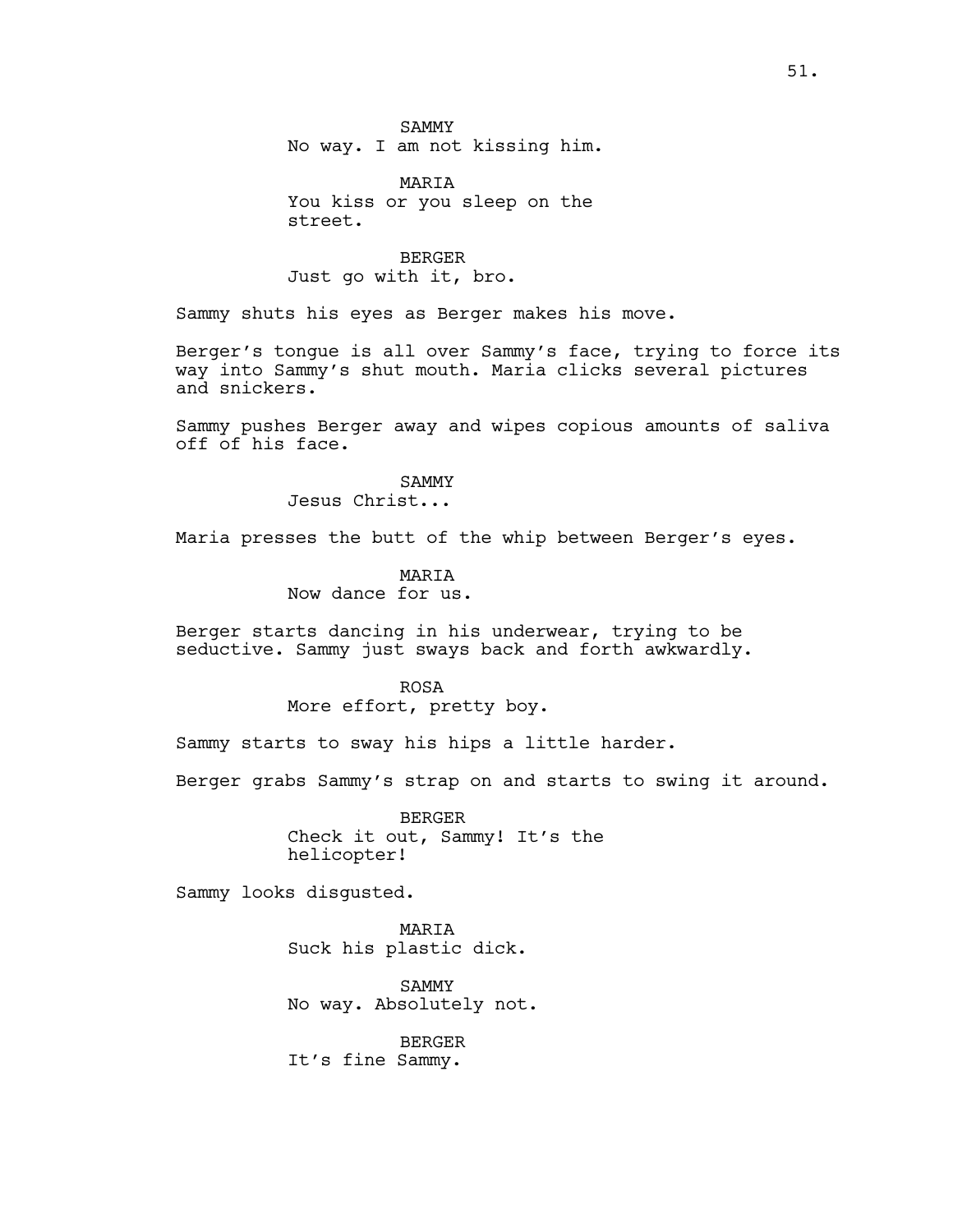SAMMY
No way. I am not kissing him.

MARIA
You kiss or you sleep on the street.

BERGER
Just go with it, bro.

Sammy shuts his eyes as Berger makes his move.

Berger's tongue is all over Sammy's face, trying to force its way into Sammy's shut mouth. Maria clicks several pictures and snickers.

Sammy pushes Berger away and wipes copious amounts of saliva off of his face.

SAMMY
Jesus Christ...

Maria presses the butt of the whip between Berger's eyes.

MARIA
Now dance for us.

Berger starts dancing in his underwear, trying to be seductive. Sammy just sways back and forth awkwardly.

ROSA
More effort, pretty boy.

Sammy starts to sway his hips a little harder.

Berger grabs Sammy's strap on and starts to swing it around.

BERGER
Check it out, Sammy! It's the helicopter!

Sammy looks disgusted.

MARIA
Suck his plastic dick.

SAMMY
No way. Absolutely not.

BERGER
It's fine Sammy.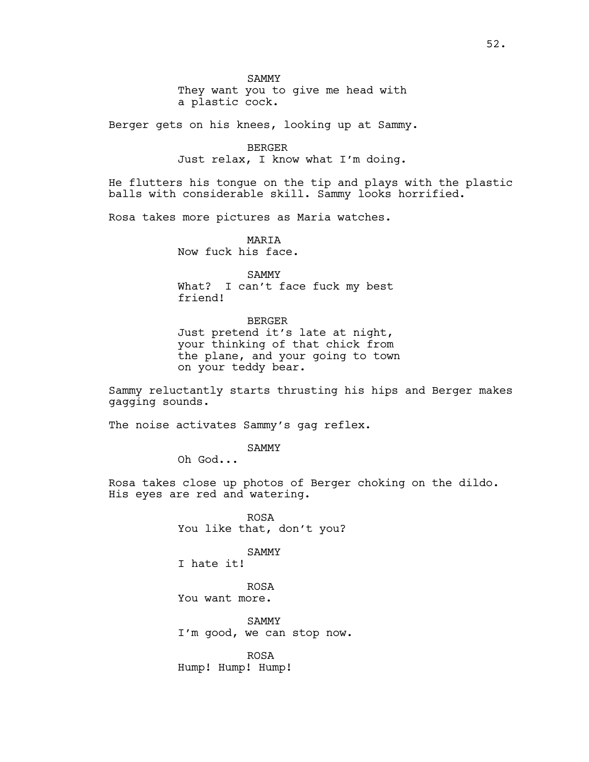SAMMY
They want you to give me head with a plastic cock.

Berger gets on his knees, looking up at Sammy.

BERGER
Just relax, I know what I'm doing.

He flutters his tongue on the tip and plays with the plastic balls with considerable skill. Sammy looks horrified.

Rosa takes more pictures as Maria watches.

MARIA
Now fuck his face.

SAMMY
What? I can't face fuck my best friend!

BERGER
Just pretend it's late at night, your thinking of that chick from the plane, and your going to town on your teddy bear.

Sammy reluctantly starts thrusting his hips and Berger makes gagging sounds.

The noise activates Sammy's gag reflex.

SAMMY
Oh God...

Rosa takes close up photos of Berger choking on the dildo. His eyes are red and watering.

ROSA
You like that, don't you?

SAMMY
I hate it!

ROSA
You want more.

SAMMY
I'm good, we can stop now.

ROSA
Hump! Hump! Hump!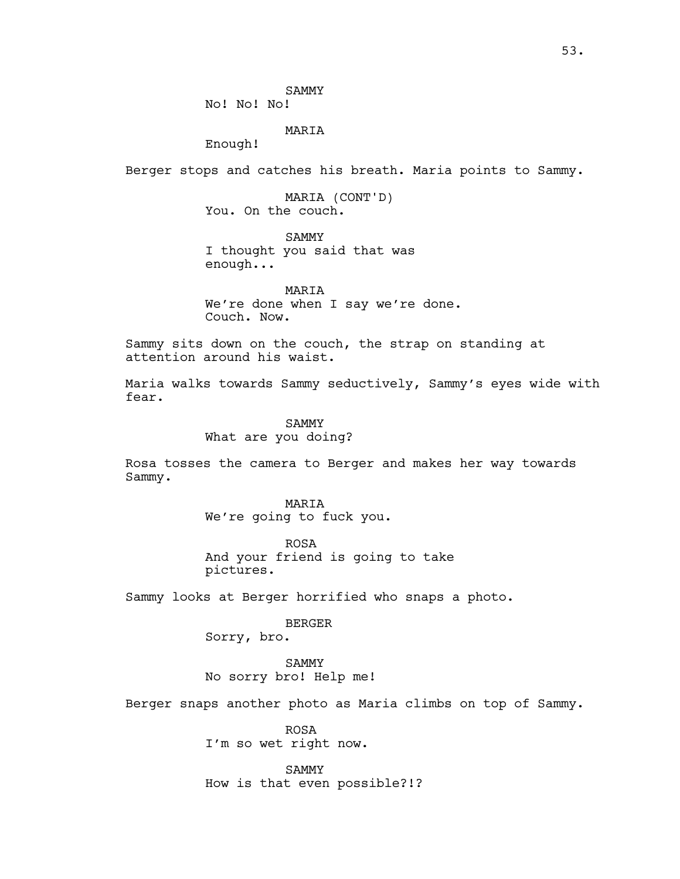SAMMY
No! No! No!

MARIA
Enough!

Berger stops and catches his breath. Maria points to Sammy.

MARIA (CONT'D)
You. On the couch.

SAMMY
I thought you said that was enough...

MARIA
We're done when I say we're done. Couch. Now.

Sammy sits down on the couch, the strap on standing at attention around his waist.

Maria walks towards Sammy seductively, Sammy's eyes wide with fear.

SAMMY
What are you doing?

Rosa tosses the camera to Berger and makes her way towards Sammy.

MARIA
We're going to fuck you.

ROSA
And your friend is going to take pictures.

Sammy looks at Berger horrified who snaps a photo.

BERGER
Sorry, bro.

SAMMY
No sorry bro! Help me!

Berger snaps another photo as Maria climbs on top of Sammy.

ROSA
I'm so wet right now.

SAMMY
How is that even possible?!?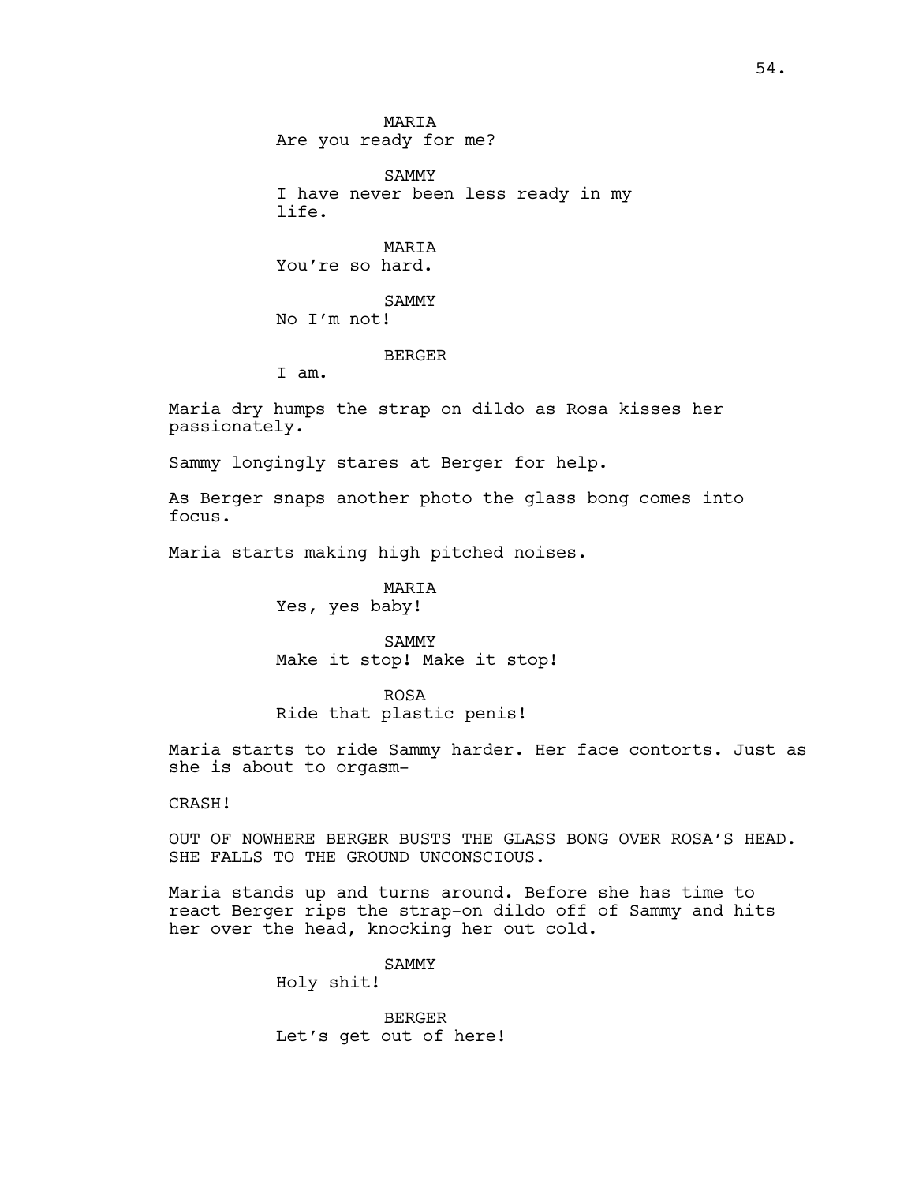MARIA
Are you ready for me?

SAMMY
I have never been less ready in my life.

MARIA
You're so hard.

SAMMY
No I'm not!

BERGER
I am.

Maria dry humps the strap on dildo as Rosa kisses her passionately.

Sammy longingly stares at Berger for help.

As Berger snaps another photo the glass bong comes into focus.

Maria starts making high pitched noises.

MARIA
Yes, yes baby!

SAMMY
Make it stop! Make it stop!

ROSA
Ride that plastic penis!

Maria starts to ride Sammy harder. Her face contorts. Just as she is about to orgasm-

CRASH!

OUT OF NOWHERE BERGER BUSTS THE GLASS BONG OVER ROSA'S HEAD. SHE FALLS TO THE GROUND UNCONSCIOUS.

Maria stands up and turns around. Before she has time to react Berger rips the strap-on dildo off of Sammy and hits her over the head, knocking her out cold.

SAMMY
Holy shit!

BERGER
Let's get out of here!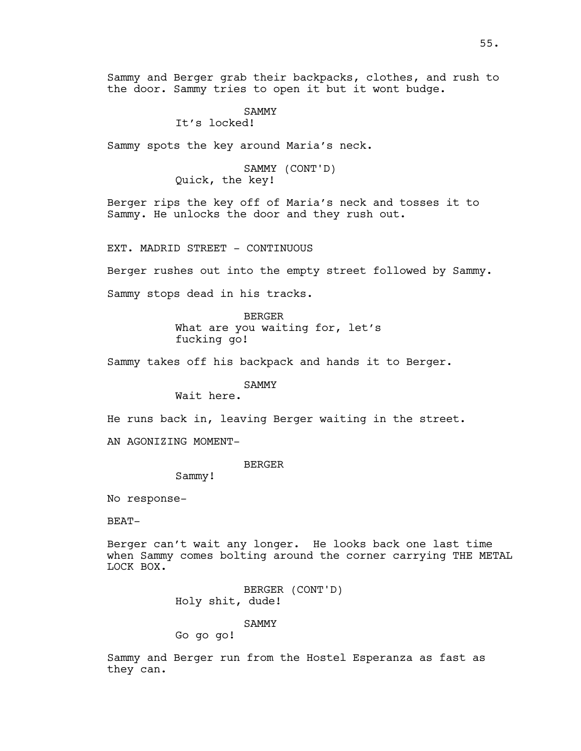Sammy and Berger grab their backpacks, clothes, and rush to the door. Sammy tries to open it but it wont budge.

SAMMY
It's locked!

Sammy spots the key around Maria's neck.

SAMMY (CONT'D)
Quick, the key!

Berger rips the key off of Maria's neck and tosses it to Sammy. He unlocks the door and they rush out.

EXT. MADRID STREET - CONTINUOUS

Berger rushes out into the empty street followed by Sammy.

Sammy stops dead in his tracks.

BERGER
What are you waiting for, let's fucking go!

Sammy takes off his backpack and hands it to Berger.

SAMMY
Wait here.

He runs back in, leaving Berger waiting in the street.

AN AGONIZING MOMENT-

BERGER
Sammy!

No response-

BEAT-

Berger can't wait any longer. He looks back one last time when Sammy comes bolting around the corner carrying THE METAL LOCK BOX.

BERGER (CONT'D)
Holy shit, dude!

SAMMY
Go go go!

Sammy and Berger run from the Hostel Esperanza as fast as they can.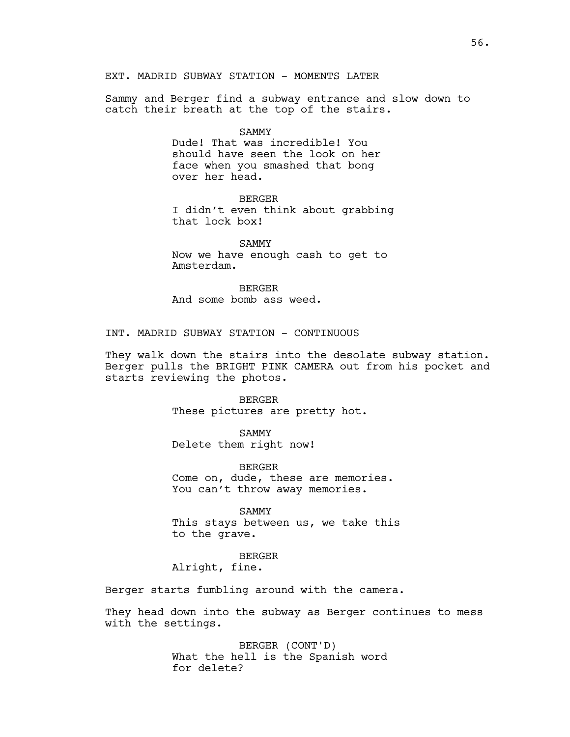EXT. MADRID SUBWAY STATION - MOMENTS LATER

Sammy and Berger find a subway entrance and slow down to catch their breath at the top of the stairs.

SAMMY
Dude! That was incredible! You should have seen the look on her face when you smashed that bong over her head.

BERGER
I didn't even think about grabbing that lock box!

SAMMY
Now we have enough cash to get to Amsterdam.

BERGER
And some bomb ass weed.

INT. MADRID SUBWAY STATION - CONTINUOUS

They walk down the stairs into the desolate subway station. Berger pulls the BRIGHT PINK CAMERA out from his pocket and starts reviewing the photos.

BERGER
These pictures are pretty hot.

SAMMY
Delete them right now!

BERGER
Come on, dude, these are memories. You can't throw away memories.

SAMMY
This stays between us, we take this to the grave.

BERGER
Alright, fine.

Berger starts fumbling around with the camera.

They head down into the subway as Berger continues to mess with the settings.

BERGER (CONT'D)
What the hell is the Spanish word for delete?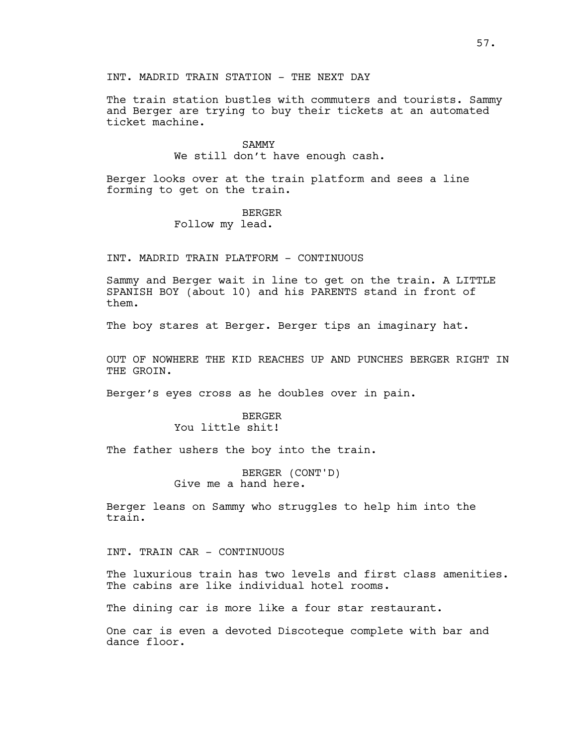INT. MADRID TRAIN STATION - THE NEXT DAY

The train station bustles with commuters and tourists. Sammy and Berger are trying to buy their tickets at an automated ticket machine.

SAMMY
We still don't have enough cash.

Berger looks over at the train platform and sees a line forming to get on the train.

BERGER
Follow my lead.

INT. MADRID TRAIN PLATFORM - CONTINUOUS

Sammy and Berger wait in line to get on the train. A LITTLE SPANISH BOY (about 10) and his PARENTS stand in front of them.

The boy stares at Berger. Berger tips an imaginary hat.

OUT OF NOWHERE THE KID REACHES UP AND PUNCHES BERGER RIGHT IN THE GROIN.

Berger's eyes cross as he doubles over in pain.

BERGER
You little shit!

The father ushers the boy into the train.

BERGER (CONT'D)
Give me a hand here.

Berger leans on Sammy who struggles to help him into the train.

INT. TRAIN CAR - CONTINUOUS

The luxurious train has two levels and first class amenities. The cabins are like individual hotel rooms.

The dining car is more like a four star restaurant.

One car is even a devoted Discoteque complete with bar and dance floor.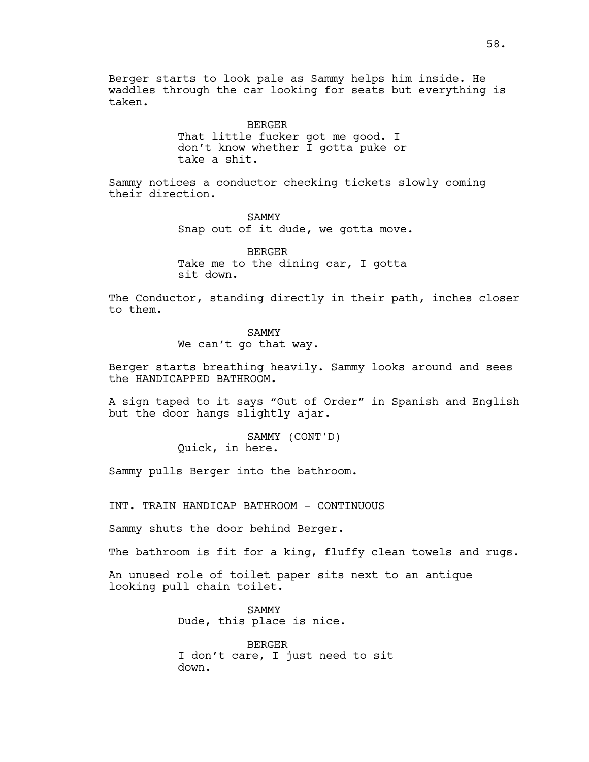Berger starts to look pale as Sammy helps him inside. He waddles through the car looking for seats but everything is taken.

BERGER
That little fucker got me good. I don't know whether I gotta puke or take a shit.

Sammy notices a conductor checking tickets slowly coming their direction.

SAMMY
Snap out of it dude, we gotta move.

BERGER
Take me to the dining car, I gotta sit down.

The Conductor, standing directly in their path, inches closer to them.

SAMMY
We can't go that way.

Berger starts breathing heavily. Sammy looks around and sees the HANDICAPPED BATHROOM.

A sign taped to it says "Out of Order" in Spanish and English but the door hangs slightly ajar.

SAMMY (CONT'D)
Quick, in here.

Sammy pulls Berger into the bathroom.

INT. TRAIN HANDICAP BATHROOM - CONTINUOUS

Sammy shuts the door behind Berger.

The bathroom is fit for a king, fluffy clean towels and rugs.

An unused role of toilet paper sits next to an antique looking pull chain toilet.

SAMMY
Dude, this place is nice.

BERGER
I don't care, I just need to sit down.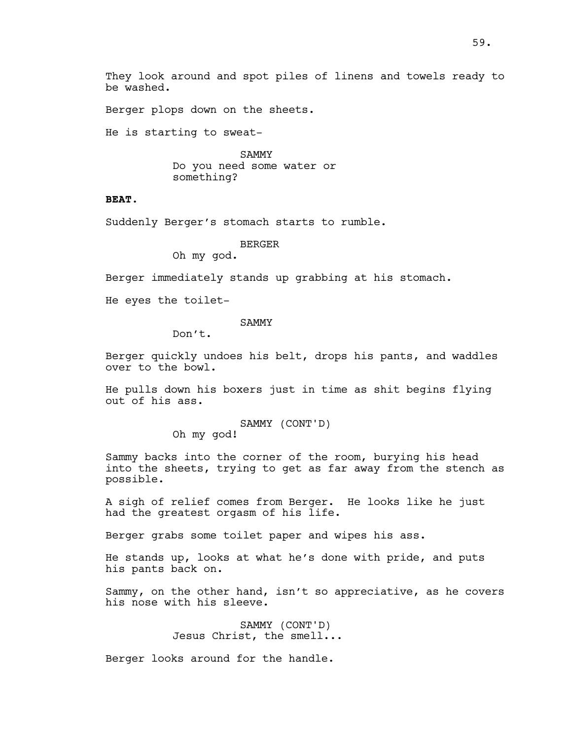They look around and spot piles of linens and towels ready to be washed.

Berger plops down on the sheets.

He is starting to sweat-

SAMMY
Do you need some water or something?

**BEAT.**

Suddenly Berger's stomach starts to rumble.

BERGER
Oh my god.

Berger immediately stands up grabbing at his stomach.

He eyes the toilet-

SAMMY
Don't.

Berger quickly undoes his belt, drops his pants, and waddles over to the bowl.

He pulls down his boxers just in time as shit begins flying out of his ass.

SAMMY (CONT'D)
Oh my god!

Sammy backs into the corner of the room, burying his head into the sheets, trying to get as far away from the stench as possible.

A sigh of relief comes from Berger. He looks like he just had the greatest orgasm of his life.

Berger grabs some toilet paper and wipes his ass.

He stands up, looks at what he's done with pride, and puts his pants back on.

Sammy, on the other hand, isn't so appreciative, as he covers his nose with his sleeve.

SAMMY (CONT'D)
Jesus Christ, the smell...

Berger looks around for the handle.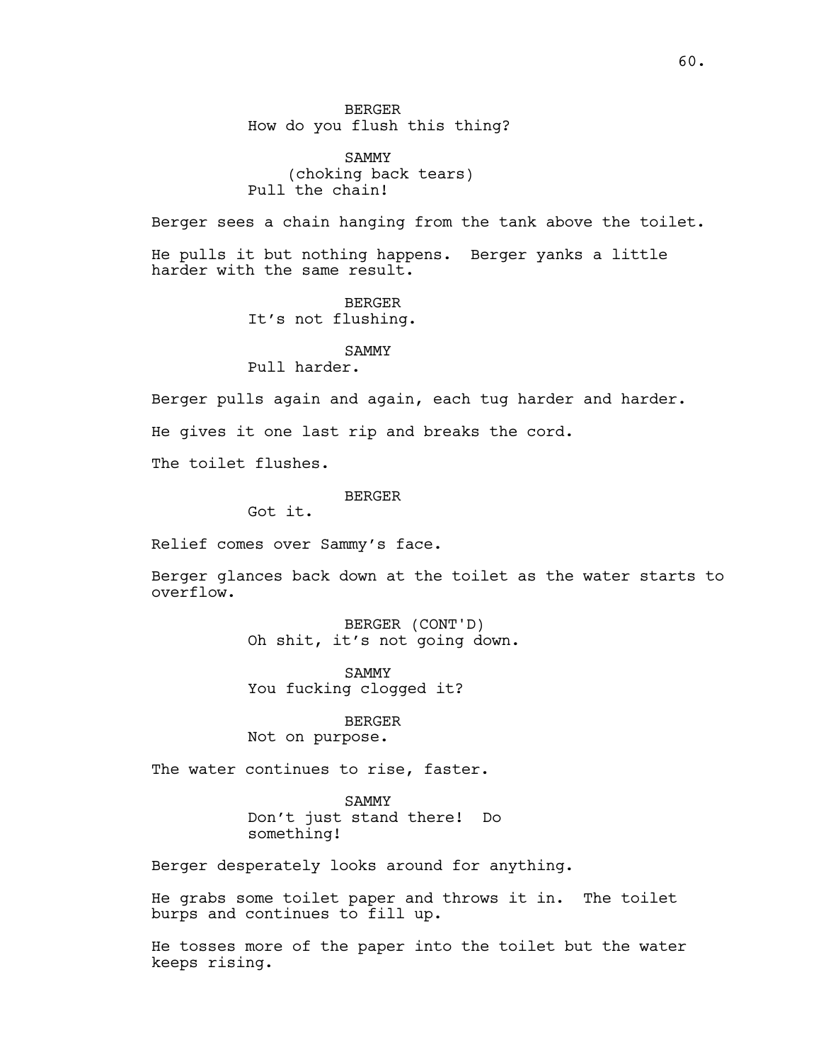BERGER
How do you flush this thing?

SAMMY
(choking back tears)
Pull the chain!

Berger sees a chain hanging from the tank above the toilet.

He pulls it but nothing happens. Berger yanks a little harder with the same result.

BERGER
It's not flushing.

SAMMY
Pull harder.

Berger pulls again and again, each tug harder and harder.

He gives it one last rip and breaks the cord.

The toilet flushes.

BERGER
Got it.

Relief comes over Sammy's face.

Berger glances back down at the toilet as the water starts to overflow.

BERGER (CONT'D)
Oh shit, it's not going down.

SAMMY
You fucking clogged it?

BERGER
Not on purpose.

The water continues to rise, faster.

SAMMY
Don't just stand there! Do something!

Berger desperately looks around for anything.

He grabs some toilet paper and throws it in. The toilet burps and continues to fill up.

He tosses more of the paper into the toilet but the water keeps rising.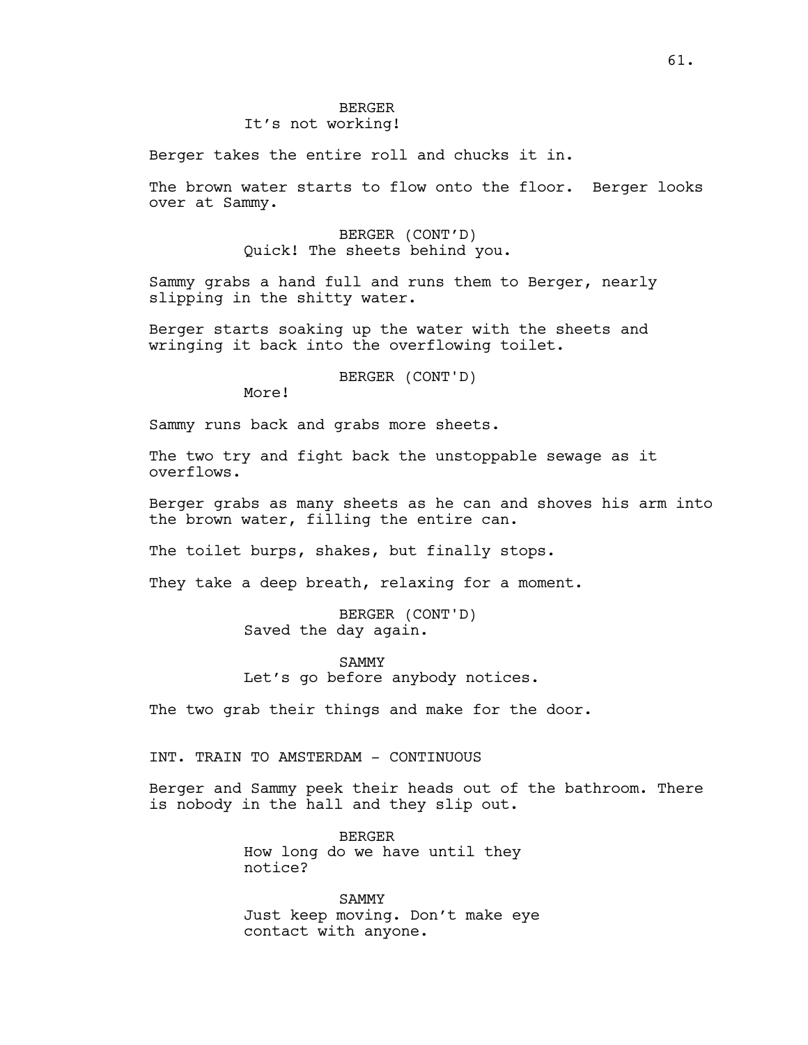BERGER
It's not working!

Berger takes the entire roll and chucks it in.

The brown water starts to flow onto the floor. Berger looks over at Sammy.

BERGER (CONT'D)
Quick! The sheets behind you.

Sammy grabs a hand full and runs them to Berger, nearly slipping in the shitty water.

Berger starts soaking up the water with the sheets and wringing it back into the overflowing toilet.

BERGER (CONT'D)
More!

Sammy runs back and grabs more sheets.

The two try and fight back the unstoppable sewage as it overflows.

Berger grabs as many sheets as he can and shoves his arm into the brown water, filling the entire can.

The toilet burps, shakes, but finally stops.

They take a deep breath, relaxing for a moment.

BERGER (CONT'D)
Saved the day again.

SAMMY
Let's go before anybody notices.

The two grab their things and make for the door.

INT. TRAIN TO AMSTERDAM - CONTINUOUS

Berger and Sammy peek their heads out of the bathroom. There is nobody in the hall and they slip out.

BERGER
How long do we have until they notice?

SAMMY
Just keep moving. Don't make eye contact with anyone.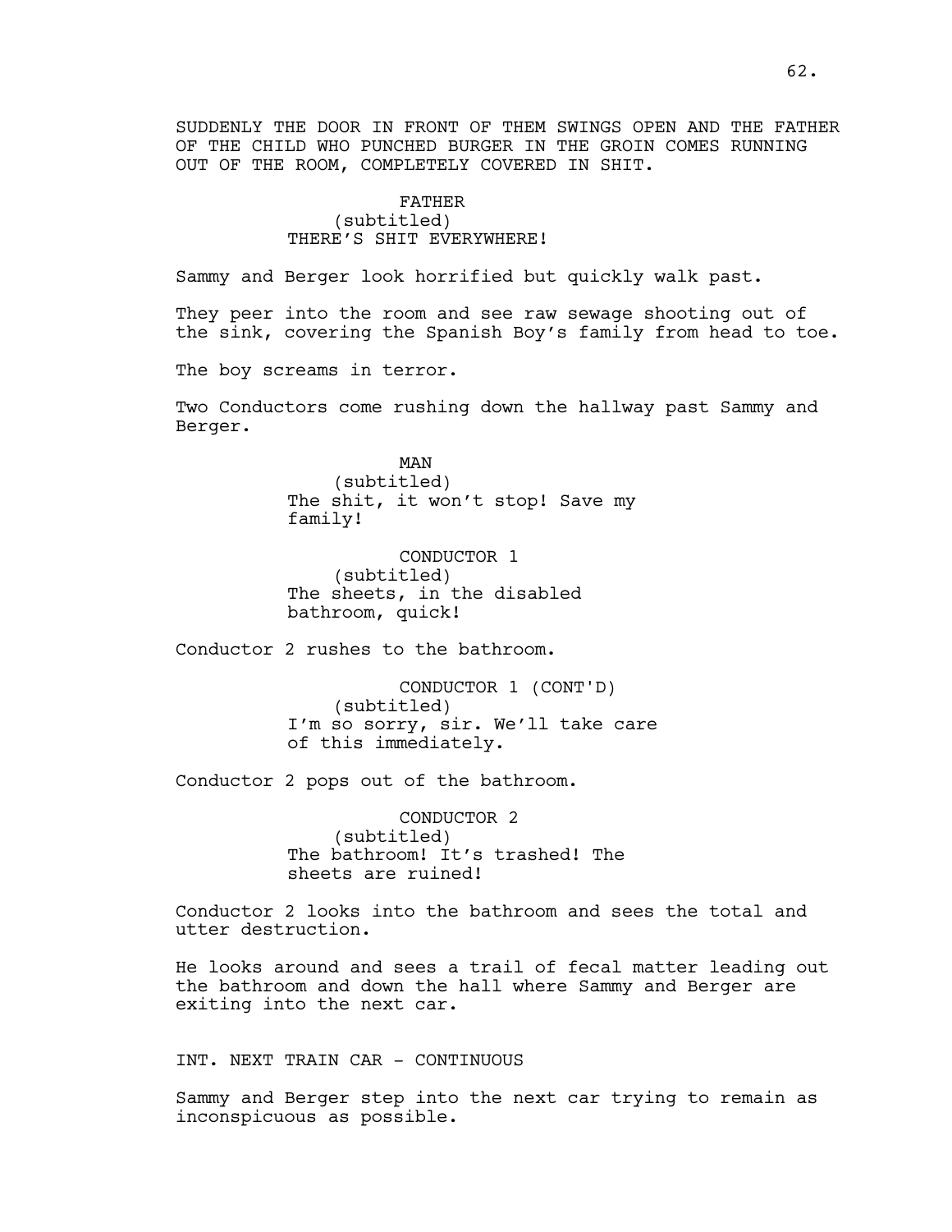SUDDENLY THE DOOR IN FRONT OF THEM SWINGS OPEN AND THE FATHER OF THE CHILD WHO PUNCHED BURGER IN THE GROIN COMES RUNNING OUT OF THE ROOM, COMPLETELY COVERED IN SHIT.

FATHER
(subtitled)
THERE'S SHIT EVERYWHERE!

Sammy and Berger look horrified but quickly walk past.

They peer into the room and see raw sewage shooting out of the sink, covering the Spanish Boy's family from head to toe.

The boy screams in terror.

Two Conductors come rushing down the hallway past Sammy and Berger.

MAN
(subtitled)
The shit, it won't stop! Save my family!

CONDUCTOR 1
(subtitled)
The sheets, in the disabled bathroom, quick!

Conductor 2 rushes to the bathroom.

CONDUCTOR 1 (CONT'D)
(subtitled)
I'm so sorry, sir. We'll take care of this immediately.

Conductor 2 pops out of the bathroom.

CONDUCTOR 2
(subtitled)
The bathroom! It's trashed! The sheets are ruined!

Conductor 2 looks into the bathroom and sees the total and utter destruction.

He looks around and sees a trail of fecal matter leading out the bathroom and down the hall where Sammy and Berger are exiting into the next car.

INT. NEXT TRAIN CAR - CONTINUOUS

Sammy and Berger step into the next car trying to remain as inconspicuous as possible.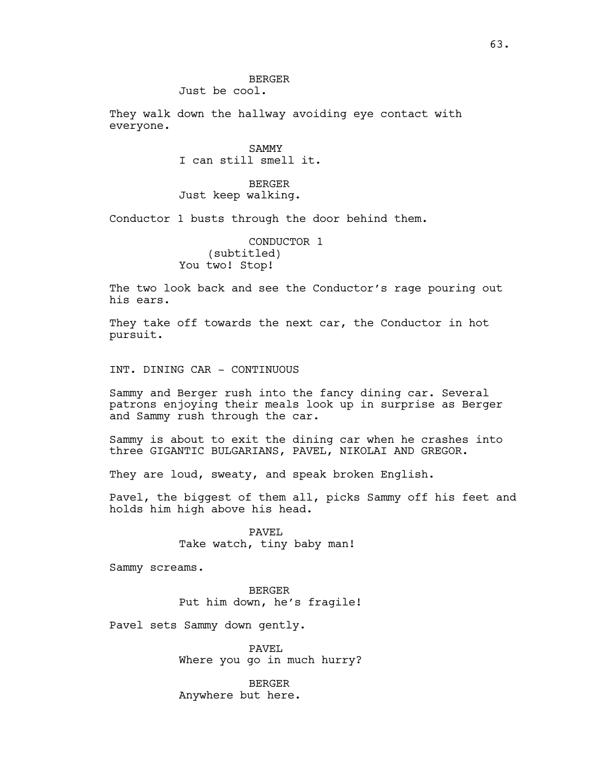BERGER
Just be cool.

They walk down the hallway avoiding eye contact with everyone.

SAMMY
I can still smell it.

BERGER
Just keep walking.

Conductor 1 busts through the door behind them.

CONDUCTOR 1
(subtitled)
You two! Stop!

The two look back and see the Conductor's rage pouring out his ears.

They take off towards the next car, the Conductor in hot pursuit.

INT. DINING CAR - CONTINUOUS

Sammy and Berger rush into the fancy dining car. Several patrons enjoying their meals look up in surprise as Berger and Sammy rush through the car.

Sammy is about to exit the dining car when he crashes into three GIGANTIC BULGARIANS, PAVEL, NIKOLAI AND GREGOR.

They are loud, sweaty, and speak broken English.

Pavel, the biggest of them all, picks Sammy off his feet and holds him high above his head.

PAVEL
Take watch, tiny baby man!

Sammy screams.

BERGER
Put him down, he's fragile!

Pavel sets Sammy down gently.

PAVEL
Where you go in much hurry?

BERGER
Anywhere but here.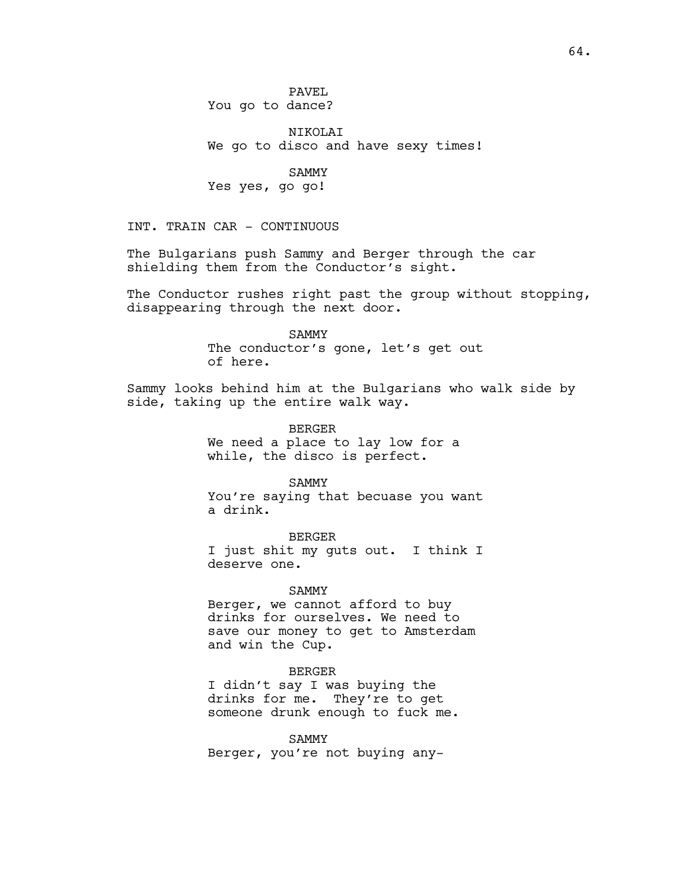PAVEL
You go to dance?

NIKOLAI
We go to disco and have sexy times!

SAMMY
Yes yes, go go!

INT. TRAIN CAR - CONTINUOUS

The Bulgarians push Sammy and Berger through the car shielding them from the Conductor's sight.

The Conductor rushes right past the group without stopping, disappearing through the next door.

SAMMY
The conductor's gone, let's get out of here.

Sammy looks behind him at the Bulgarians who walk side by side, taking up the entire walk way.

BERGER
We need a place to lay low for a while, the disco is perfect.

SAMMY
You're saying that becuase you want a drink.

BERGER
I just shit my guts out. I think I deserve one.

SAMMY
Berger, we cannot afford to buy drinks for ourselves. We need to save our money to get to Amsterdam and win the Cup.

BERGER
I didn't say I was buying the drinks for me. They're to get someone drunk enough to fuck me.

SAMMY
Berger, you're not buying any-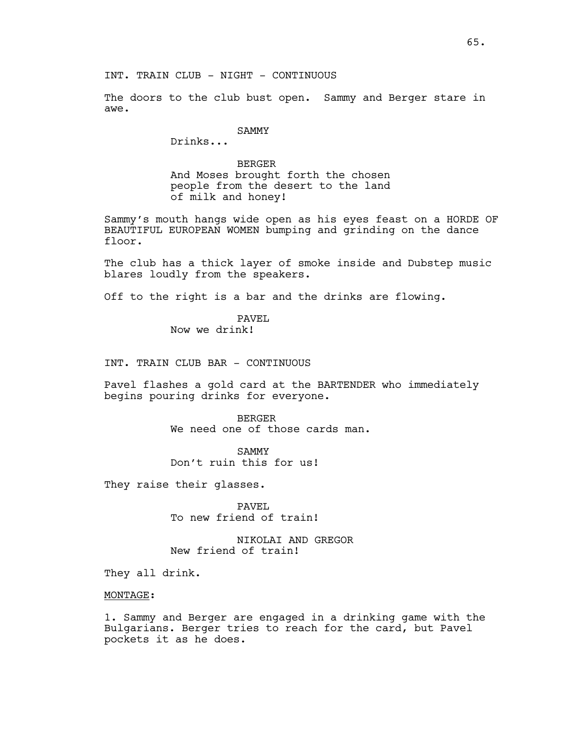INT. TRAIN CLUB - NIGHT - CONTINUOUS

The doors to the club bust open. Sammy and Berger stare in awe.

SAMMY
Drinks...

BERGER
And Moses brought forth the chosen people from the desert to the land of milk and honey!

Sammy's mouth hangs wide open as his eyes feast on a HORDE OF BEAUTIFUL EUROPEAN WOMEN bumping and grinding on the dance floor.

The club has a thick layer of smoke inside and Dubstep music blares loudly from the speakers.

Off to the right is a bar and the drinks are flowing.

PAVEL
Now we drink!

INT. TRAIN CLUB BAR - CONTINUOUS

Pavel flashes a gold card at the BARTENDER who immediately begins pouring drinks for everyone.

BERGER
We need one of those cards man.

SAMMY
Don't ruin this for us!

They raise their glasses.

PAVEL
To new friend of train!

NIKOLAI AND GREGOR
New friend of train!

They all drink.

MONTAGE:

1. Sammy and Berger are engaged in a drinking game with the Bulgarians. Berger tries to reach for the card, but Pavel pockets it as he does.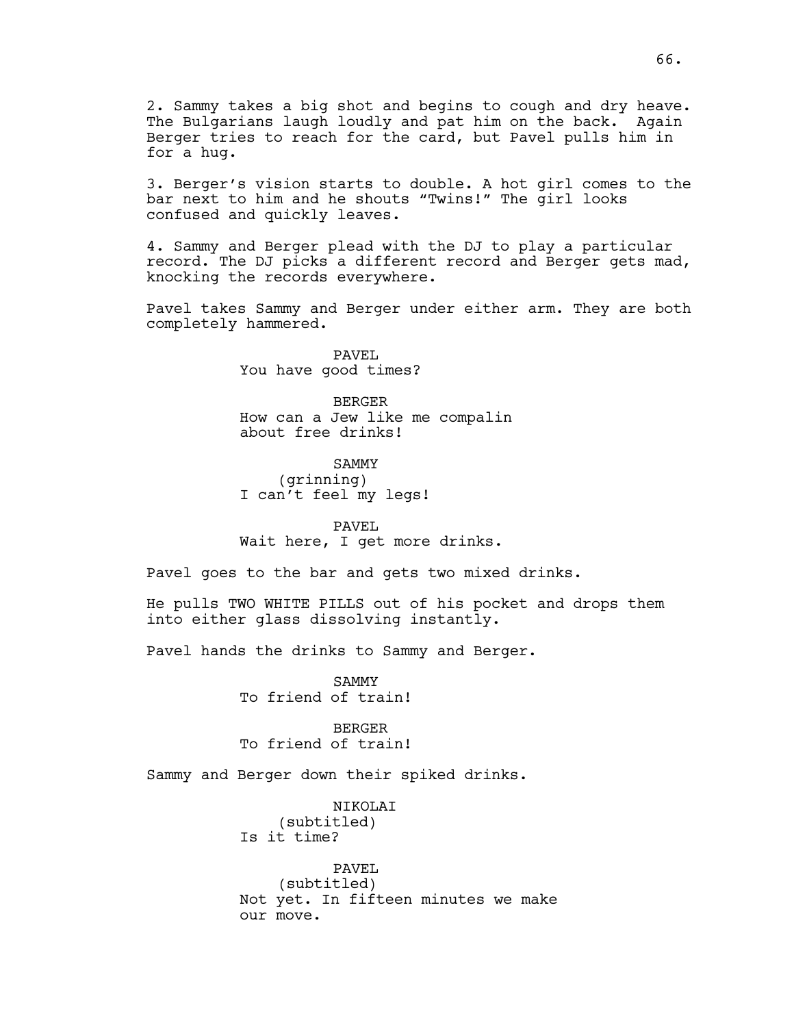2. Sammy takes a big shot and begins to cough and dry heave. The Bulgarians laugh loudly and pat him on the back. Again Berger tries to reach for the card, but Pavel pulls him in for a hug.

3. Berger's vision starts to double. A hot girl comes to the bar next to him and he shouts "Twins!" The girl looks confused and quickly leaves.

4. Sammy and Berger plead with the DJ to play a particular record. The DJ picks a different record and Berger gets mad, knocking the records everywhere.

Pavel takes Sammy and Berger under either arm. They are both completely hammered.

PAVEL
You have good times?

BERGER
How can a Jew like me compalin about free drinks!

SAMMY
(grinning)
I can't feel my legs!

PAVEL
Wait here, I get more drinks.

Pavel goes to the bar and gets two mixed drinks.

He pulls TWO WHITE PILLS out of his pocket and drops them into either glass dissolving instantly.

Pavel hands the drinks to Sammy and Berger.

SAMMY
To friend of train!

BERGER
To friend of train!

Sammy and Berger down their spiked drinks.

NIKOLAI
(subtitled)
Is it time?

PAVEL
(subtitled)
Not yet. In fifteen minutes we make our move.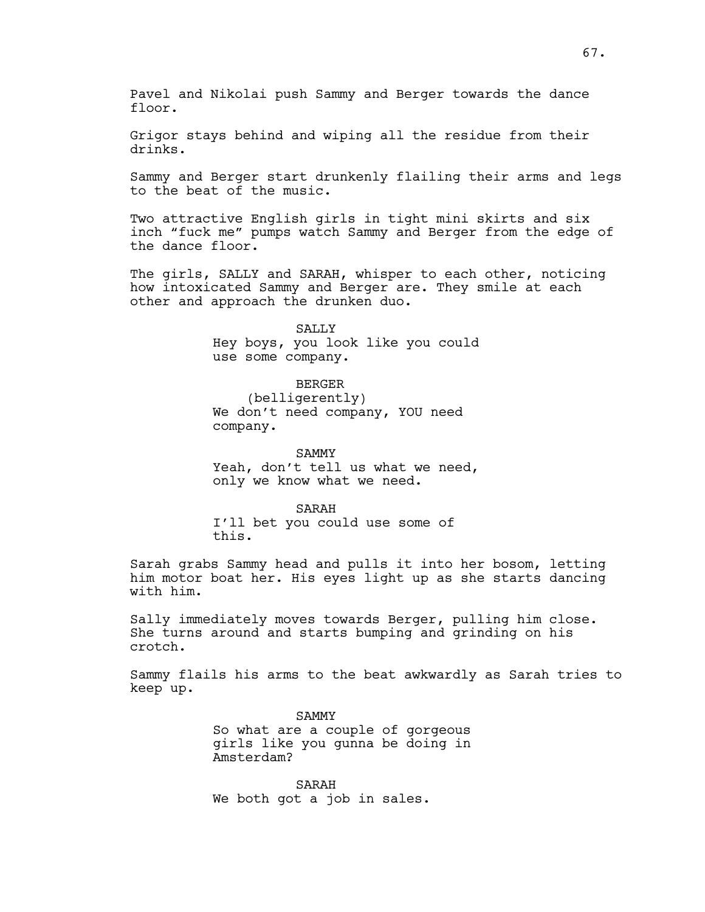Pavel and Nikolai push Sammy and Berger towards the dance floor.

Grigor stays behind and wiping all the residue from their drinks.

Sammy and Berger start drunkenly flailing their arms and legs to the beat of the music.

Two attractive English girls in tight mini skirts and six inch "fuck me" pumps watch Sammy and Berger from the edge of the dance floor.

The girls, SALLY and SARAH, whisper to each other, noticing how intoxicated Sammy and Berger are. They smile at each other and approach the drunken duo.

SALLY
Hey boys, you look like you could use some company.

BERGER
(belligerently)
We don't need company, YOU need company.

SAMMY
Yeah, don't tell us what we need, only we know what we need.

SARAH
I'll bet you could use some of this.

Sarah grabs Sammy head and pulls it into her bosom, letting him motor boat her. His eyes light up as she starts dancing with him.

Sally immediately moves towards Berger, pulling him close. She turns around and starts bumping and grinding on his crotch.

Sammy flails his arms to the beat awkwardly as Sarah tries to keep up.

SAMMY
So what are a couple of gorgeous girls like you gunna be doing in Amsterdam?

SARAH
We both got a job in sales.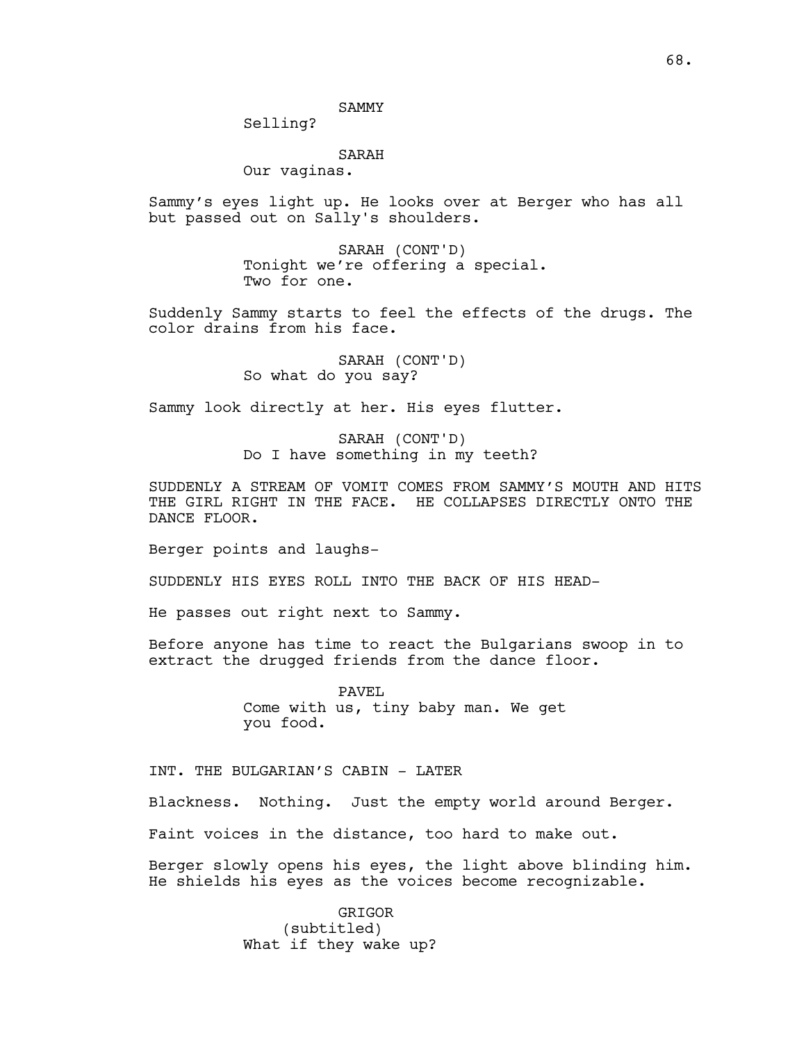SAMMY
Selling?

SARAH
Our vaginas.

Sammy's eyes light up. He looks over at Berger who has all but passed out on Sally's shoulders.

SARAH (CONT'D)
Tonight we're offering a special. Two for one.

Suddenly Sammy starts to feel the effects of the drugs. The color drains from his face.

SARAH (CONT'D)
So what do you say?

Sammy look directly at her. His eyes flutter.

SARAH (CONT'D)
Do I have something in my teeth?

SUDDENLY A STREAM OF VOMIT COMES FROM SAMMY'S MOUTH AND HITS THE GIRL RIGHT IN THE FACE. HE COLLAPSES DIRECTLY ONTO THE DANCE FLOOR.

Berger points and laughs-

SUDDENLY HIS EYES ROLL INTO THE BACK OF HIS HEAD-

He passes out right next to Sammy.

Before anyone has time to react the Bulgarians swoop in to extract the drugged friends from the dance floor.

PAVEL
Come with us, tiny baby man. We get you food.

INT. THE BULGARIAN'S CABIN - LATER

Blackness. Nothing. Just the empty world around Berger.

Faint voices in the distance, too hard to make out.

Berger slowly opens his eyes, the light above blinding him. He shields his eyes as the voices become recognizable.

GRIGOR
(subtitled)
What if they wake up?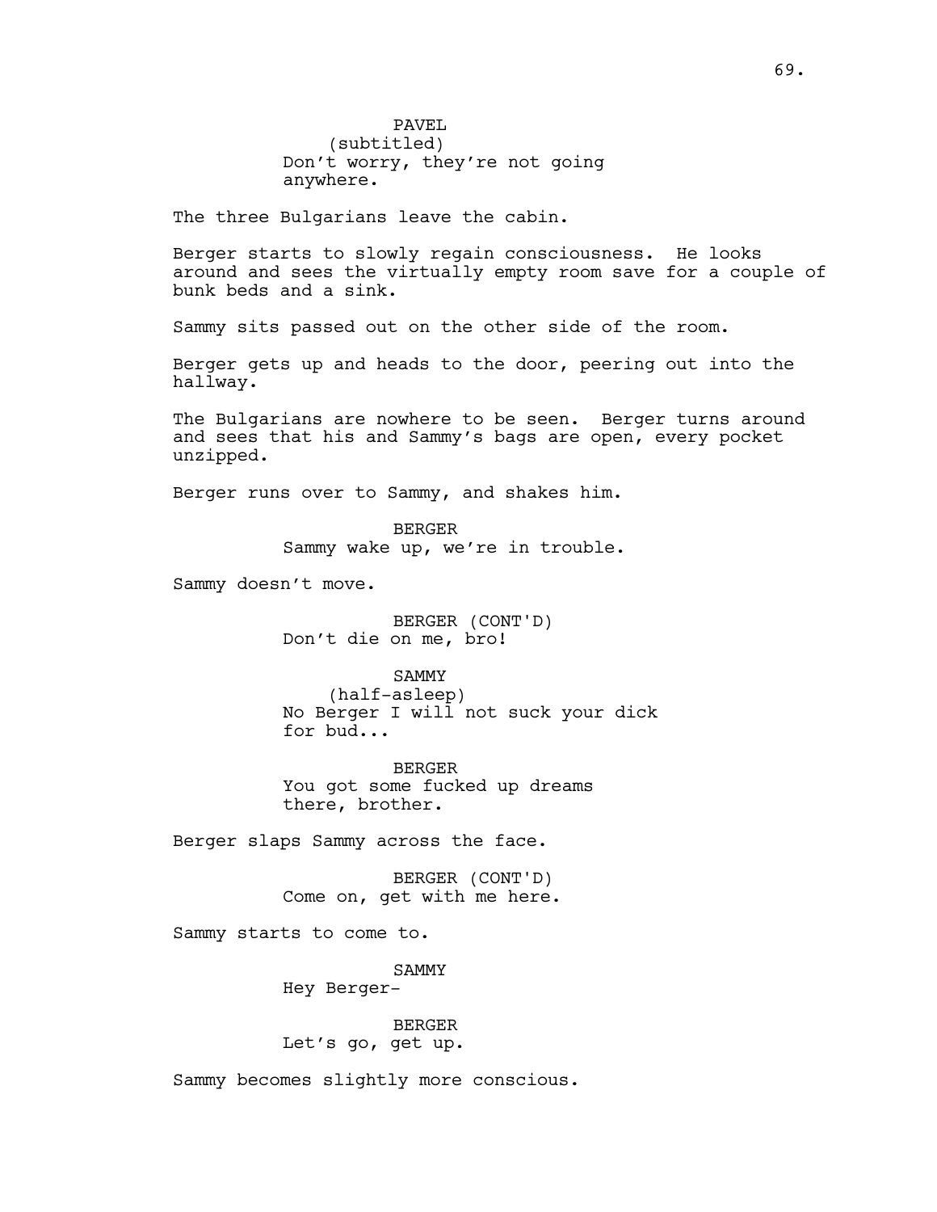PAVEL
(subtitled)
Don't worry, they're not going anywhere.

The three Bulgarians leave the cabin.

Berger starts to slowly regain consciousness. He looks around and sees the virtually empty room save for a couple of bunk beds and a sink.

Sammy sits passed out on the other side of the room.

Berger gets up and heads to the door, peering out into the hallway.

The Bulgarians are nowhere to be seen. Berger turns around and sees that his and Sammy's bags are open, every pocket unzipped.

Berger runs over to Sammy, and shakes him.

BERGER
Sammy wake up, we're in trouble.

Sammy doesn't move.

BERGER (CONT'D)
Don't die on me, bro!

SAMMY
(half-asleep)
No Berger I will not suck your dick for bud...

BERGER
You got some fucked up dreams there, brother.

Berger slaps Sammy across the face.

BERGER (CONT'D)
Come on, get with me here.

Sammy starts to come to.

SAMMY
Hey Berger-

BERGER
Let's go, get up.

Sammy becomes slightly more conscious.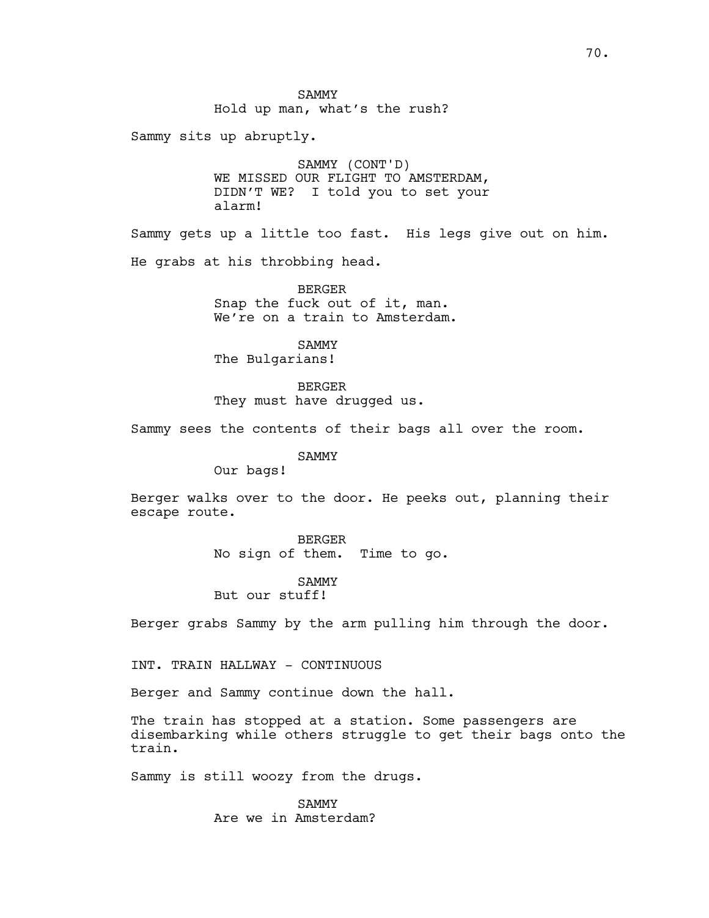SAMMY
Hold up man, what's the rush?

Sammy sits up abruptly.

SAMMY (CONT'D)
WE MISSED OUR FLIGHT TO AMSTERDAM, DIDN'T WE? I told you to set your alarm!

Sammy gets up a little too fast. His legs give out on him.

He grabs at his throbbing head.

BERGER
Snap the fuck out of it, man. We're on a train to Amsterdam.

SAMMY
The Bulgarians!

BERGER
They must have drugged us.

Sammy sees the contents of their bags all over the room.

SAMMY
Our bags!

Berger walks over to the door. He peeks out, planning their escape route.

BERGER
No sign of them. Time to go.

SAMMY
But our stuff!

Berger grabs Sammy by the arm pulling him through the door.

INT. TRAIN HALLWAY - CONTINUOUS

Berger and Sammy continue down the hall.

The train has stopped at a station. Some passengers are disembarking while others struggle to get their bags onto the train.

Sammy is still woozy from the drugs.

SAMMY
Are we in Amsterdam?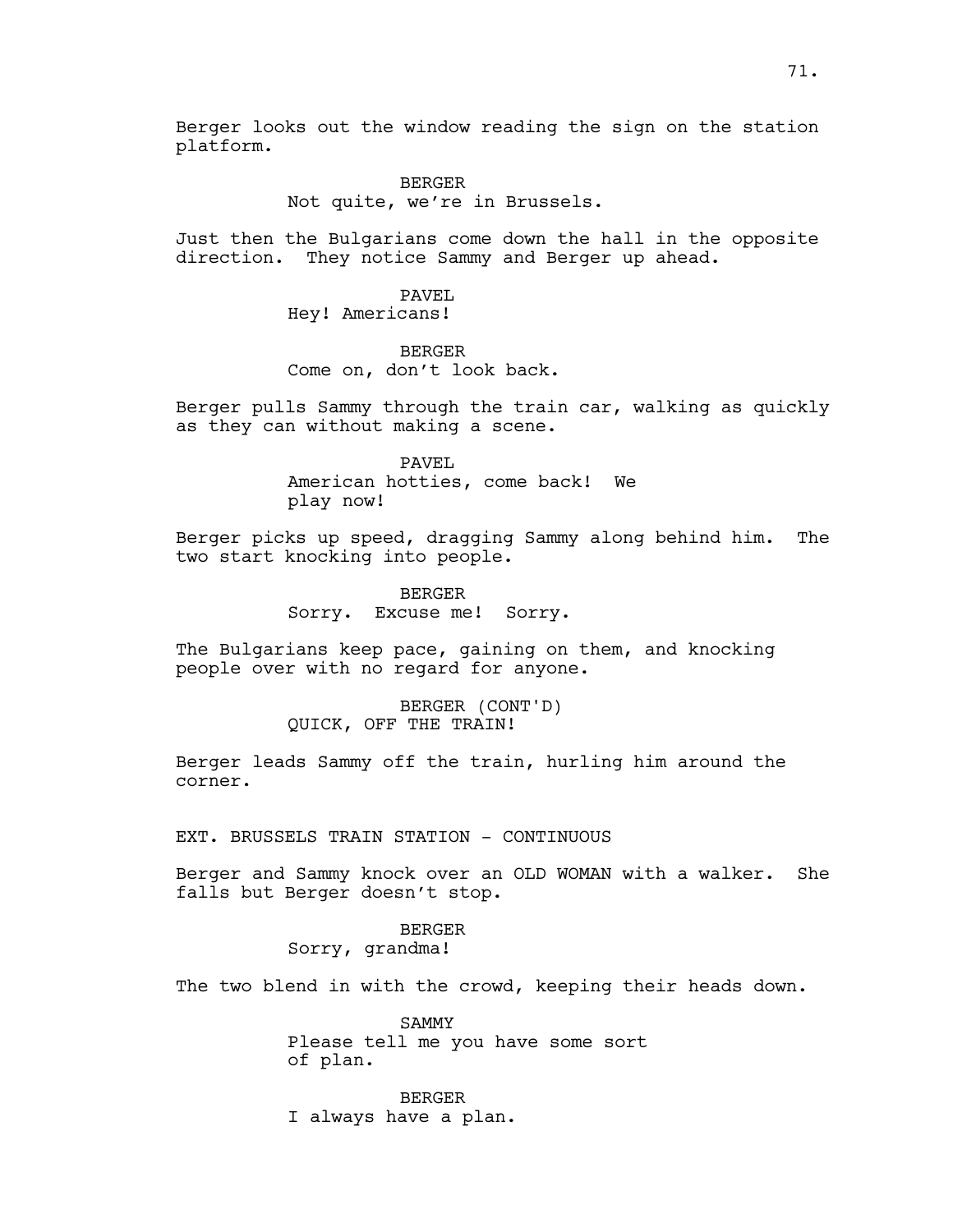Berger looks out the window reading the sign on the station platform.

BERGER
Not quite, we're in Brussels.

Just then the Bulgarians come down the hall in the opposite direction. They notice Sammy and Berger up ahead.

PAVEL
Hey! Americans!

BERGER
Come on, don't look back.

Berger pulls Sammy through the train car, walking as quickly as they can without making a scene.

PAVEL
American hotties, come back! We play now!

Berger picks up speed, dragging Sammy along behind him. The two start knocking into people.

BERGER
Sorry. Excuse me! Sorry.

The Bulgarians keep pace, gaining on them, and knocking people over with no regard for anyone.

BERGER (CONT'D)
QUICK, OFF THE TRAIN!

Berger leads Sammy off the train, hurling him around the corner.

EXT. BRUSSELS TRAIN STATION - CONTINUOUS

Berger and Sammy knock over an OLD WOMAN with a walker. She falls but Berger doesn't stop.

BERGER
Sorry, grandma!

The two blend in with the crowd, keeping their heads down.

SAMMY
Please tell me you have some sort of plan.

BERGER
I always have a plan.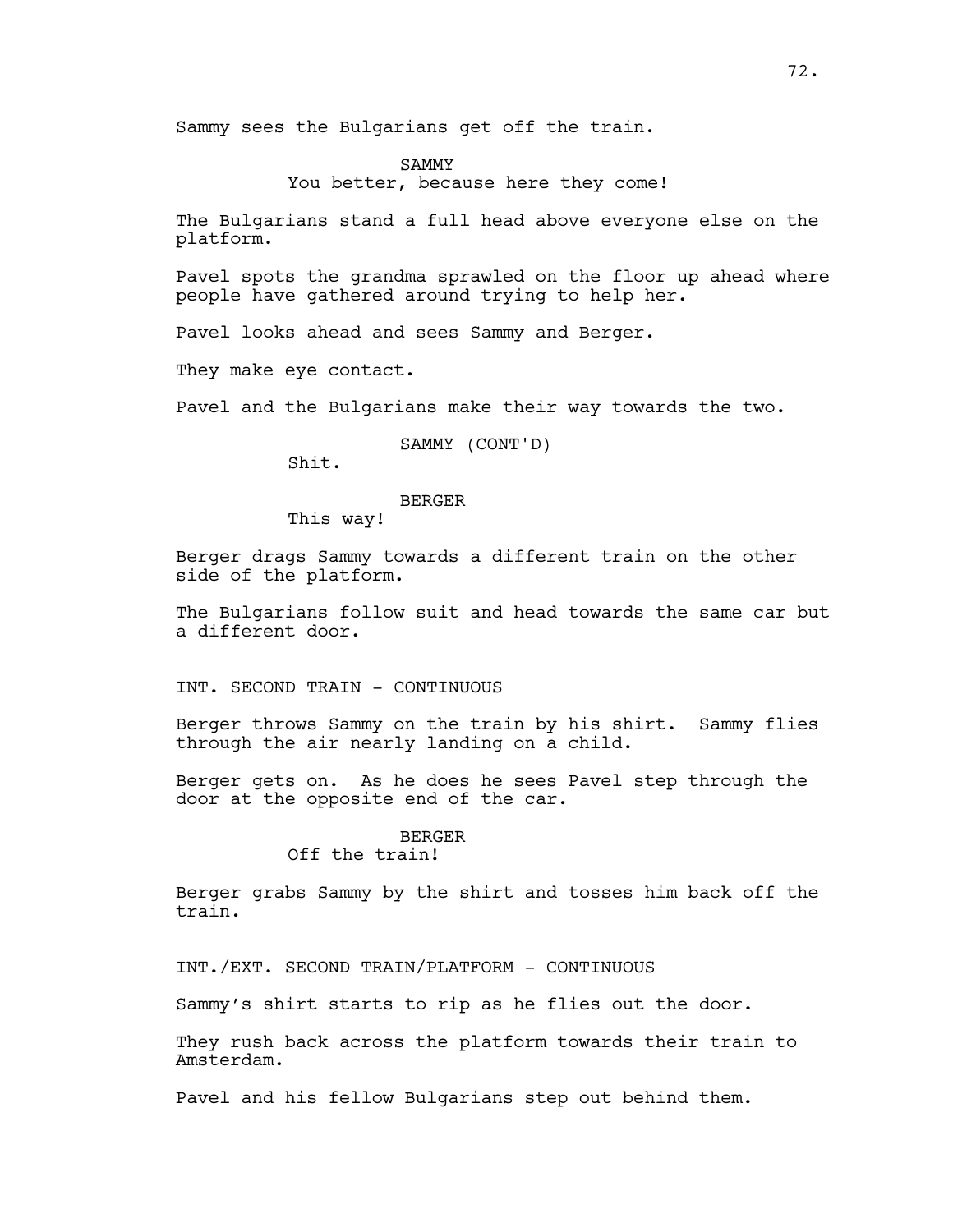Sammy sees the Bulgarians get off the train.

SAMMY
You better, because here they come!

The Bulgarians stand a full head above everyone else on the platform.

Pavel spots the grandma sprawled on the floor up ahead where people have gathered around trying to help her.

Pavel looks ahead and sees Sammy and Berger.

They make eye contact.

Pavel and the Bulgarians make their way towards the two.

SAMMY (CONT'D)
Shit.

BERGER
This way!

Berger drags Sammy towards a different train on the other side of the platform.

The Bulgarians follow suit and head towards the same car but a different door.

INT. SECOND TRAIN - CONTINUOUS

Berger throws Sammy on the train by his shirt. Sammy flies through the air nearly landing on a child.

Berger gets on. As he does he sees Pavel step through the door at the opposite end of the car.

BERGER
Off the train!

Berger grabs Sammy by the shirt and tosses him back off the train.

INT./EXT. SECOND TRAIN/PLATFORM - CONTINUOUS

Sammy's shirt starts to rip as he flies out the door.

They rush back across the platform towards their train to Amsterdam.

Pavel and his fellow Bulgarians step out behind them.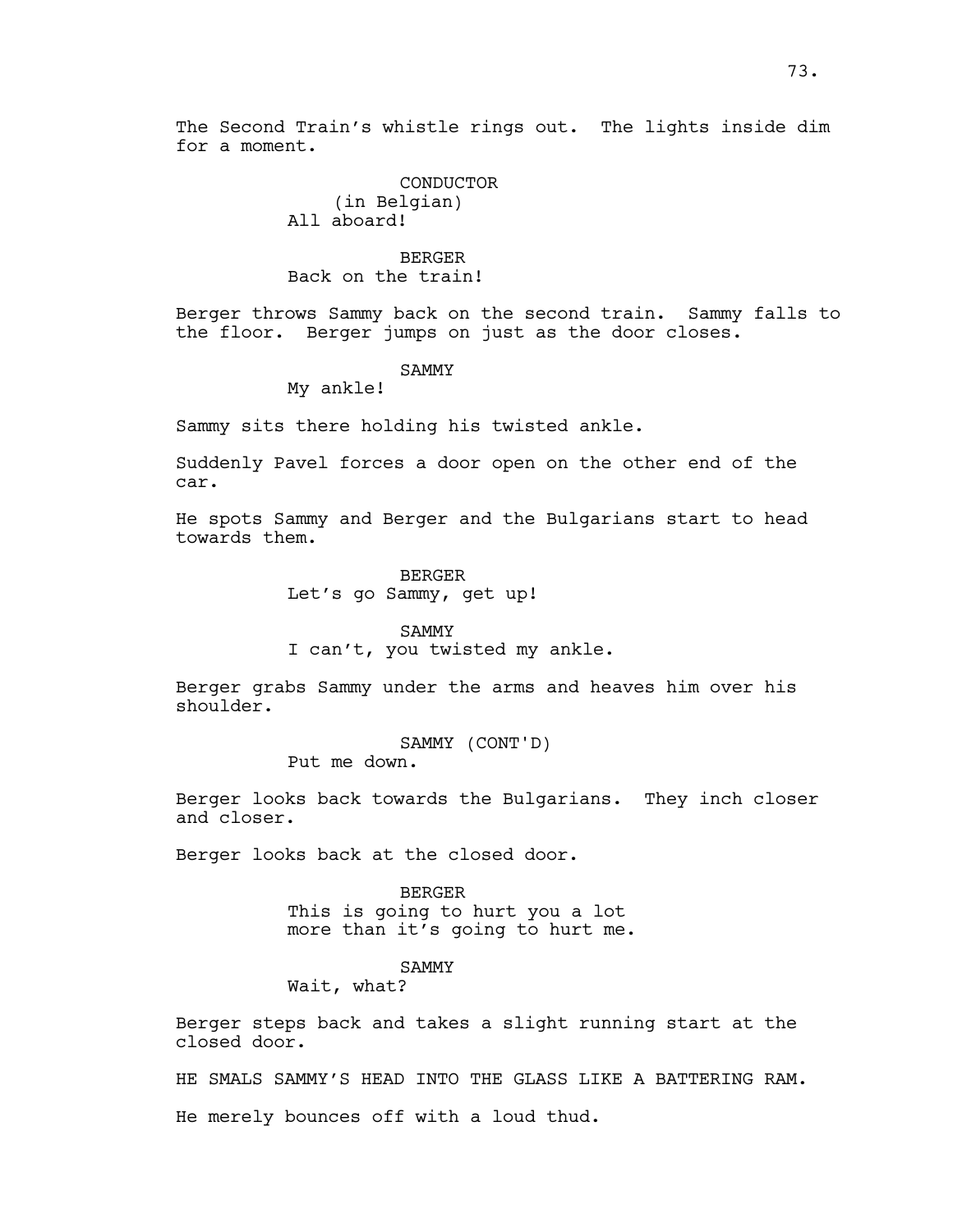The Second Train's whistle rings out. The lights inside dim for a moment.

CONDUCTOR
(in Belgian)
All aboard!

BERGER
Back on the train!

Berger throws Sammy back on the second train. Sammy falls to the floor. Berger jumps on just as the door closes.

SAMMY
My ankle!

Sammy sits there holding his twisted ankle.

Suddenly Pavel forces a door open on the other end of the car.

He spots Sammy and Berger and the Bulgarians start to head towards them.

BERGER
Let's go Sammy, get up!

SAMMY
I can't, you twisted my ankle.

Berger grabs Sammy under the arms and heaves him over his shoulder.

SAMMY (CONT'D)
Put me down.

Berger looks back towards the Bulgarians. They inch closer and closer.

Berger looks back at the closed door.

BERGER
This is going to hurt you a lot
more than it's going to hurt me.

SAMMY
Wait, what?

Berger steps back and takes a slight running start at the closed door.

HE SMALS SAMMY'S HEAD INTO THE GLASS LIKE A BATTERING RAM.

He merely bounces off with a loud thud.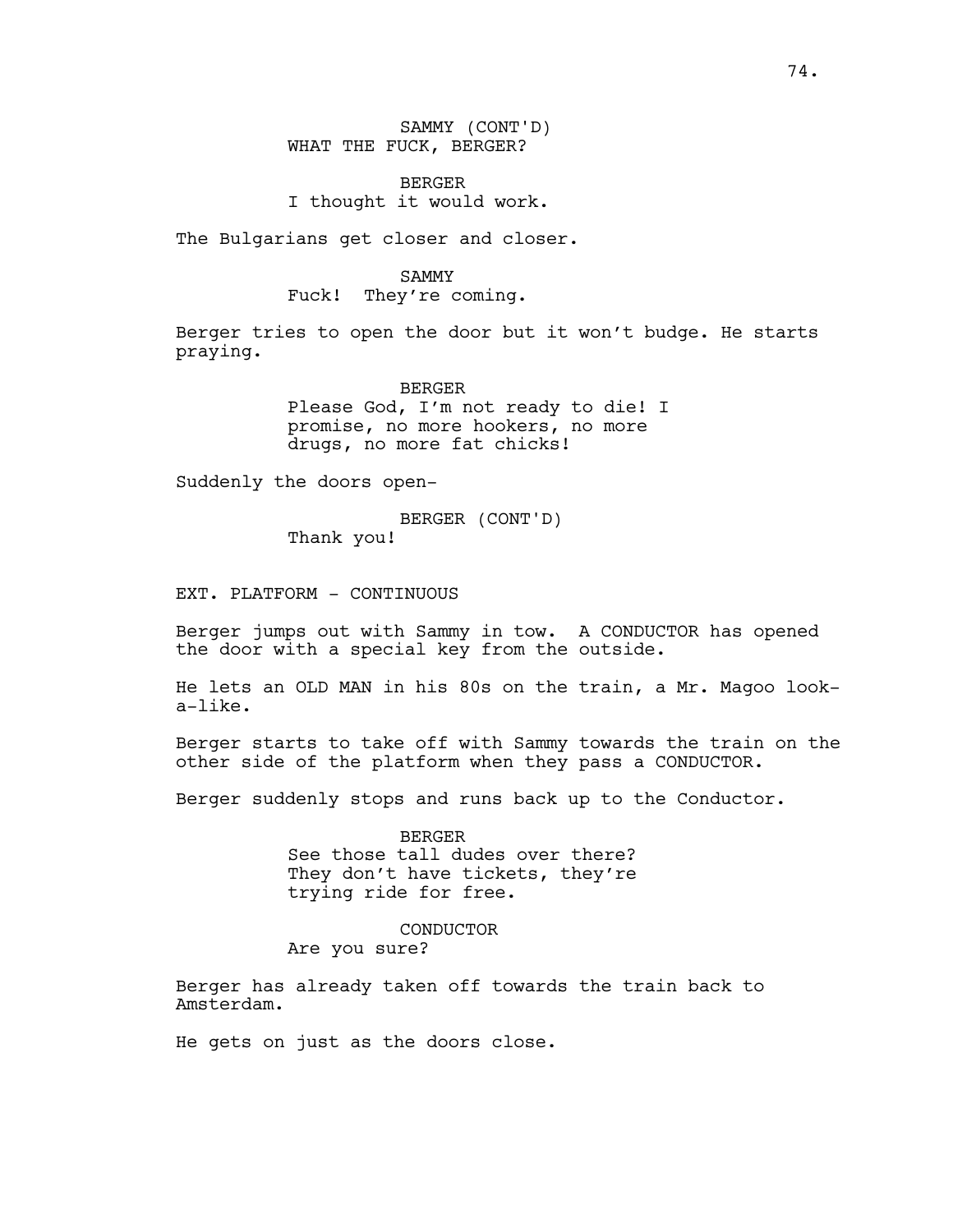SAMMY (CONT'D)
WHAT THE FUCK, BERGER?

BERGER
I thought it would work.

The Bulgarians get closer and closer.

SAMMY
Fuck! They're coming.

Berger tries to open the door but it won't budge. He starts praying.

BERGER
Please God, I'm not ready to die! I promise, no more hookers, no more drugs, no more fat chicks!

Suddenly the doors open-

BERGER (CONT'D)
Thank you!

EXT. PLATFORM - CONTINUOUS

Berger jumps out with Sammy in tow. A CONDUCTOR has opened the door with a special key from the outside.

He lets an OLD MAN in his 80s on the train, a Mr. Magoo look-a-like.

Berger starts to take off with Sammy towards the train on the other side of the platform when they pass a CONDUCTOR.

Berger suddenly stops and runs back up to the Conductor.

BERGER
See those tall dudes over there? They don't have tickets, they're trying ride for free.

CONDUCTOR
Are you sure?

Berger has already taken off towards the train back to Amsterdam.

He gets on just as the doors close.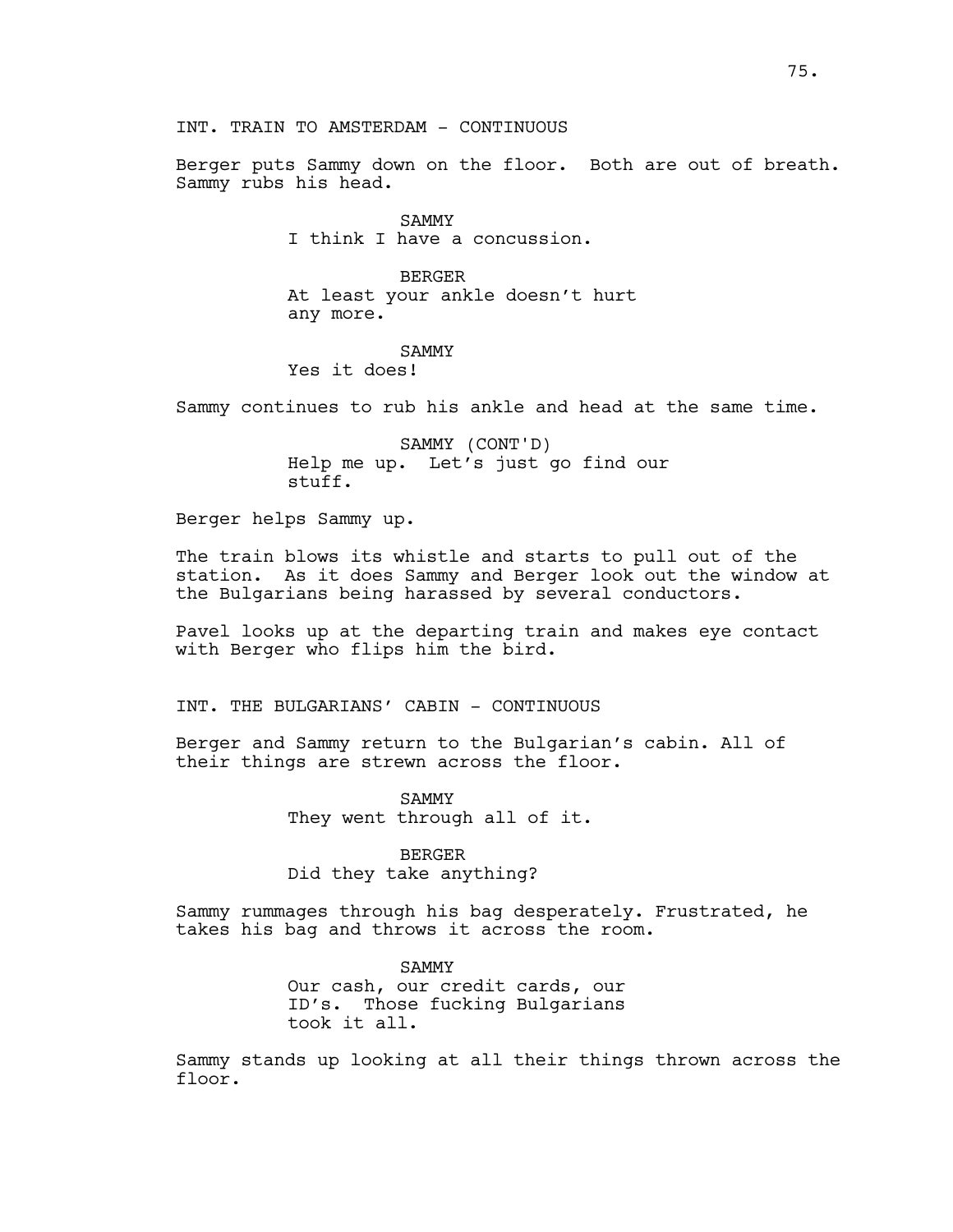INT. TRAIN TO AMSTERDAM - CONTINUOUS

Berger puts Sammy down on the floor. Both are out of breath. Sammy rubs his head.

SAMMY
I think I have a concussion.

BERGER
At least your ankle doesn't hurt any more.

SAMMY
Yes it does!

Sammy continues to rub his ankle and head at the same time.

SAMMY (CONT'D)
Help me up. Let's just go find our stuff.

Berger helps Sammy up.

The train blows its whistle and starts to pull out of the station. As it does Sammy and Berger look out the window at the Bulgarians being harassed by several conductors.

Pavel looks up at the departing train and makes eye contact with Berger who flips him the bird.

INT. THE BULGARIANS' CABIN - CONTINUOUS

Berger and Sammy return to the Bulgarian's cabin. All of their things are strewn across the floor.

SAMMY
They went through all of it.

BERGER
Did they take anything?

Sammy rummages through his bag desperately. Frustrated, he takes his bag and throws it across the room.

SAMMY
Our cash, our credit cards, our ID's. Those fucking Bulgarians took it all.

Sammy stands up looking at all their things thrown across the floor.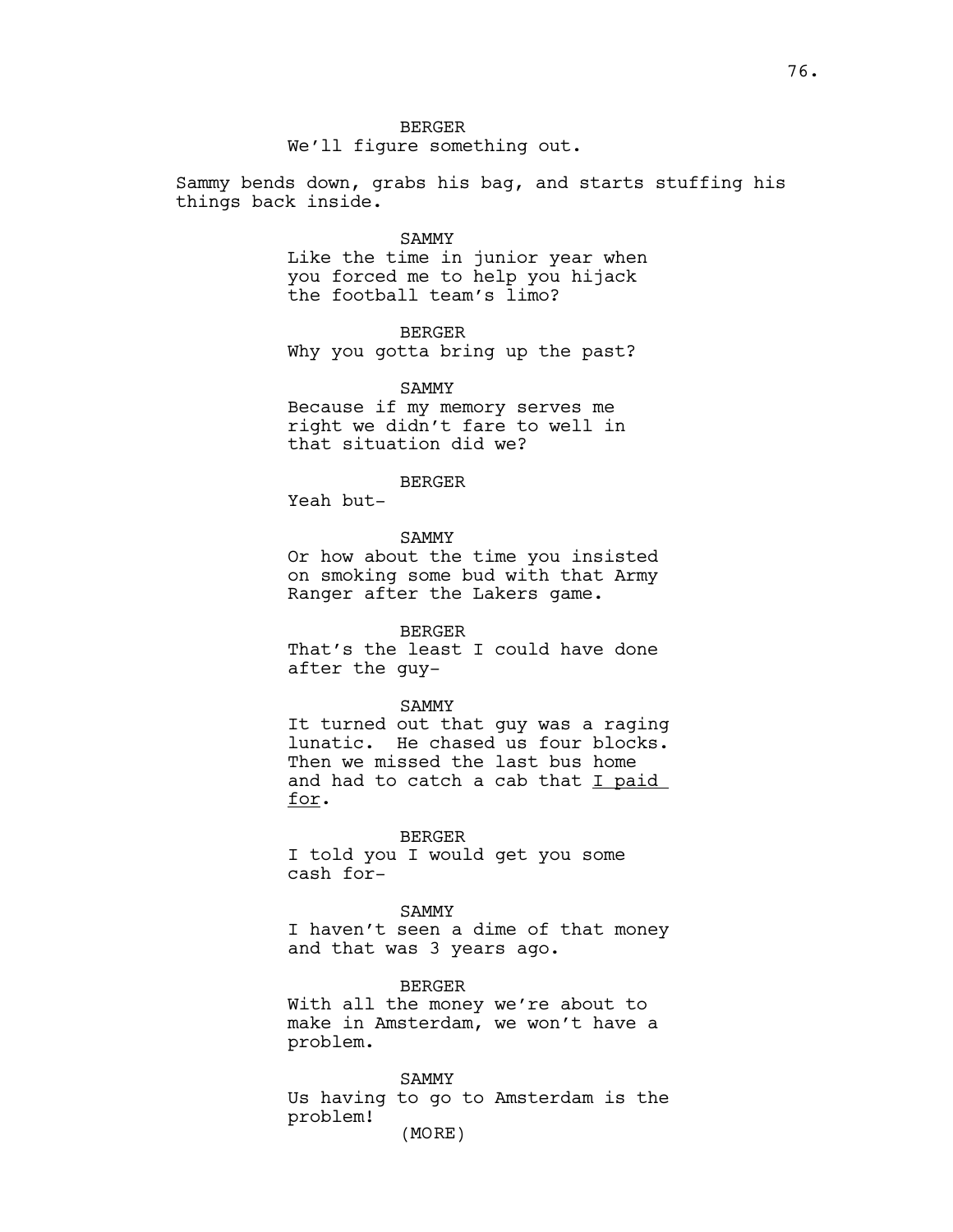BERGER
We'll figure something out.

Sammy bends down, grabs his bag, and starts stuffing his things back inside.

SAMMY
Like the time in junior year when you forced me to help you hijack the football team's limo?

BERGER
Why you gotta bring up the past?

SAMMY
Because if my memory serves me right we didn't fare to well in that situation did we?

BERGER
Yeah but-

SAMMY
Or how about the time you insisted on smoking some bud with that Army Ranger after the Lakers game.

BERGER
That's the least I could have done after the guy-

SAMMY
It turned out that guy was a raging lunatic. He chased us four blocks. Then we missed the last bus home and had to catch a cab that <u>I paid for</u>.

BERGER
I told you I would get you some cash for-

SAMMY
I haven't seen a dime of that money and that was 3 years ago.

BERGER
With all the money we're about to make in Amsterdam, we won't have a problem.

SAMMY
Us having to go to Amsterdam is the problem!
(MORE)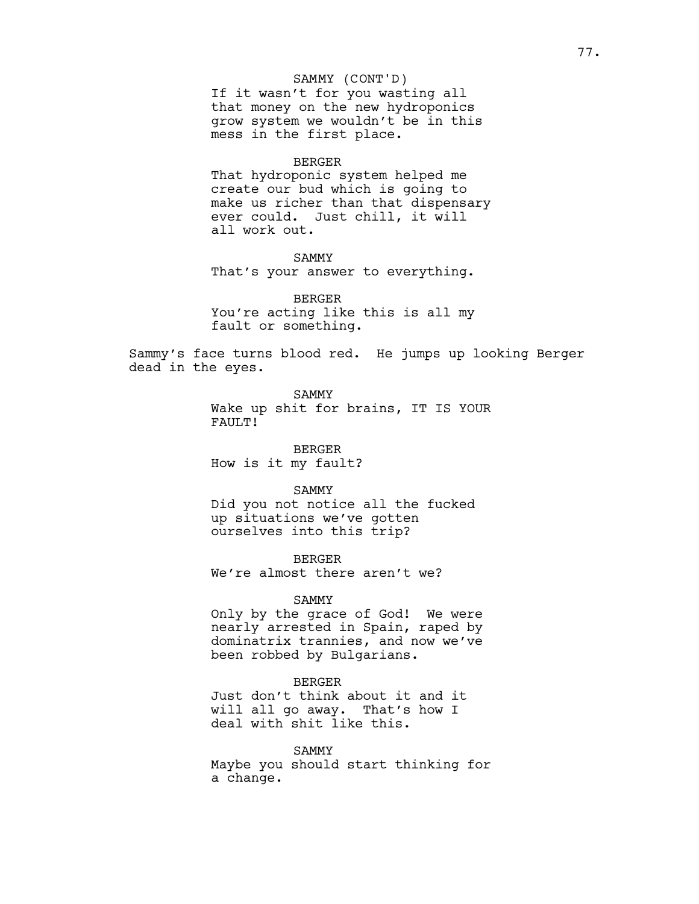SAMMY (CONT'D)
If it wasn't for you wasting all that money on the new hydroponics grow system we wouldn't be in this mess in the first place.

BERGER
That hydroponic system helped me create our bud which is going to make us richer than that dispensary ever could. Just chill, it will all work out.

SAMMY
That's your answer to everything.

BERGER
You're acting like this is all my fault or something.

Sammy's face turns blood red. He jumps up looking Berger dead in the eyes.

SAMMY
Wake up shit for brains, IT IS YOUR FAULT!

BERGER
How is it my fault?

SAMMY
Did you not notice all the fucked up situations we've gotten ourselves into this trip?

BERGER
We're almost there aren't we?

SAMMY
Only by the grace of God! We were nearly arrested in Spain, raped by dominatrix trannies, and now we've been robbed by Bulgarians.

BERGER
Just don't think about it and it will all go away. That's how I deal with shit like this.

SAMMY
Maybe you should start thinking for a change.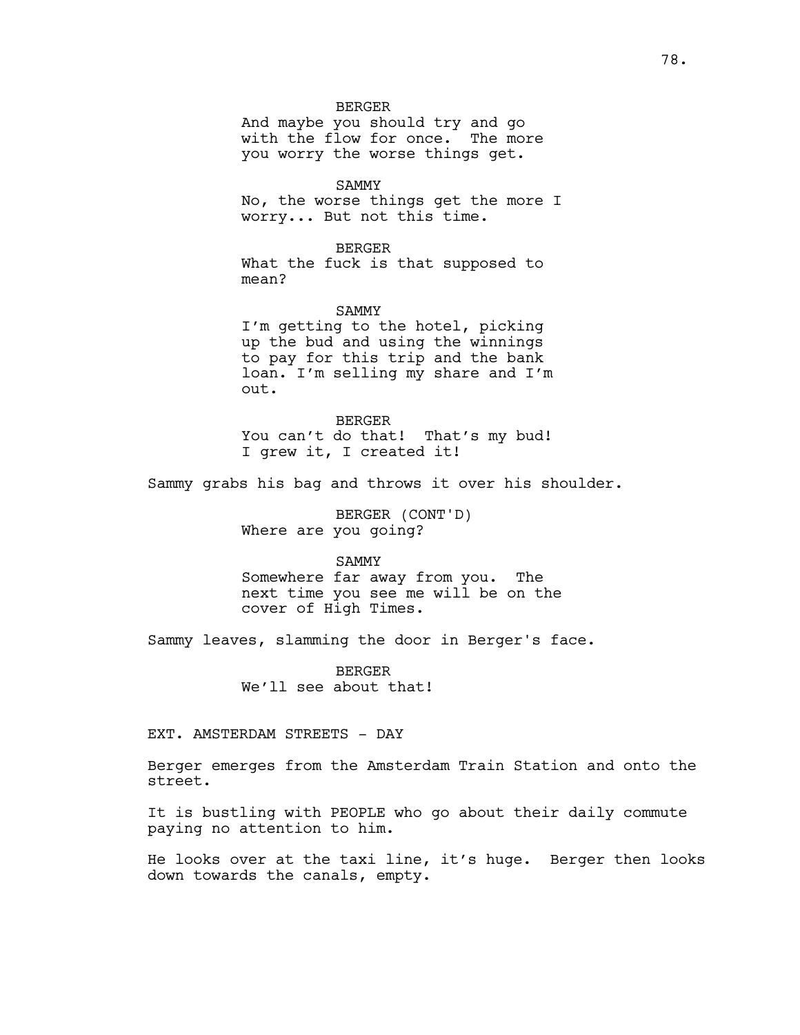BERGER
And maybe you should try and go with the flow for once. The more you worry the worse things get.

SAMMY
No, the worse things get the more I worry... But not this time.

BERGER
What the fuck is that supposed to mean?

SAMMY
I'm getting to the hotel, picking up the bud and using the winnings to pay for this trip and the bank loan. I'm selling my share and I'm out.

BERGER
You can't do that! That's my bud! I grew it, I created it!

Sammy grabs his bag and throws it over his shoulder.

BERGER (CONT'D)
Where are you going?

SAMMY
Somewhere far away from you. The next time you see me will be on the cover of High Times.

Sammy leaves, slamming the door in Berger's face.

BERGER
We'll see about that!

EXT. AMSTERDAM STREETS - DAY

Berger emerges from the Amsterdam Train Station and onto the street.

It is bustling with PEOPLE who go about their daily commute paying no attention to him.

He looks over at the taxi line, it's huge. Berger then looks down towards the canals, empty.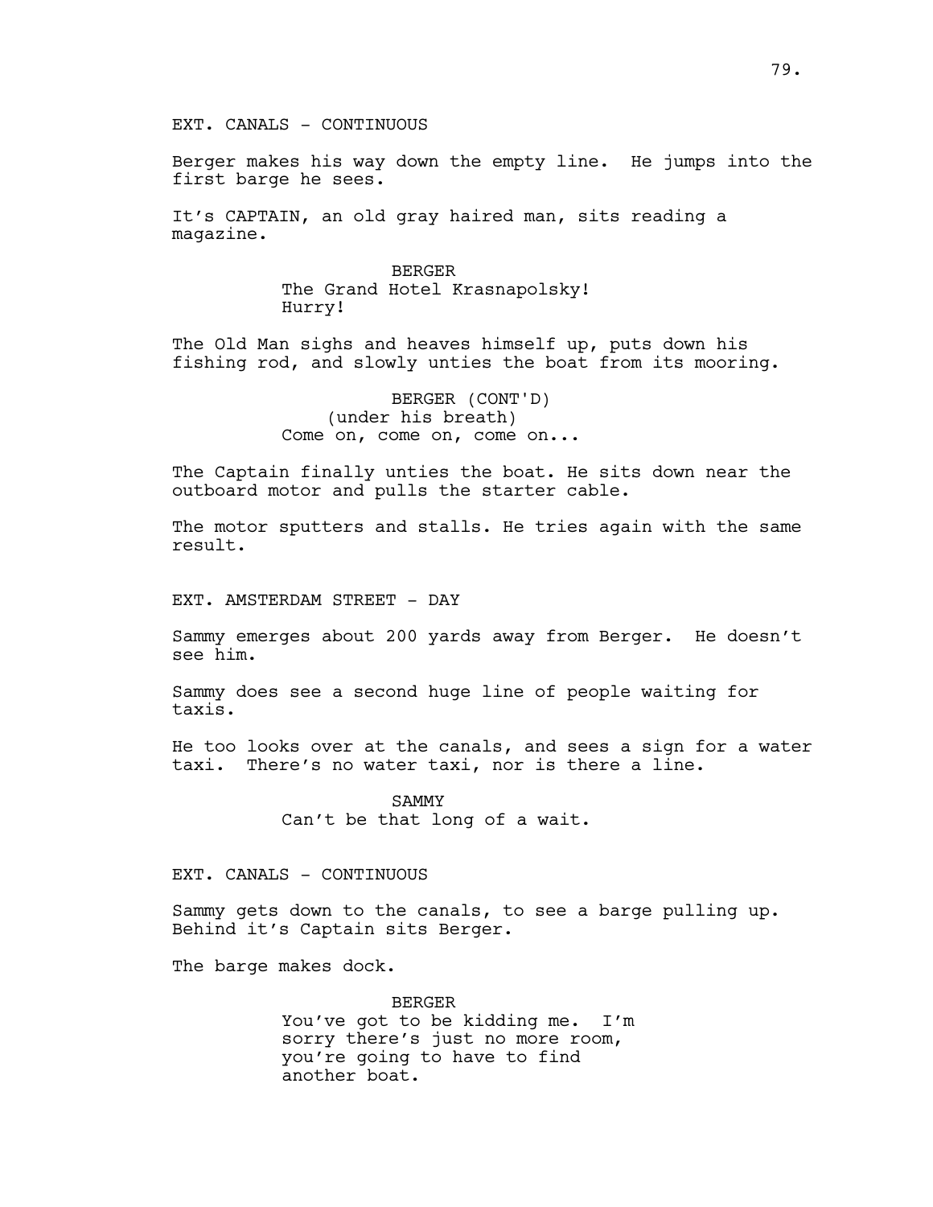EXT. CANALS - CONTINUOUS

Berger makes his way down the empty line. He jumps into the first barge he sees.

It's CAPTAIN, an old gray haired man, sits reading a magazine.

BERGER
The Grand Hotel Krasnapolsky!
Hurry!

The Old Man sighs and heaves himself up, puts down his fishing rod, and slowly unties the boat from its mooring.

BERGER (CONT'D)
(under his breath)
Come on, come on, come on...

The Captain finally unties the boat. He sits down near the outboard motor and pulls the starter cable.

The motor sputters and stalls. He tries again with the same result.

EXT. AMSTERDAM STREET - DAY

Sammy emerges about 200 yards away from Berger. He doesn't see him.

Sammy does see a second huge line of people waiting for taxis.

He too looks over at the canals, and sees a sign for a water taxi. There's no water taxi, nor is there a line.

SAMMY
Can't be that long of a wait.

EXT. CANALS - CONTINUOUS

Sammy gets down to the canals, to see a barge pulling up. Behind it's Captain sits Berger.

The barge makes dock.

BERGER
You've got to be kidding me. I'm sorry there's just no more room, you're going to have to find another boat.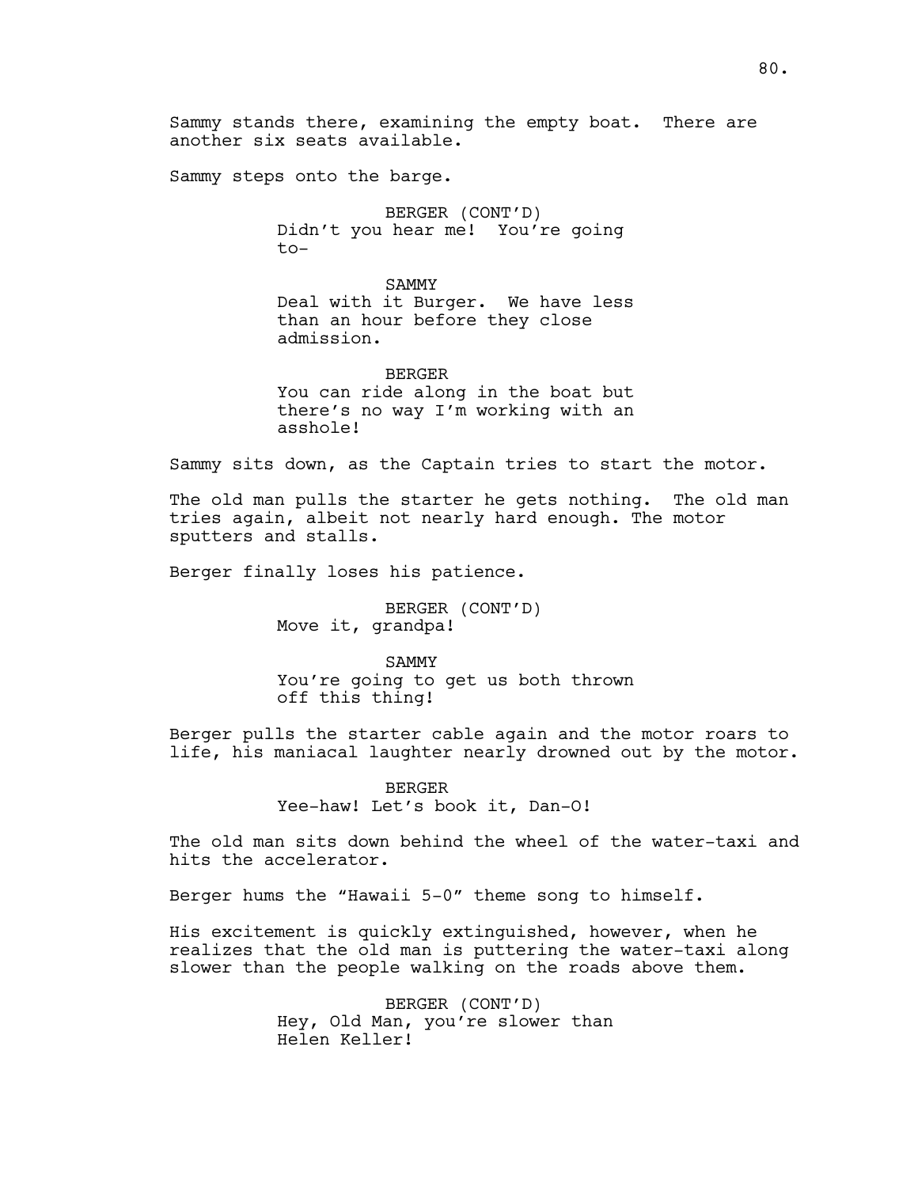Sammy stands there, examining the empty boat. There are another six seats available.

Sammy steps onto the barge.

BERGER (CONT'D)
Didn't you hear me! You're going to-

SAMMY
Deal with it Burger. We have less than an hour before they close admission.

BERGER
You can ride along in the boat but there's no way I'm working with an asshole!

Sammy sits down, as the Captain tries to start the motor.

The old man pulls the starter he gets nothing. The old man tries again, albeit not nearly hard enough. The motor sputters and stalls.

Berger finally loses his patience.

BERGER (CONT'D)
Move it, grandpa!

SAMMY
You're going to get us both thrown off this thing!

Berger pulls the starter cable again and the motor roars to life, his maniacal laughter nearly drowned out by the motor.

BERGER
Yee-haw! Let's book it, Dan-O!

The old man sits down behind the wheel of the water-taxi and hits the accelerator.

Berger hums the "Hawaii 5-0" theme song to himself.

His excitement is quickly extinguished, however, when he realizes that the old man is puttering the water-taxi along slower than the people walking on the roads above them.

BERGER (CONT'D)
Hey, Old Man, you're slower than Helen Keller!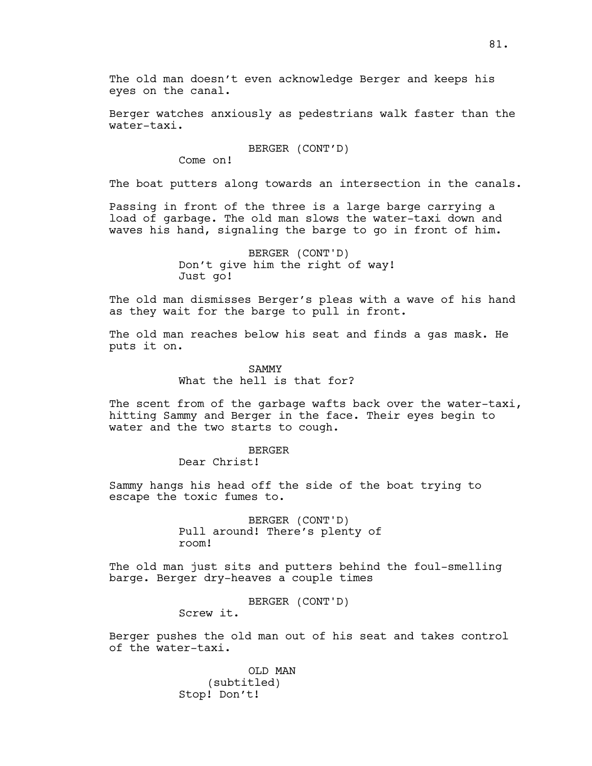The old man doesn't even acknowledge Berger and keeps his eyes on the canal.

Berger watches anxiously as pedestrians walk faster than the water-taxi.

BERGER (CONT'D)
Come on!

The boat putters along towards an intersection in the canals.

Passing in front of the three is a large barge carrying a load of garbage. The old man slows the water-taxi down and waves his hand, signaling the barge to go in front of him.

BERGER (CONT'D)
Don't give him the right of way! Just go!

The old man dismisses Berger's pleas with a wave of his hand as they wait for the barge to pull in front.

The old man reaches below his seat and finds a gas mask. He puts it on.

SAMMY
What the hell is that for?

The scent from of the garbage wafts back over the water-taxi, hitting Sammy and Berger in the face. Their eyes begin to water and the two starts to cough.

BERGER
Dear Christ!

Sammy hangs his head off the side of the boat trying to escape the toxic fumes to.

BERGER (CONT'D)
Pull around! There's plenty of room!

The old man just sits and putters behind the foul-smelling barge. Berger dry-heaves a couple times

BERGER (CONT'D)
Screw it.

Berger pushes the old man out of his seat and takes control of the water-taxi.

OLD MAN
(subtitled)
Stop! Don't!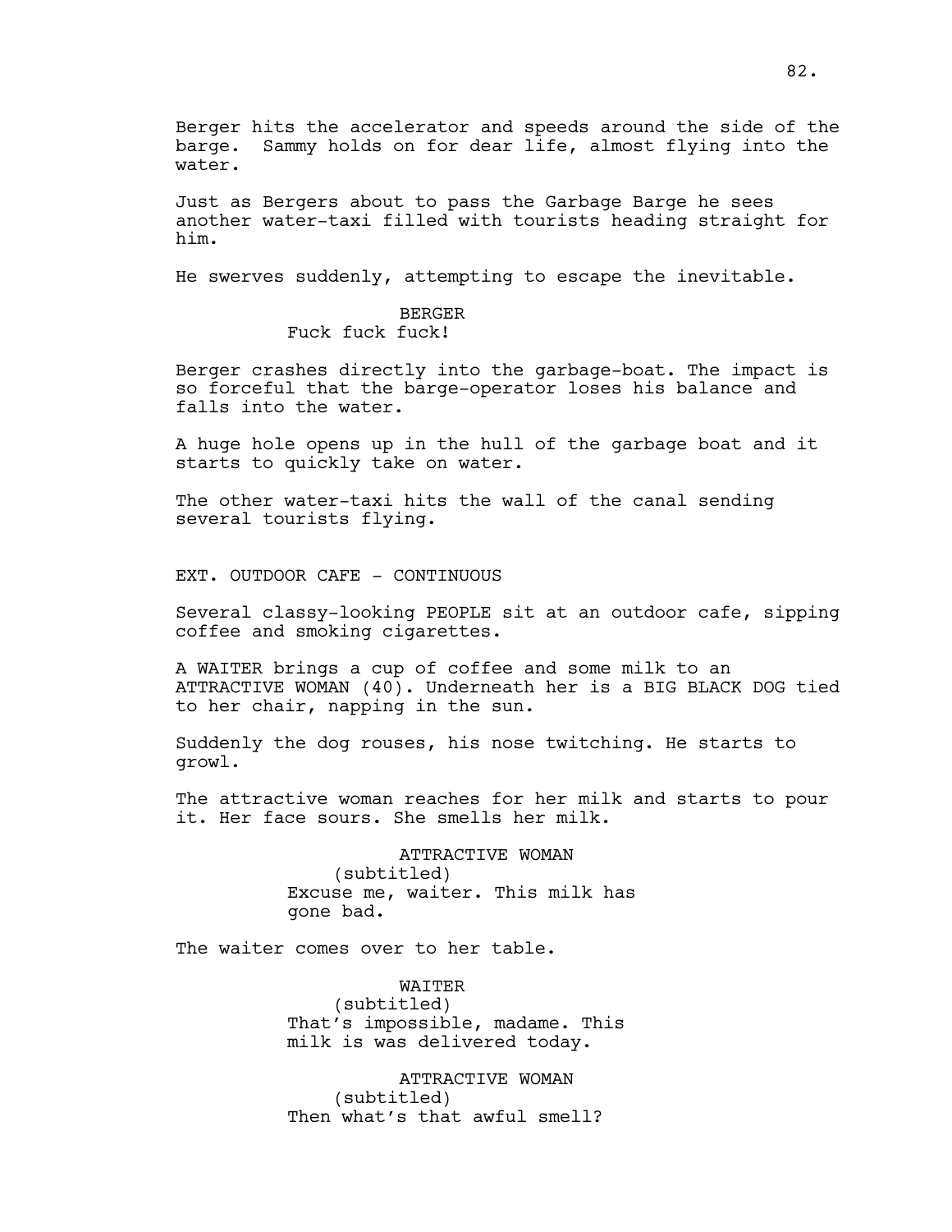Berger hits the accelerator and speeds around the side of the barge. Sammy holds on for dear life, almost flying into the water.

Just as Bergers about to pass the Garbage Barge he sees another water-taxi filled with tourists heading straight for him.

He swerves suddenly, attempting to escape the inevitable.

BERGER
Fuck fuck fuck!

Berger crashes directly into the garbage-boat. The impact is so forceful that the barge-operator loses his balance and falls into the water.

A huge hole opens up in the hull of the garbage boat and it starts to quickly take on water.

The other water-taxi hits the wall of the canal sending several tourists flying.

EXT. OUTDOOR CAFE - CONTINUOUS

Several classy-looking PEOPLE sit at an outdoor cafe, sipping coffee and smoking cigarettes.

A WAITER brings a cup of coffee and some milk to an ATTRACTIVE WOMAN (40). Underneath her is a BIG BLACK DOG tied to her chair, napping in the sun.

Suddenly the dog rouses, his nose twitching. He starts to growl.

The attractive woman reaches for her milk and starts to pour it. Her face sours. She smells her milk.

ATTRACTIVE WOMAN
(subtitled)
Excuse me, waiter. This milk has gone bad.

The waiter comes over to her table.

WAITER
(subtitled)
That's impossible, madame. This milk is was delivered today.

ATTRACTIVE WOMAN
(subtitled)
Then what's that awful smell?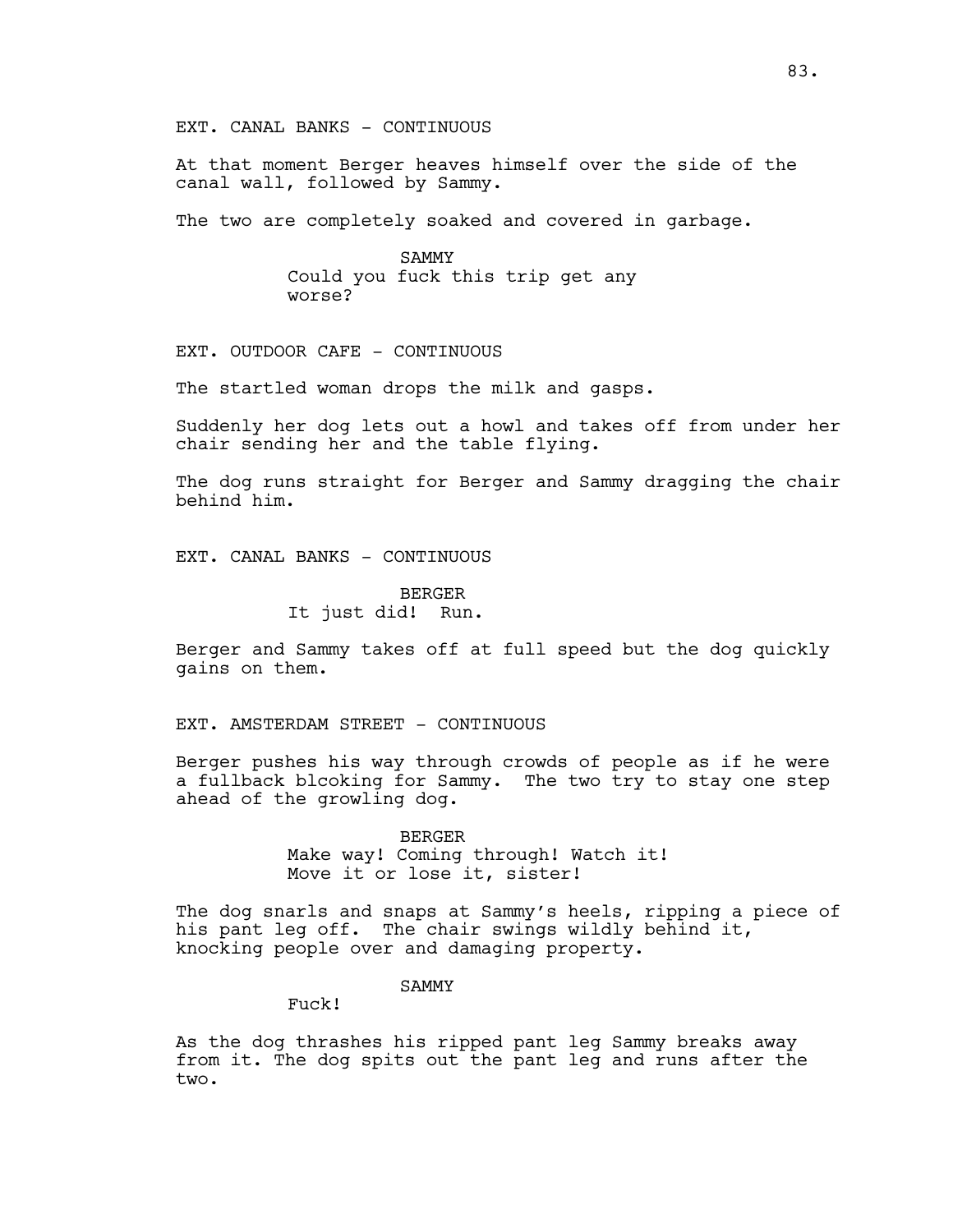EXT. CANAL BANKS - CONTINUOUS

At that moment Berger heaves himself over the side of the canal wall, followed by Sammy.

The two are completely soaked and covered in garbage.

SAMMY
Could you fuck this trip get any worse?

EXT. OUTDOOR CAFE - CONTINUOUS

The startled woman drops the milk and gasps.

Suddenly her dog lets out a howl and takes off from under her chair sending her and the table flying.

The dog runs straight for Berger and Sammy dragging the chair behind him.

EXT. CANAL BANKS - CONTINUOUS

BERGER
It just did! Run.

Berger and Sammy takes off at full speed but the dog quickly gains on them.

EXT. AMSTERDAM STREET - CONTINUOUS

Berger pushes his way through crowds of people as if he were a fullback blcoking for Sammy. The two try to stay one step ahead of the growling dog.

BERGER
Make way! Coming through! Watch it! Move it or lose it, sister!

The dog snarls and snaps at Sammy's heels, ripping a piece of his pant leg off. The chair swings wildly behind it, knocking people over and damaging property.

SAMMY
Fuck!

As the dog thrashes his ripped pant leg Sammy breaks away from it. The dog spits out the pant leg and runs after the two.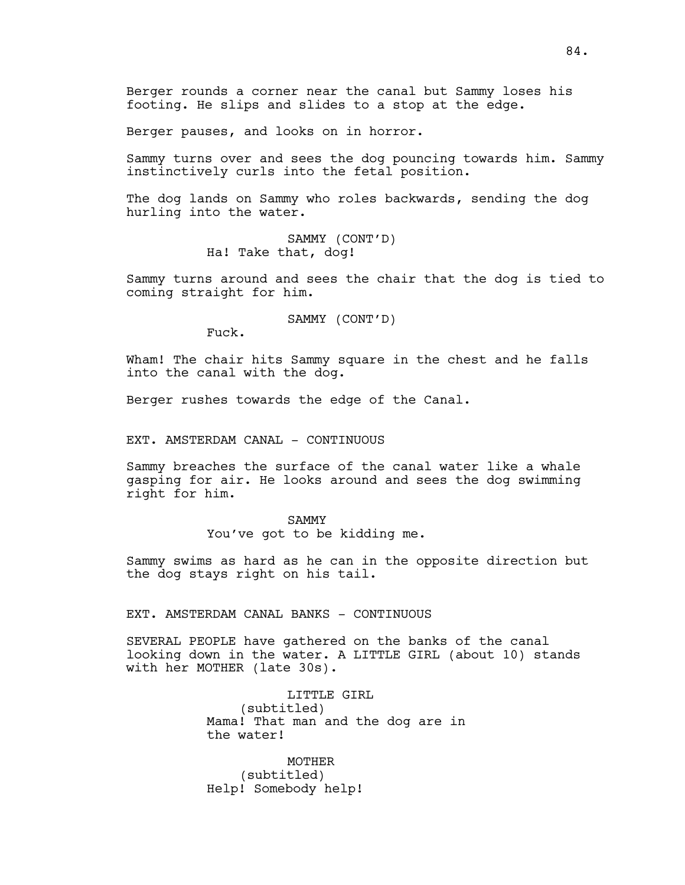Berger rounds a corner near the canal but Sammy loses his footing. He slips and slides to a stop at the edge.

Berger pauses, and looks on in horror.

Sammy turns over and sees the dog pouncing towards him. Sammy instinctively curls into the fetal position.

The dog lands on Sammy who roles backwards, sending the dog hurling into the water.

SAMMY (CONT'D)
Ha! Take that, dog!

Sammy turns around and sees the chair that the dog is tied to coming straight for him.

SAMMY (CONT'D)
Fuck.

Wham! The chair hits Sammy square in the chest and he falls into the canal with the dog.

Berger rushes towards the edge of the Canal.

EXT. AMSTERDAM CANAL - CONTINUOUS

Sammy breaches the surface of the canal water like a whale gasping for air. He looks around and sees the dog swimming right for him.

SAMMY
You've got to be kidding me.

Sammy swims as hard as he can in the opposite direction but the dog stays right on his tail.

EXT. AMSTERDAM CANAL BANKS - CONTINUOUS

SEVERAL PEOPLE have gathered on the banks of the canal looking down in the water. A LITTLE GIRL (about 10) stands with her MOTHER (late 30s).

LITTLE GIRL
(subtitled)
Mama! That man and the dog are in the water!

MOTHER
(subtitled)
Help! Somebody help!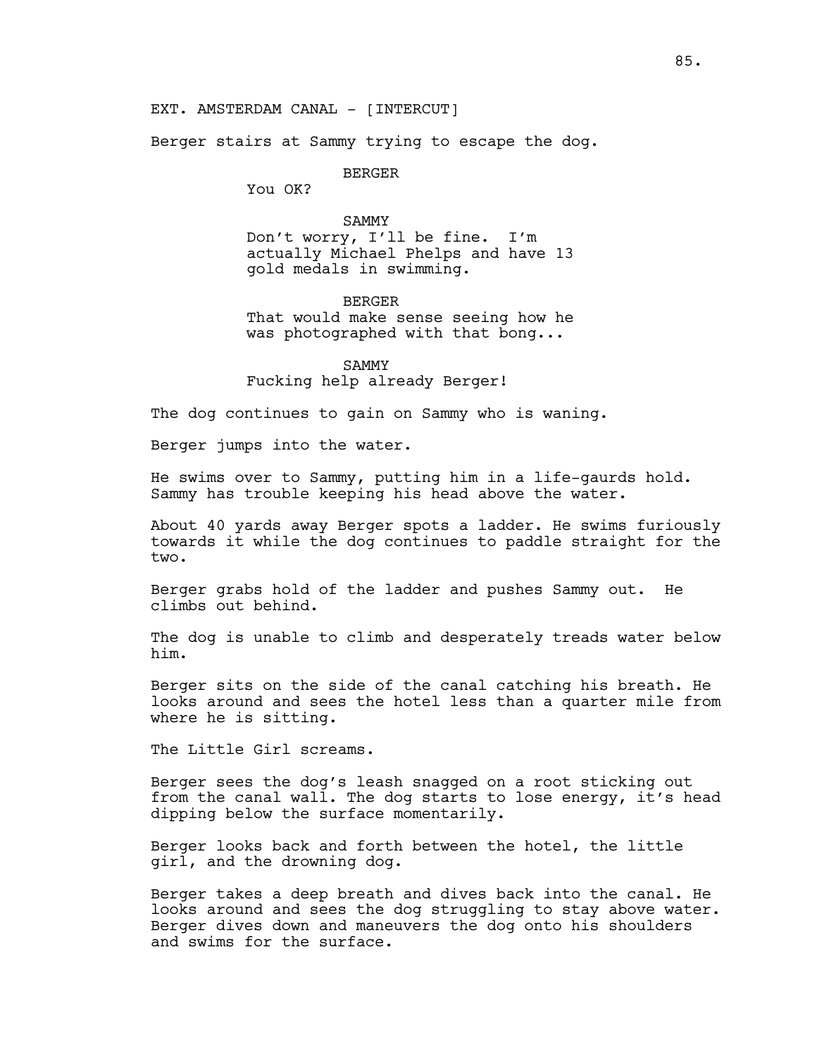EXT. AMSTERDAM CANAL - [INTERCUT]

Berger stairs at Sammy trying to escape the dog.

BERGER
You OK?

SAMMY
Don't worry, I'll be fine. I'm actually Michael Phelps and have 13 gold medals in swimming.

BERGER
That would make sense seeing how he was photographed with that bong...

SAMMY
Fucking help already Berger!

The dog continues to gain on Sammy who is waning.

Berger jumps into the water.

He swims over to Sammy, putting him in a life-gaurds hold. Sammy has trouble keeping his head above the water.

About 40 yards away Berger spots a ladder. He swims furiously towards it while the dog continues to paddle straight for the two.

Berger grabs hold of the ladder and pushes Sammy out. He climbs out behind.

The dog is unable to climb and desperately treads water below him.

Berger sits on the side of the canal catching his breath. He looks around and sees the hotel less than a quarter mile from where he is sitting.

The Little Girl screams.

Berger sees the dog's leash snagged on a root sticking out from the canal wall. The dog starts to lose energy, it's head dipping below the surface momentarily.

Berger looks back and forth between the hotel, the little girl, and the drowning dog.

Berger takes a deep breath and dives back into the canal. He looks around and sees the dog struggling to stay above water. Berger dives down and maneuvers the dog onto his shoulders and swims for the surface.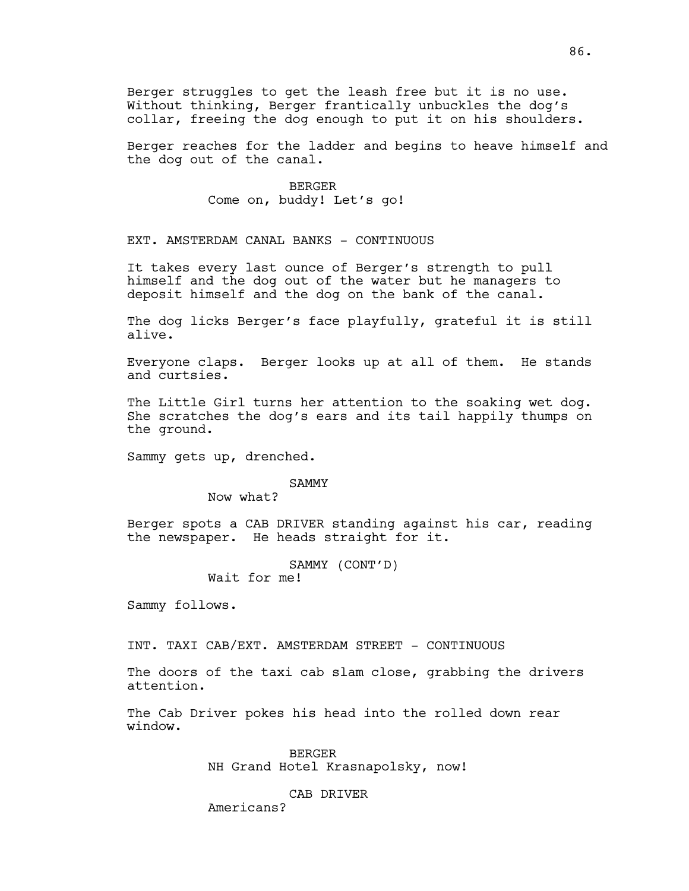Berger struggles to get the leash free but it is no use. Without thinking, Berger frantically unbuckles the dog's collar, freeing the dog enough to put it on his shoulders.

Berger reaches for the ladder and begins to heave himself and the dog out of the canal.

BERGER
Come on, buddy! Let's go!

EXT. AMSTERDAM CANAL BANKS - CONTINUOUS

It takes every last ounce of Berger's strength to pull himself and the dog out of the water but he managers to deposit himself and the dog on the bank of the canal.

The dog licks Berger's face playfully, grateful it is still alive.

Everyone claps. Berger looks up at all of them. He stands and curtsies.

The Little Girl turns her attention to the soaking wet dog. She scratches the dog's ears and its tail happily thumps on the ground.

Sammy gets up, drenched.

SAMMY
Now what?

Berger spots a CAB DRIVER standing against his car, reading the newspaper. He heads straight for it.

SAMMY (CONT'D)
Wait for me!

Sammy follows.

INT. TAXI CAB/EXT. AMSTERDAM STREET - CONTINUOUS

The doors of the taxi cab slam close, grabbing the drivers attention.

The Cab Driver pokes his head into the rolled down rear window.

BERGER
NH Grand Hotel Krasnapolsky, now!

CAB DRIVER
Americans?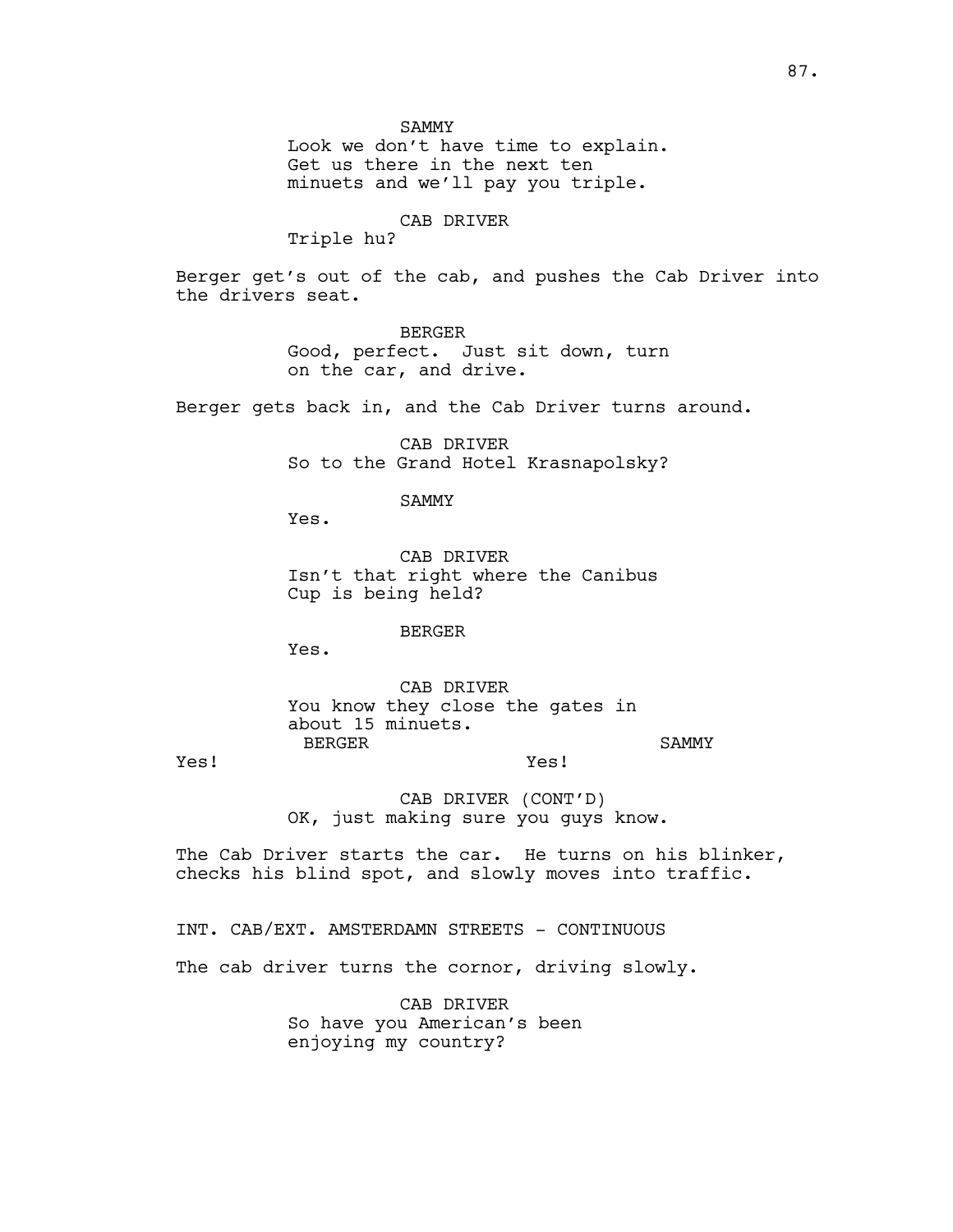SAMMY
Look we don't have time to explain.
Get us there in the next ten
minuets and we'll pay you triple.

CAB DRIVER
Triple hu?

Berger get's out of the cab, and pushes the Cab Driver into the drivers seat.

BERGER
Good, perfect. Just sit down, turn
on the car, and drive.

Berger gets back in, and the Cab Driver turns around.

CAB DRIVER
So to the Grand Hotel Krasnapolsky?

SAMMY
Yes.

CAB DRIVER
Isn't that right where the Canibus
Cup is being held?

BERGER
Yes.

CAB DRIVER
You know they close the gates in
about 15 minuets.

BERGER
Yes!

SAMMY
Yes!

CAB DRIVER (CONT'D)
OK, just making sure you guys know.

The Cab Driver starts the car. He turns on his blinker, checks his blind spot, and slowly moves into traffic.

INT. CAB/EXT. AMSTERDAMN STREETS - CONTINUOUS

The cab driver turns the cornor, driving slowly.

CAB DRIVER
So have you American's been
enjoying my country?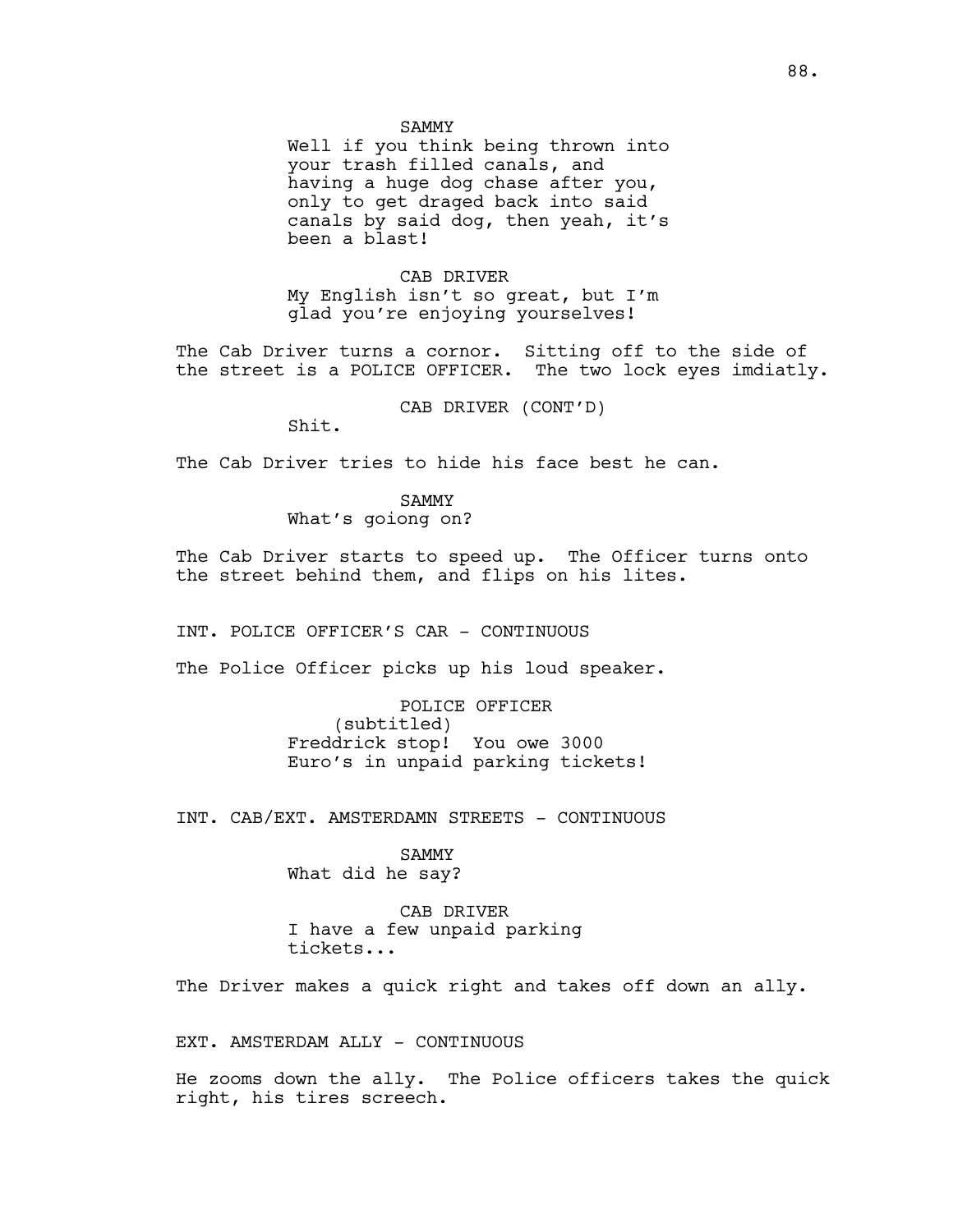SAMMY
Well if you think being thrown into your trash filled canals, and having a huge dog chase after you, only to get draged back into said canals by said dog, then yeah, it's been a blast!

CAB DRIVER
My English isn't so great, but I'm glad you're enjoying yourselves!

The Cab Driver turns a cornor. Sitting off to the side of the street is a POLICE OFFICER. The two lock eyes imdiatly.

CAB DRIVER (CONT'D)
Shit.

The Cab Driver tries to hide his face best he can.

SAMMY
What's goiong on?

The Cab Driver starts to speed up. The Officer turns onto the street behind them, and flips on his lites.

INT. POLICE OFFICER'S CAR - CONTINUOUS

The Police Officer picks up his loud speaker.

POLICE OFFICER
(subtitled)
Freddrick stop! You owe 3000 Euro's in unpaid parking tickets!

INT. CAB/EXT. AMSTERDAMN STREETS - CONTINUOUS

SAMMY
What did he say?

CAB DRIVER
I have a few unpaid parking tickets...

The Driver makes a quick right and takes off down an ally.

EXT. AMSTERDAM ALLY - CONTINUOUS

He zooms down the ally. The Police officers takes the quick right, his tires screech.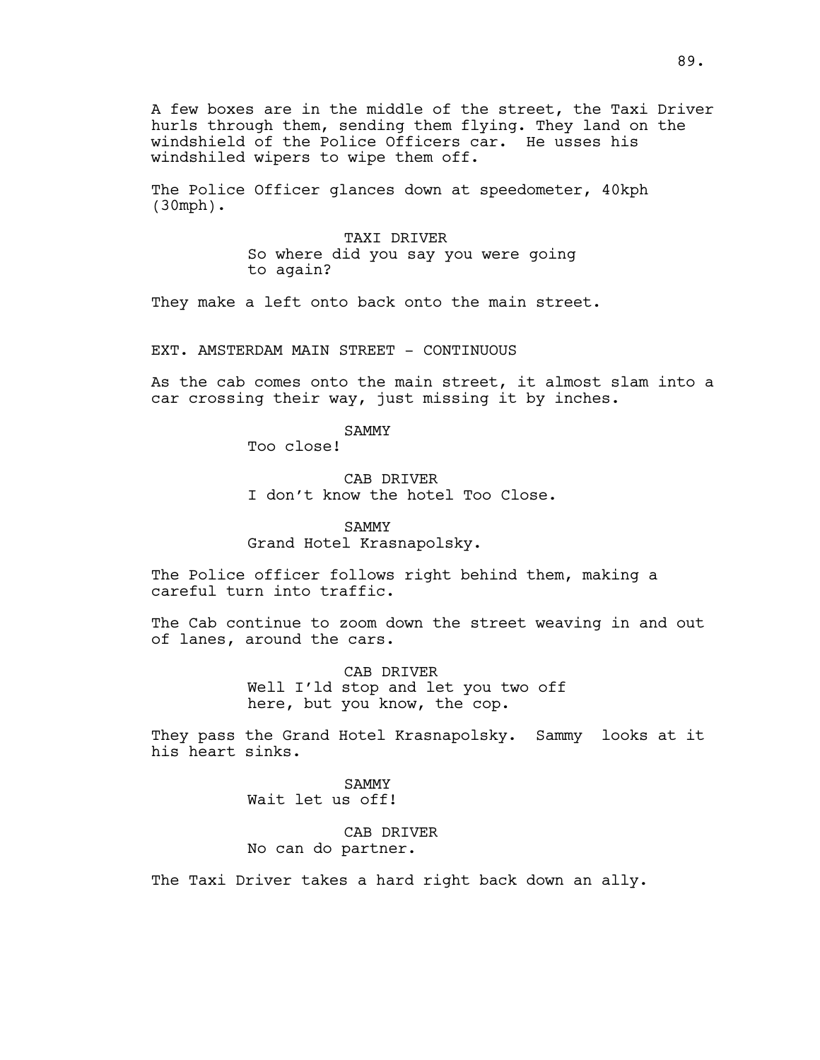A few boxes are in the middle of the street, the Taxi Driver hurls through them, sending them flying. They land on the windshield of the Police Officers car.  He usses his windshiled wipers to wipe them off.

The Police Officer glances down at speedometer, 40kph (30mph).

TAXI DRIVER
So where did you say you were going to again?

They make a left onto back onto the main street.

EXT. AMSTERDAM MAIN STREET - CONTINUOUS

As the cab comes onto the main street, it almost slam into a car crossing their way, just missing it by inches.

SAMMY
Too close!

CAB DRIVER
I don't know the hotel Too Close.

SAMMY
Grand Hotel Krasnapolsky.

The Police officer follows right behind them, making a careful turn into traffic.

The Cab continue to zoom down the street weaving in and out of lanes, around the cars.

CAB DRIVER
Well I'ld stop and let you two off here, but you know, the cop.

They pass the Grand Hotel Krasnapolsky.  Sammy  looks at it his heart sinks.

SAMMY
Wait let us off!

CAB DRIVER
No can do partner.

The Taxi Driver takes a hard right back down an ally.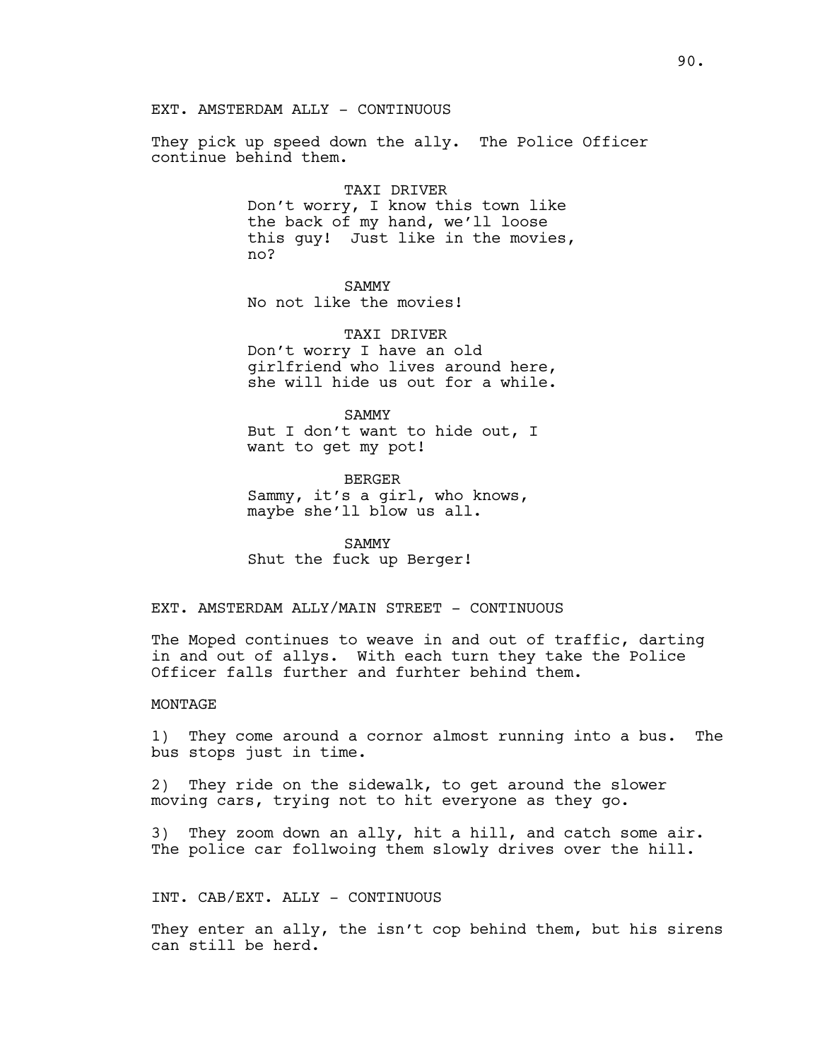EXT. AMSTERDAM ALLY - CONTINUOUS

They pick up speed down the ally. The Police Officer continue behind them.

TAXI DRIVER
Don't worry, I know this town like the back of my hand, we'll loose this guy! Just like in the movies, no?

SAMMY
No not like the movies!

TAXI DRIVER
Don't worry I have an old girlfriend who lives around here, she will hide us out for a while.

SAMMY
But I don't want to hide out, I want to get my pot!

BERGER
Sammy, it's a girl, who knows, maybe she'll blow us all.

SAMMY
Shut the fuck up Berger!

EXT. AMSTERDAM ALLY/MAIN STREET - CONTINUOUS

The Moped continues to weave in and out of traffic, darting in and out of allys. With each turn they take the Police Officer falls further and furhter behind them.

MONTAGE

1) They come around a cornor almost running into a bus. The bus stops just in time.

2) They ride on the sidewalk, to get around the slower moving cars, trying not to hit everyone as they go.

3) They zoom down an ally, hit a hill, and catch some air. The police car follwoing them slowly drives over the hill.

INT. CAB/EXT. ALLY - CONTINUOUS

They enter an ally, the isn't cop behind them, but his sirens can still be herd.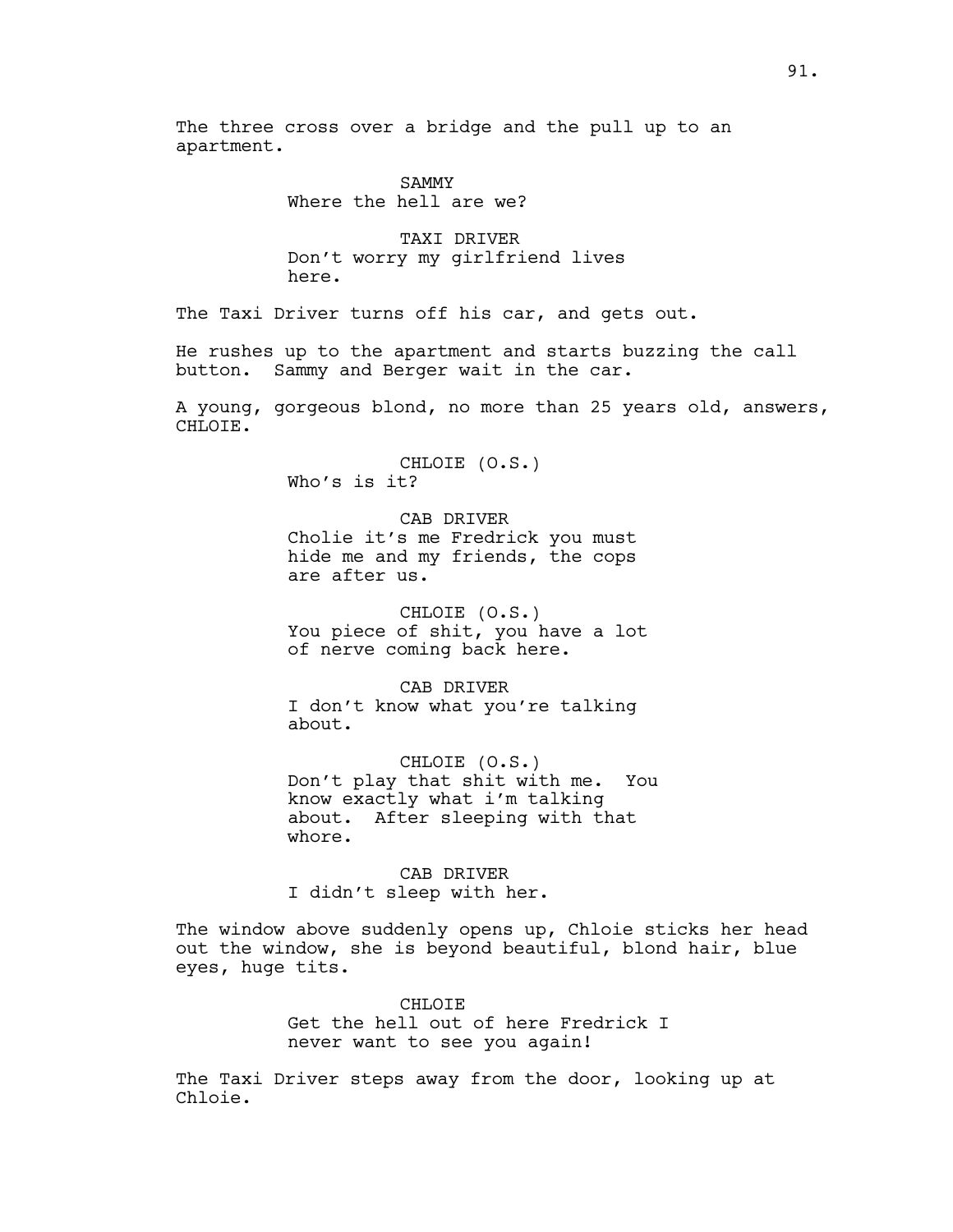The three cross over a bridge and the pull up to an apartment.

SAMMY
Where the hell are we?

TAXI DRIVER
Don't worry my girlfriend lives here.

The Taxi Driver turns off his car, and gets out.

He rushes up to the apartment and starts buzzing the call button. Sammy and Berger wait in the car.

A young, gorgeous blond, no more than 25 years old, answers, CHLOIE.

CHLOIE (O.S.)
Who's is it?

CAB DRIVER
Cholie it's me Fredrick you must hide me and my friends, the cops are after us.

CHLOIE (O.S.)
You piece of shit, you have a lot of nerve coming back here.

CAB DRIVER
I don't know what you're talking about.

CHLOIE (O.S.)
Don't play that shit with me. You know exactly what i'm talking about. After sleeping with that whore.

CAB DRIVER
I didn't sleep with her.

The window above suddenly opens up, Chloie sticks her head out the window, she is beyond beautiful, blond hair, blue eyes, huge tits.

CHLOIE
Get the hell out of here Fredrick I never want to see you again!

The Taxi Driver steps away from the door, looking up at Chloie.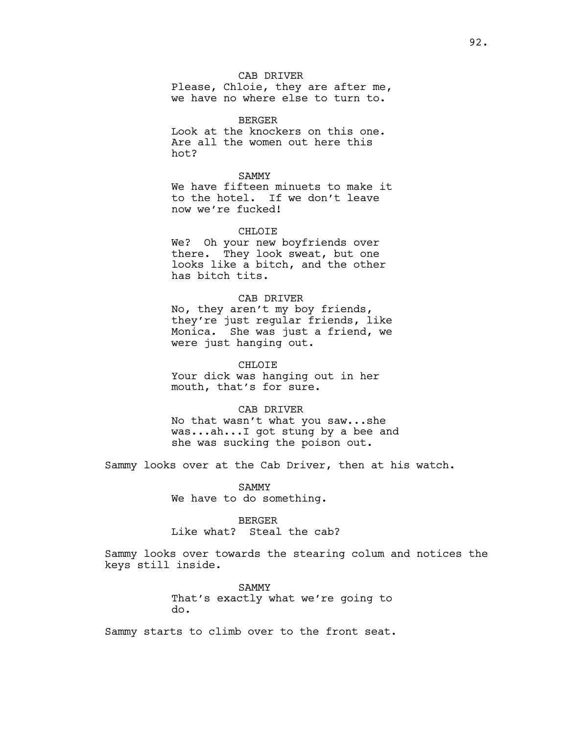CAB DRIVER
Please, Chloie, they are after me, we have no where else to turn to.

BERGER
Look at the knockers on this one. Are all the women out here this hot?

SAMMY
We have fifteen minuets to make it to the hotel. If we don't leave now we're fucked!

CHLOIE
We? Oh your new boyfriends over there. They look sweat, but one looks like a bitch, and the other has bitch tits.

CAB DRIVER
No, they aren't my boy friends, they're just regular friends, like Monica. She was just a friend, we were just hanging out.

CHLOIE
Your dick was hanging out in her mouth, that's for sure.

CAB DRIVER
No that wasn't what you saw...she was...ah...I got stung by a bee and she was sucking the poison out.

Sammy looks over at the Cab Driver, then at his watch.

SAMMY
We have to do something.

BERGER
Like what? Steal the cab?

Sammy looks over towards the stearing colum and notices the keys still inside.

SAMMY
That's exactly what we're going to do.

Sammy starts to climb over to the front seat.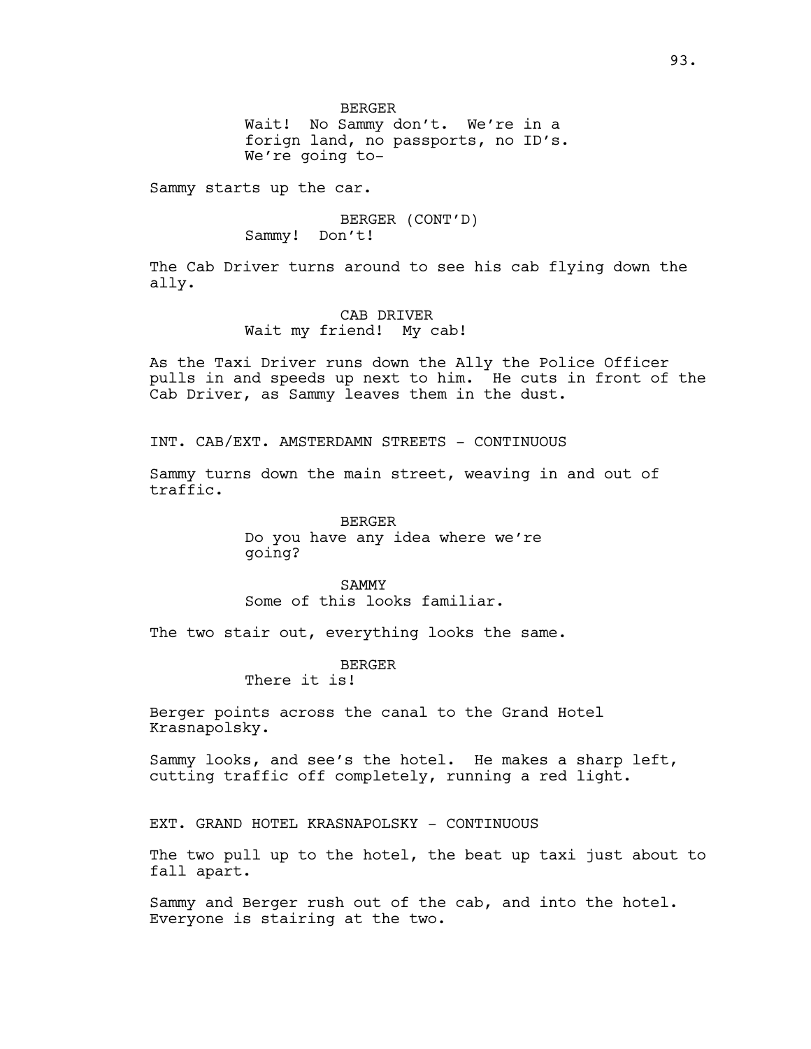BERGER
Wait! No Sammy don't. We're in a forign land, no passports, no ID's. We're going to-

Sammy starts up the car.

BERGER (CONT'D)
Sammy! Don't!

The Cab Driver turns around to see his cab flying down the ally.

CAB DRIVER
Wait my friend! My cab!

As the Taxi Driver runs down the Ally the Police Officer pulls in and speeds up next to him. He cuts in front of the Cab Driver, as Sammy leaves them in the dust.

INT. CAB/EXT. AMSTERDAMN STREETS - CONTINUOUS

Sammy turns down the main street, weaving in and out of traffic.

BERGER
Do you have any idea where we're going?

SAMMY
Some of this looks familiar.

The two stair out, everything looks the same.

BERGER
There it is!

Berger points across the canal to the Grand Hotel Krasnapolsky.

Sammy looks, and see's the hotel. He makes a sharp left, cutting traffic off completely, running a red light.

EXT. GRAND HOTEL KRASNAPOLSKY - CONTINUOUS

The two pull up to the hotel, the beat up taxi just about to fall apart.

Sammy and Berger rush out of the cab, and into the hotel. Everyone is stairing at the two.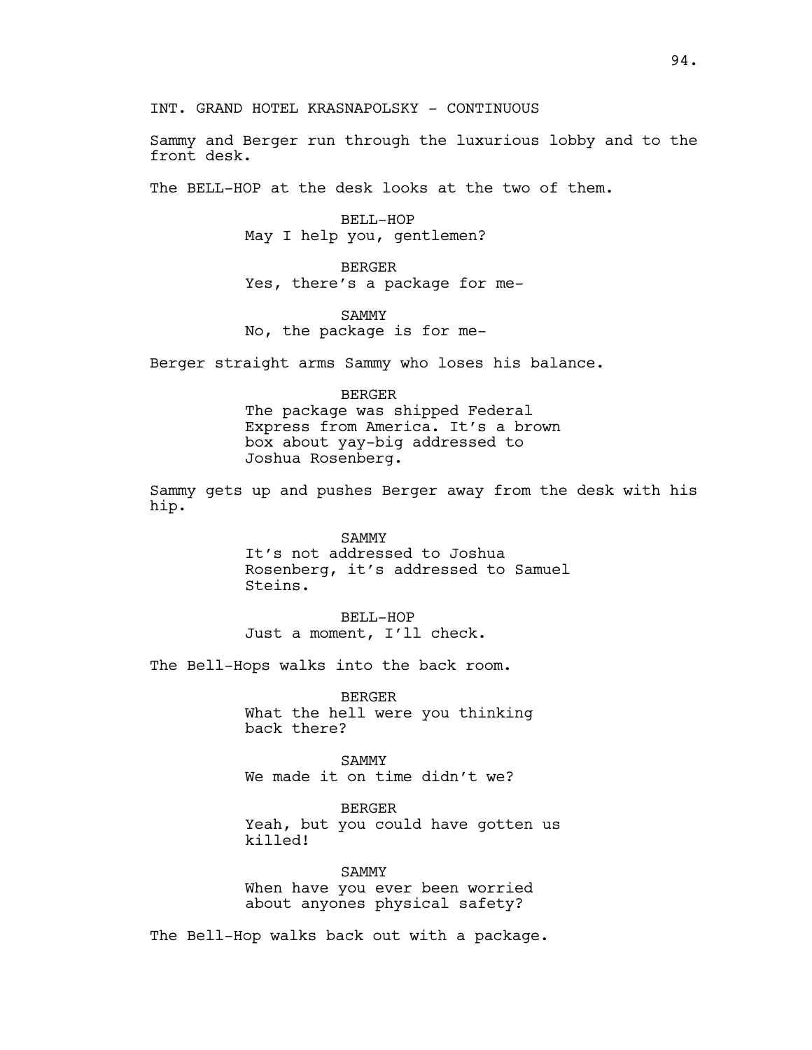INT. GRAND HOTEL KRASNAPOLSKY - CONTINUOUS

Sammy and Berger run through the luxurious lobby and to the front desk.

The BELL-HOP at the desk looks at the two of them.

BELL-HOP
May I help you, gentlemen?

BERGER
Yes, there's a package for me-

SAMMY
No, the package is for me-

Berger straight arms Sammy who loses his balance.

BERGER
The package was shipped Federal Express from America. It's a brown box about yay-big addressed to Joshua Rosenberg.

Sammy gets up and pushes Berger away from the desk with his hip.

SAMMY
It's not addressed to Joshua Rosenberg, it's addressed to Samuel Steins.

BELL-HOP
Just a moment, I'll check.

The Bell-Hops walks into the back room.

BERGER
What the hell were you thinking back there?

SAMMY
We made it on time didn't we?

BERGER
Yeah, but you could have gotten us killed!

SAMMY
When have you ever been worried about anyones physical safety?

The Bell-Hop walks back out with a package.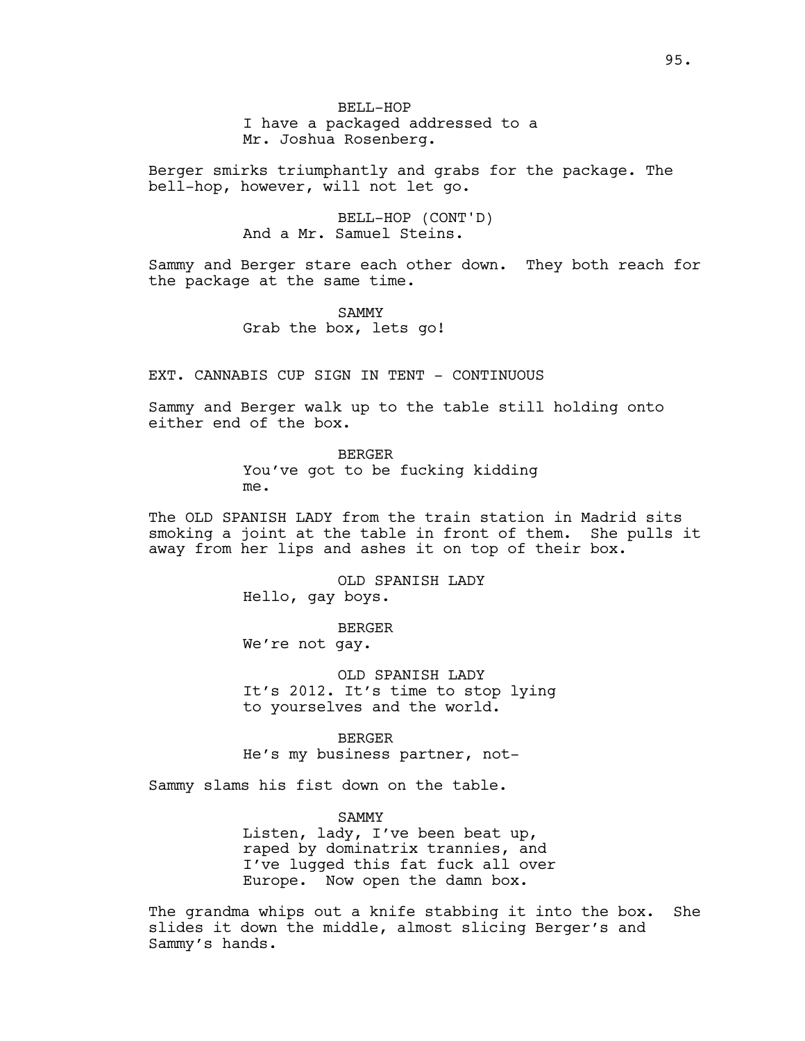BELL-HOP
I have a packaged addressed to a
Mr. Joshua Rosenberg.

Berger smirks triumphantly and grabs for the package. The bell-hop, however, will not let go.

BELL-HOP (CONT'D)
And a Mr. Samuel Steins.

Sammy and Berger stare each other down. They both reach for the package at the same time.

SAMMY
Grab the box, lets go!

EXT. CANNABIS CUP SIGN IN TENT - CONTINUOUS

Sammy and Berger walk up to the table still holding onto either end of the box.

BERGER
You've got to be fucking kidding
me.

The OLD SPANISH LADY from the train station in Madrid sits smoking a joint at the table in front of them. She pulls it away from her lips and ashes it on top of their box.

OLD SPANISH LADY
Hello, gay boys.

BERGER
We're not gay.

OLD SPANISH LADY
It's 2012. It's time to stop lying
to yourselves and the world.

BERGER
He's my business partner, not-

Sammy slams his fist down on the table.

SAMMY
Listen, lady, I've been beat up,
raped by dominatrix trannies, and
I've lugged this fat fuck all over
Europe. Now open the damn box.

The grandma whips out a knife stabbing it into the box. She slides it down the middle, almost slicing Berger's and Sammy's hands.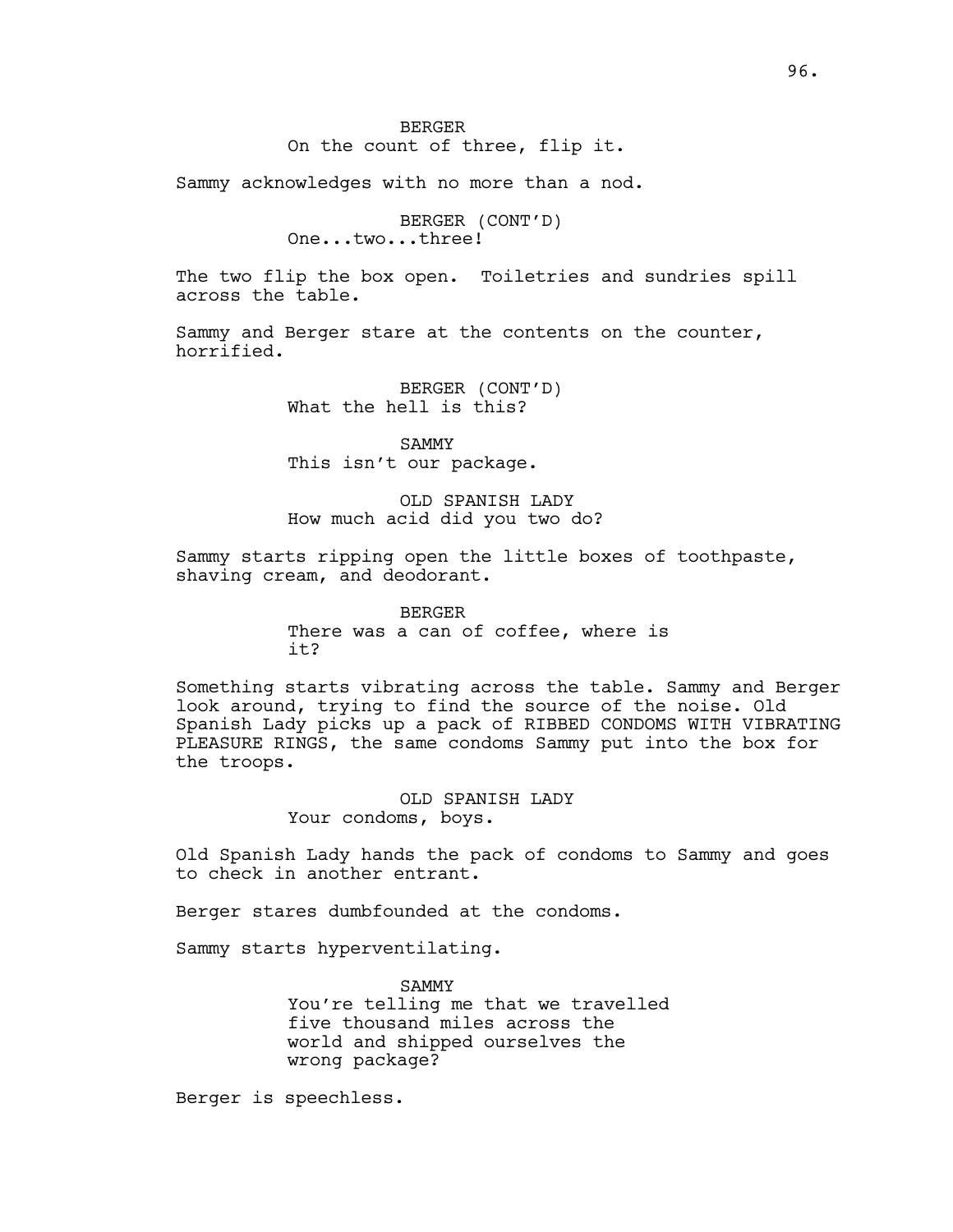BERGER
On the count of three, flip it.

Sammy acknowledges with no more than a nod.

BERGER (CONT'D)
One...two...three!

The two flip the box open. Toiletries and sundries spill across the table.

Sammy and Berger stare at the contents on the counter, horrified.

BERGER (CONT'D)
What the hell is this?

SAMMY
This isn't our package.

OLD SPANISH LADY
How much acid did you two do?

Sammy starts ripping open the little boxes of toothpaste, shaving cream, and deodorant.

BERGER
There was a can of coffee, where is it?

Something starts vibrating across the table. Sammy and Berger look around, trying to find the source of the noise. Old Spanish Lady picks up a pack of RIBBED CONDOMS WITH VIBRATING PLEASURE RINGS, the same condoms Sammy put into the box for the troops.

OLD SPANISH LADY
Your condoms, boys.

Old Spanish Lady hands the pack of condoms to Sammy and goes to check in another entrant.

Berger stares dumbfounded at the condoms.

Sammy starts hyperventilating.

SAMMY
You're telling me that we travelled five thousand miles across the world and shipped ourselves the wrong package?

Berger is speechless.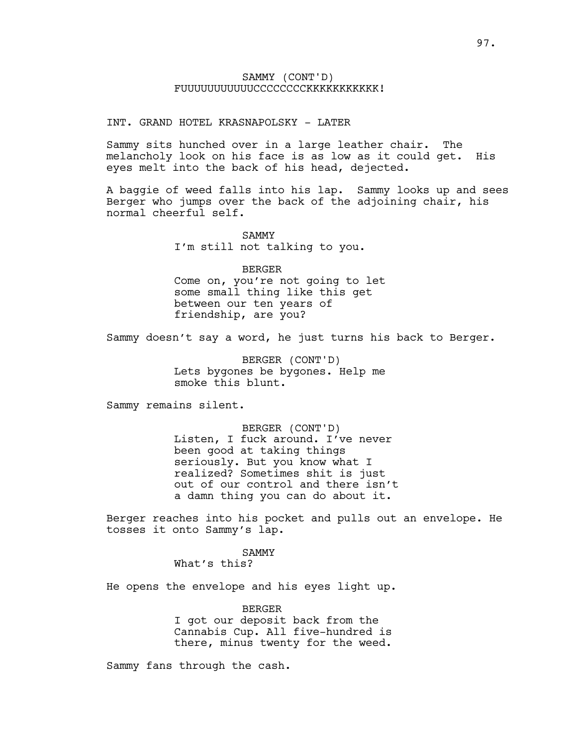SAMMY (CONT'D)
FUUUUUUUUUUUCCCCCCCCKKKKKKKKKK!

INT. GRAND HOTEL KRASNAPOLSKY - LATER

Sammy sits hunched over in a large leather chair. The melancholy look on his face is as low as it could get. His eyes melt into the back of his head, dejected.

A baggie of weed falls into his lap. Sammy looks up and sees Berger who jumps over the back of the adjoining chair, his normal cheerful self.

SAMMY
I'm still not talking to you.

BERGER
Come on, you're not going to let some small thing like this get between our ten years of friendship, are you?

Sammy doesn't say a word, he just turns his back to Berger.

BERGER (CONT'D)
Lets bygones be bygones. Help me smoke this blunt.

Sammy remains silent.

BERGER (CONT'D)
Listen, I fuck around. I've never been good at taking things seriously. But you know what I realized? Sometimes shit is just out of our control and there isn't a damn thing you can do about it.

Berger reaches into his pocket and pulls out an envelope. He tosses it onto Sammy's lap.

SAMMY
What's this?

He opens the envelope and his eyes light up.

BERGER
I got our deposit back from the Cannabis Cup. All five-hundred is there, minus twenty for the weed.

Sammy fans through the cash.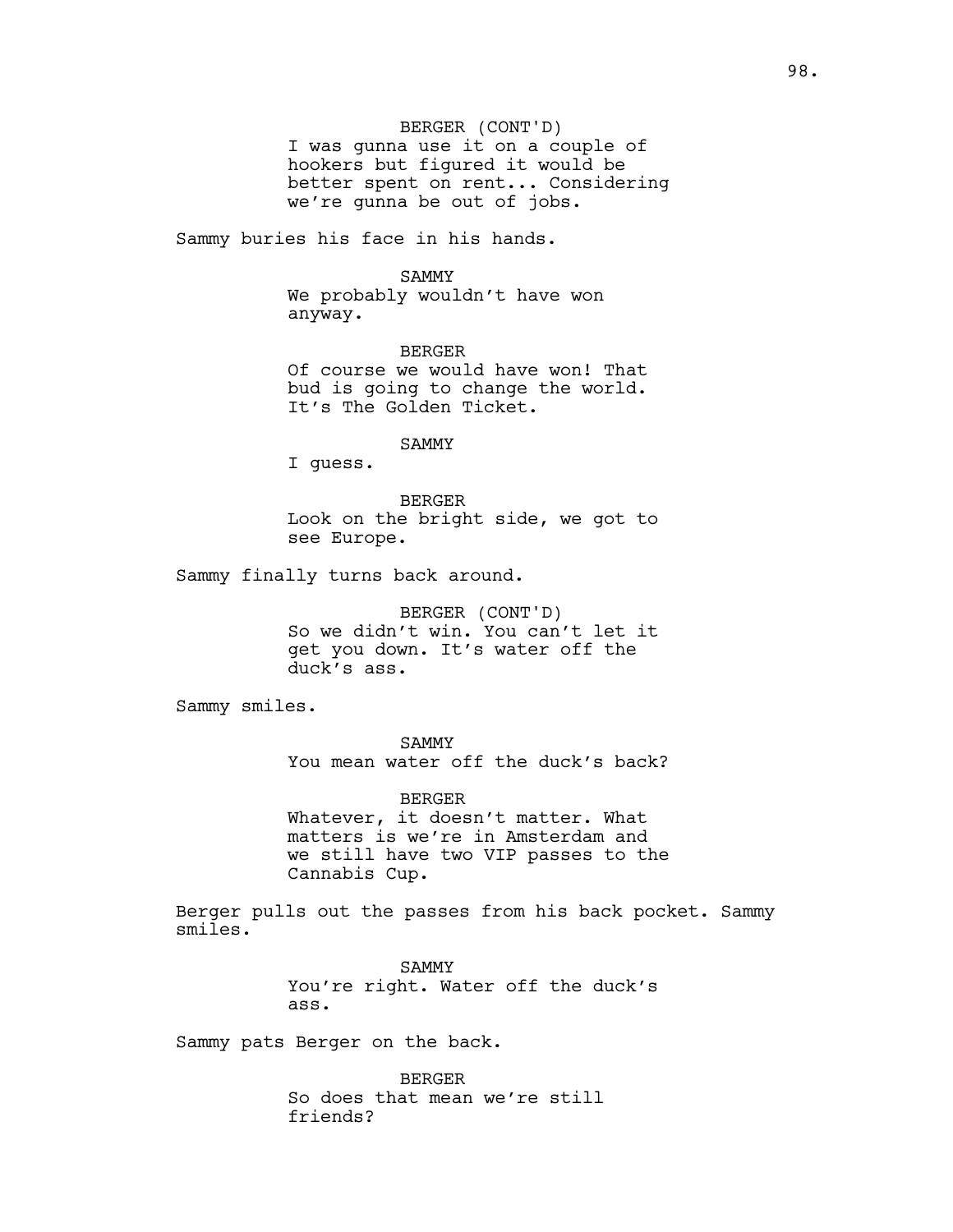BERGER (CONT'D)
I was gunna use it on a couple of hookers but figured it would be better spent on rent... Considering we're gunna be out of jobs.

Sammy buries his face in his hands.

SAMMY
We probably wouldn't have won anyway.

BERGER
Of course we would have won! That bud is going to change the world. It's The Golden Ticket.

SAMMY
I guess.

BERGER
Look on the bright side, we got to see Europe.

Sammy finally turns back around.

BERGER (CONT'D)
So we didn't win. You can't let it get you down. It's water off the duck's ass.

Sammy smiles.

SAMMY
You mean water off the duck's back?

BERGER
Whatever, it doesn't matter. What matters is we're in Amsterdam and we still have two VIP passes to the Cannabis Cup.

Berger pulls out the passes from his back pocket. Sammy smiles.

SAMMY
You're right. Water off the duck's ass.

Sammy pats Berger on the back.

BERGER
So does that mean we're still friends?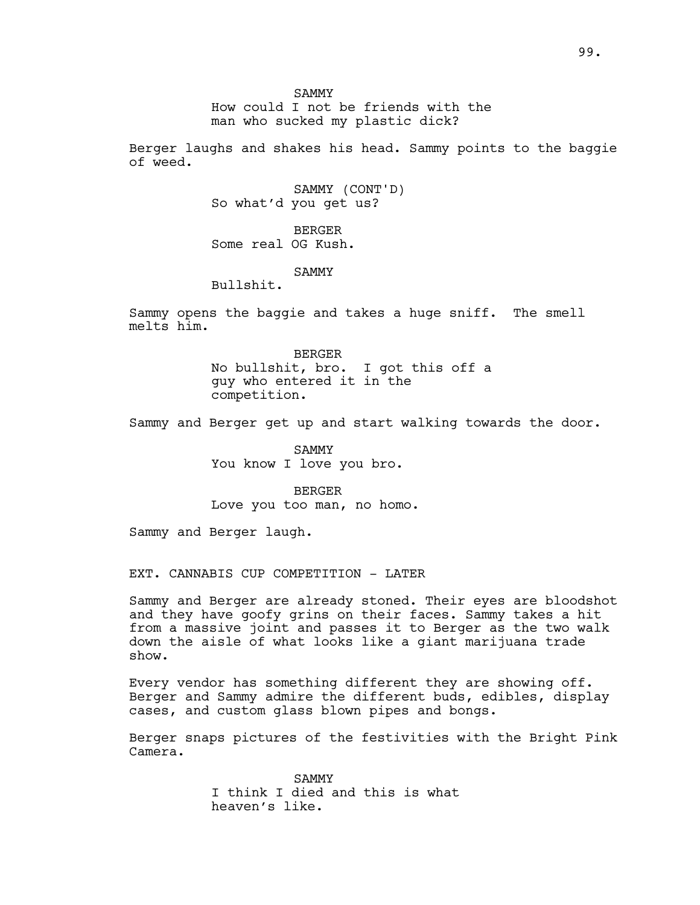SAMMY
How could I not be friends with the man who sucked my plastic dick?

Berger laughs and shakes his head. Sammy points to the baggie of weed.

SAMMY (CONT'D)
So what'd you get us?

BERGER
Some real OG Kush.

SAMMY
Bullshit.

Sammy opens the baggie and takes a huge sniff. The smell melts him.

BERGER
No bullshit, bro. I got this off a guy who entered it in the competition.

Sammy and Berger get up and start walking towards the door.

SAMMY
You know I love you bro.

BERGER
Love you too man, no homo.

Sammy and Berger laugh.

EXT. CANNABIS CUP COMPETITION - LATER

Sammy and Berger are already stoned. Their eyes are bloodshot and they have goofy grins on their faces. Sammy takes a hit from a massive joint and passes it to Berger as the two walk down the aisle of what looks like a giant marijuana trade show.

Every vendor has something different they are showing off. Berger and Sammy admire the different buds, edibles, display cases, and custom glass blown pipes and bongs.

Berger snaps pictures of the festivities with the Bright Pink Camera.

SAMMY
I think I died and this is what heaven's like.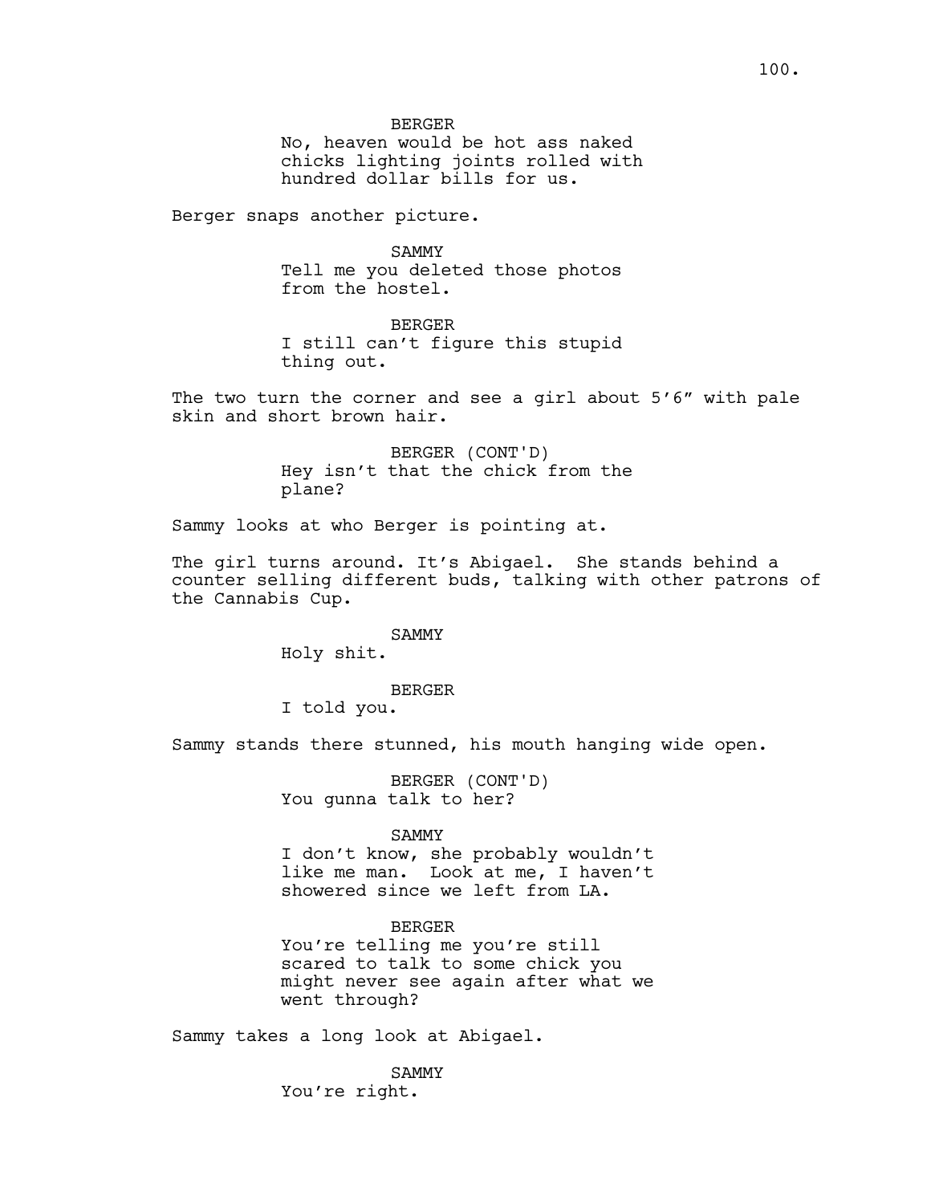BERGER
No, heaven would be hot ass naked chicks lighting joints rolled with hundred dollar bills for us.

Berger snaps another picture.

SAMMY
Tell me you deleted those photos from the hostel.

BERGER
I still can't figure this stupid thing out.

The two turn the corner and see a girl about 5'6" with pale skin and short brown hair.

BERGER (CONT'D)
Hey isn't that the chick from the plane?

Sammy looks at who Berger is pointing at.

The girl turns around. It's Abigael. She stands behind a counter selling different buds, talking with other patrons of the Cannabis Cup.

SAMMY
Holy shit.

BERGER
I told you.

Sammy stands there stunned, his mouth hanging wide open.

BERGER (CONT'D)
You gunna talk to her?

SAMMY
I don't know, she probably wouldn't like me man. Look at me, I haven't showered since we left from LA.

BERGER
You're telling me you're still scared to talk to some chick you might never see again after what we went through?

Sammy takes a long look at Abigael.

SAMMY
You're right.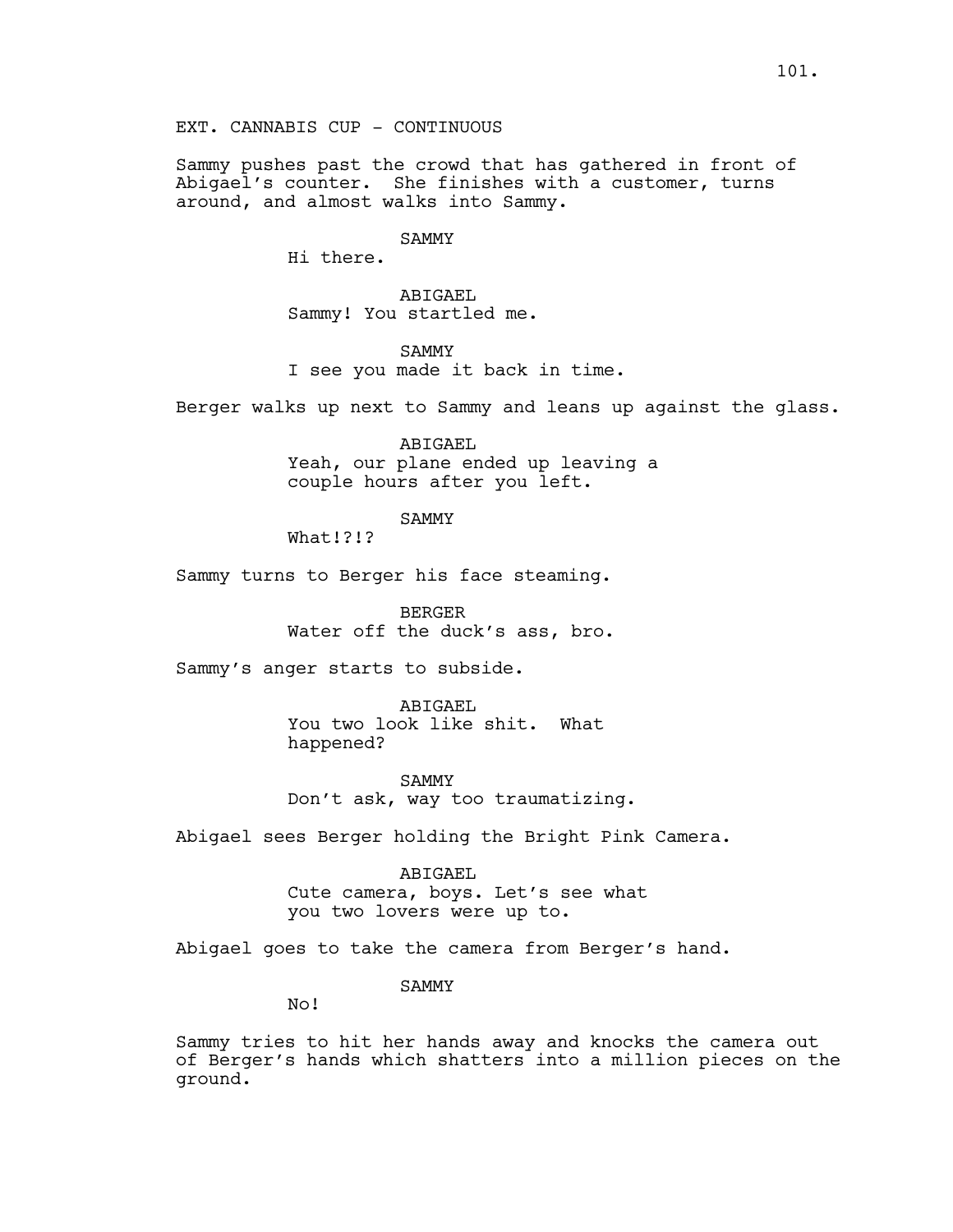EXT. CANNABIS CUP - CONTINUOUS

Sammy pushes past the crowd that has gathered in front of Abigael's counter. She finishes with a customer, turns around, and almost walks into Sammy.

SAMMY

Hi there.

ABIGAEL

Sammy! You startled me.

SAMMY

I see you made it back in time.

Berger walks up next to Sammy and leans up against the glass.

ABIGAEL

Yeah, our plane ended up leaving a couple hours after you left.

SAMMY

What!?!?

Sammy turns to Berger his face steaming.

BERGER

Water off the duck's ass, bro.

Sammy's anger starts to subside.

ABIGAEL

You two look like shit. What happened?

SAMMY

Don't ask, way too traumatizing.

Abigael sees Berger holding the Bright Pink Camera.

ABIGAEL

Cute camera, boys. Let's see what you two lovers were up to.

Abigael goes to take the camera from Berger's hand.

SAMMY

No!

Sammy tries to hit her hands away and knocks the camera out of Berger's hands which shatters into a million pieces on the ground.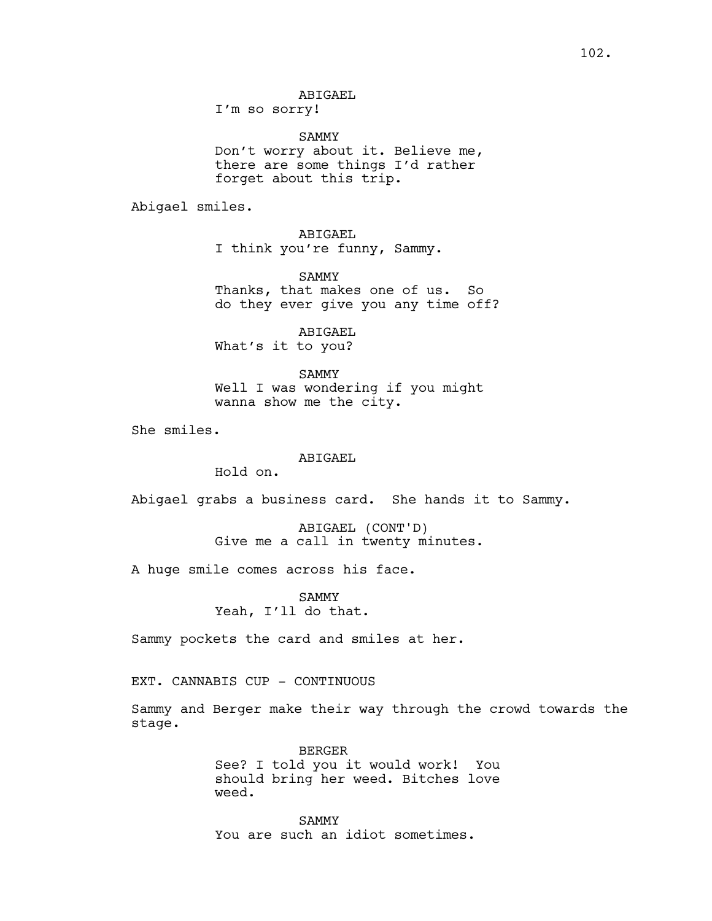ABIGAEL
I'm so sorry!

SAMMY
Don't worry about it. Believe me, there are some things I'd rather forget about this trip.

Abigael smiles.

ABIGAEL
I think you're funny, Sammy.

SAMMY
Thanks, that makes one of us. So do they ever give you any time off?

ABIGAEL
What's it to you?

SAMMY
Well I was wondering if you might wanna show me the city.

She smiles.

ABIGAEL
Hold on.

Abigael grabs a business card. She hands it to Sammy.

ABIGAEL (CONT'D)
Give me a call in twenty minutes.

A huge smile comes across his face.

SAMMY
Yeah, I'll do that.

Sammy pockets the card and smiles at her.

EXT. CANNABIS CUP - CONTINUOUS

Sammy and Berger make their way through the crowd towards the stage.

BERGER
See? I told you it would work! You should bring her weed. Bitches love weed.

SAMMY
You are such an idiot sometimes.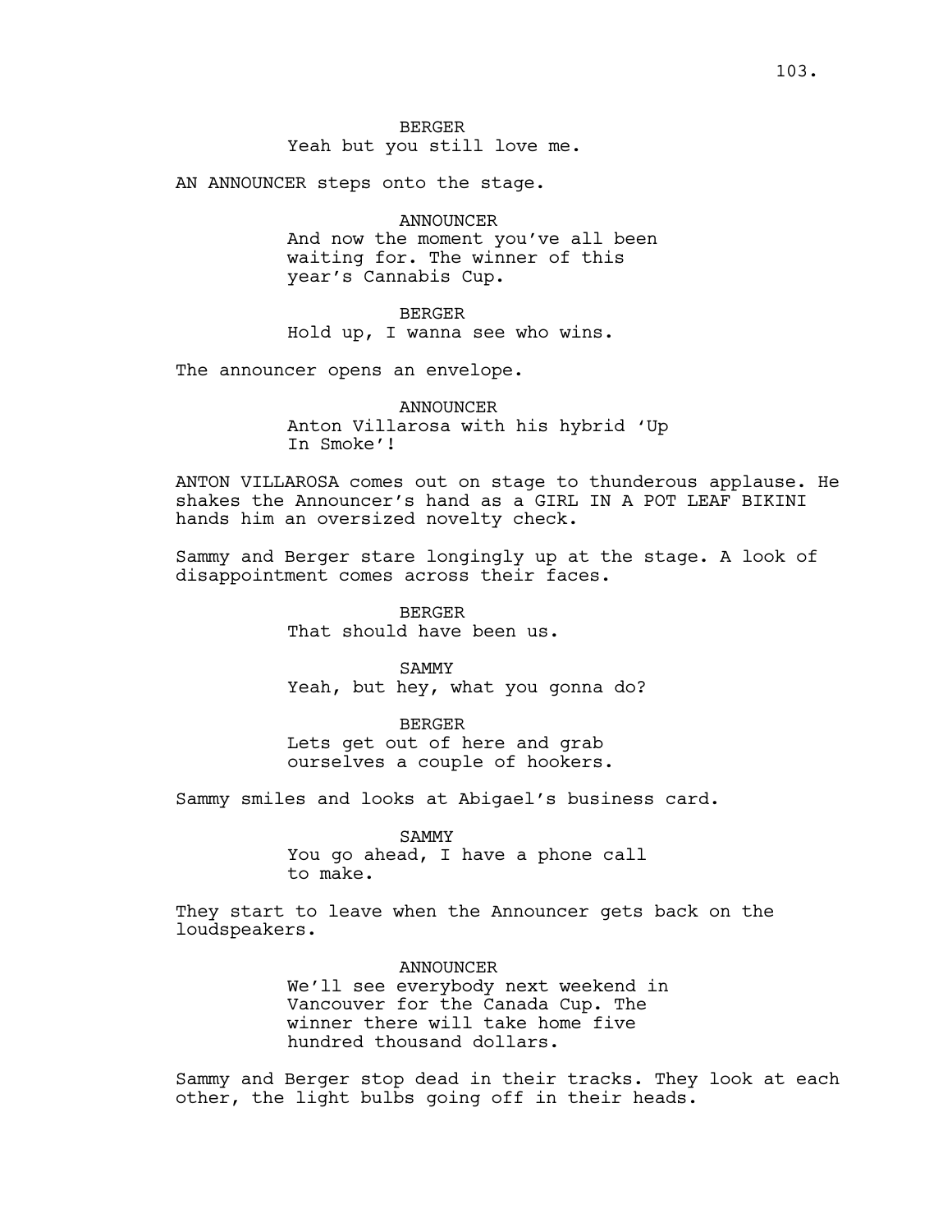BERGER
Yeah but you still love me.

AN ANNOUNCER steps onto the stage.

ANNOUNCER
And now the moment you've all been waiting for. The winner of this year's Cannabis Cup.

BERGER
Hold up, I wanna see who wins.

The announcer opens an envelope.

ANNOUNCER
Anton Villarosa with his hybrid 'Up In Smoke'!

ANTON VILLAROSA comes out on stage to thunderous applause. He shakes the Announcer's hand as a GIRL IN A POT LEAF BIKINI hands him an oversized novelty check.

Sammy and Berger stare longingly up at the stage. A look of disappointment comes across their faces.

BERGER
That should have been us.

SAMMY
Yeah, but hey, what you gonna do?

BERGER
Lets get out of here and grab ourselves a couple of hookers.

Sammy smiles and looks at Abigael's business card.

SAMMY
You go ahead, I have a phone call to make.

They start to leave when the Announcer gets back on the loudspeakers.

ANNOUNCER
We'll see everybody next weekend in Vancouver for the Canada Cup. The winner there will take home five hundred thousand dollars.

Sammy and Berger stop dead in their tracks. They look at each other, the light bulbs going off in their heads.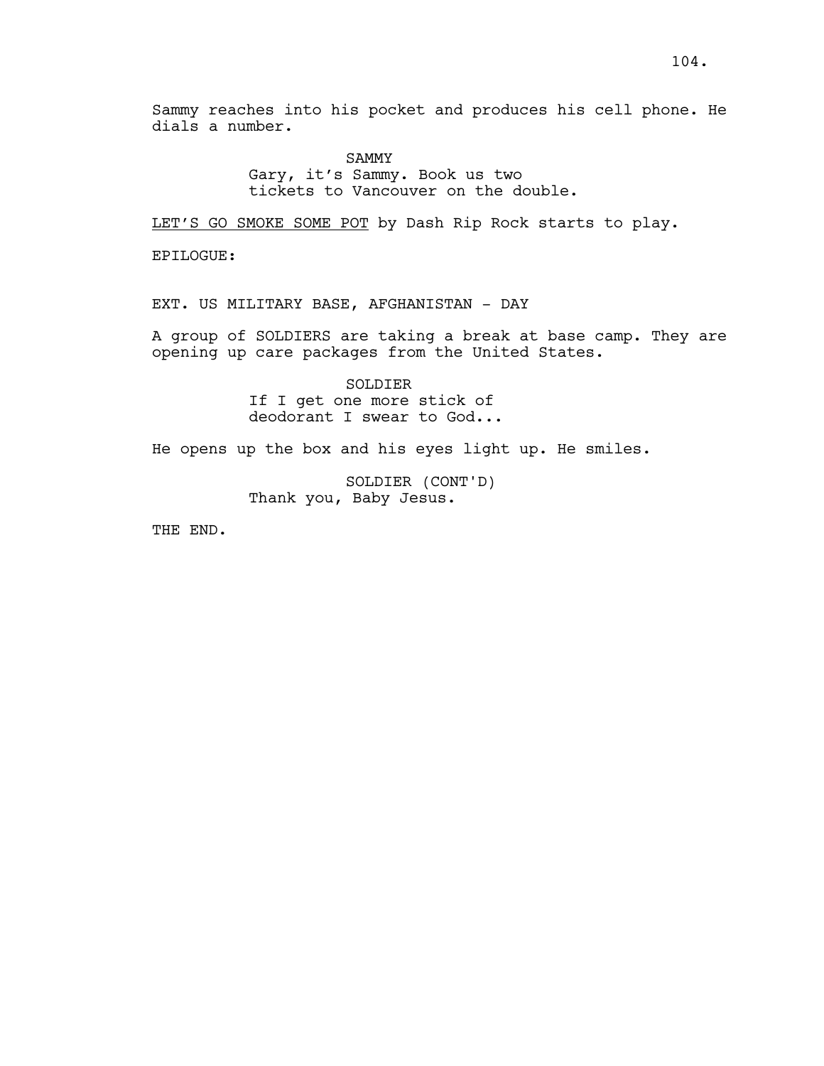Sammy reaches into his pocket and produces his cell phone. He dials a number.

SAMMY
Gary, it's Sammy. Book us two tickets to Vancouver on the double.

<u>LET'S GO SMOKE SOME POT</u> by Dash Rip Rock starts to play.

EPILOGUE:

EXT. US MILITARY BASE, AFGHANISTAN - DAY

A group of SOLDIERS are taking a break at base camp. They are opening up care packages from the United States.

SOLDIER
If I get one more stick of deodorant I swear to God...

He opens up the box and his eyes light up. He smiles.

SOLDIER (CONT'D)
Thank you, Baby Jesus.

THE END.